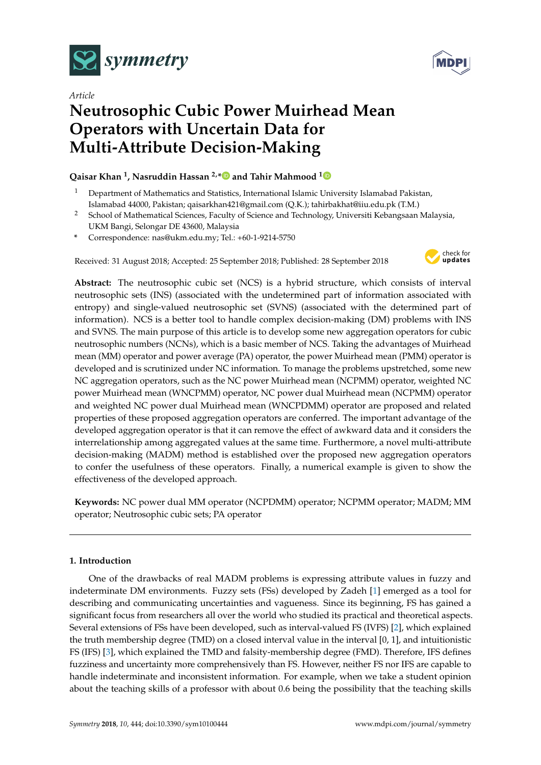Article

# Neutrosophic Cubic Power Muirhead Mean Operators with Uncertain Data for Multi-Attribute Decision-Making

**Qaisar Khan [1], Nasruddin Hassan [2,*] and Tahir Mahmood [1]**

[1] Department of Mathematics and Statistics, International Islamic University Islamabad Pakistan, Islamabad 44000, Pakistan; qaisarkhan421@gmail.com (Q.K.); tahirbakhat@iiu.edu.pk (T.M.)

[2] School of Mathematical Sciences, Faculty of Science and Technology, Universiti Kebangsaan Malaysia, UKM Bangi, Selongar DE 43600, Malaysia

\* Correspondence: nas@ukm.edu.my; Tel.: +60-1-9214-5750

Received: 31 August 2018; Accepted: 25 September 2018; Published: 28 September 2018

**Abstract:** The neutrosophic cubic set (NCS) is a hybrid structure, which consists of interval neutrosophic sets (INS) (associated with the undetermined part of information associated with entropy) and single-valued neutrosophic set (SVNS) (associated with the determined part of information). NCS is a better tool to handle complex decision-making (DM) problems with INS and SVNS. The main purpose of this article is to develop some new aggregation operators for cubic neutrosophic numbers (NCNs), which is a basic member of NCS. Taking the advantages of Muirhead mean (MM) operator and power average (PA) operator, the power Muirhead mean (PMM) operator is developed and is scrutinized under NC information. To manage the problems upstretched, some new NC aggregation operators, such as the NC power Muirhead mean (NCPMM) operator, weighted NC power Muirhead mean (WNCPMM) operator, NC power dual Muirhead mean (NCPMM) operator and weighted NC power dual Muirhead mean (WNCPDMM) operator are proposed and related properties of these proposed aggregation operators are conferred. The important advantage of the developed aggregation operator is that it can remove the effect of awkward data and it considers the interrelationship among aggregated values at the same time. Furthermore, a novel multi-attribute decision-making (MADM) method is established over the proposed new aggregation operators to confer the usefulness of these operators. Finally, a numerical example is given to show the effectiveness of the developed approach.

**Keywords:** NC power dual MM operator (NCPDMM) operator; NCPMM operator; MADM; MM operator; Neutrosophic cubic sets; PA operator

## 1. Introduction

One of the drawbacks of real MADM problems is expressing attribute values in fuzzy and indeterminate DM environments. Fuzzy sets (FSs) developed by Zadeh [1] emerged as a tool for describing and communicating uncertainties and vagueness. Since its beginning, FS has gained a significant focus from researchers all over the world who studied its practical and theoretical aspects. Several extensions of FSs have been developed, such as interval-valued FS (IVFS) [2], which explained the truth membership degree (TMD) on a closed interval value in the interval [0, 1], and intuitionistic FS (IFS) [3], which explained the TMD and falsity-membership degree (FMD). Therefore, IFS defines fuzziness and uncertainty more comprehensively than FS. However, neither FS nor IFS are capable to handle indeterminate and inconsistent information. For example, when we take a student opinion about the teaching skills of a professor with about 0.6 being the possibility that the teaching skills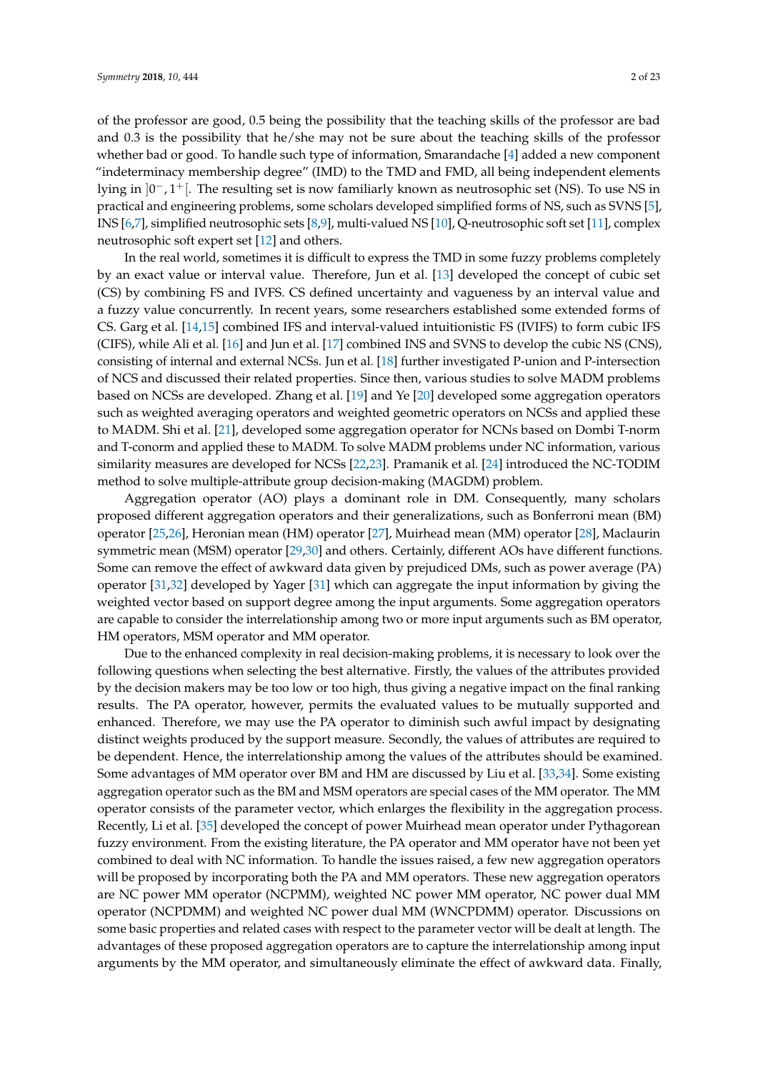of the professor are good, 0.5 being the possibility that the teaching skills of the professor are bad and 0.3 is the possibility that he/she may not be sure about the teaching skills of the professor whether bad or good. To handle such type of information, Smarandache [4] added a new component "indeterminacy membership degree" (IMD) to the TMD and FMD, all being independent elements lying in $]0^{-}, 1^{+}[$. The resulting set is now familiarly known as neutrosophic set (NS). To use NS in practical and engineering problems, some scholars developed simplified forms of NS, such as SVNS [5], INS [6,7], simplified neutrosophic sets [8,9], multi-valued NS [10], Q-neutrosophic soft set [11], complex neutrosophic soft expert set [12] and others.

In the real world, sometimes it is difficult to express the TMD in some fuzzy problems completely by an exact value or interval value. Therefore, Jun et al. [13] developed the concept of cubic set (CS) by combining FS and IVFS. CS defined uncertainty and vagueness by an interval value and a fuzzy value concurrently. In recent years, some researchers established some extended forms of CS. Garg et al. [14,15] combined IFS and interval-valued intuitionistic FS (IVIFS) to form cubic IFS (CIFS), while Ali et al. [16] and Jun et al. [17] combined INS and SVNS to develop the cubic NS (CNS), consisting of internal and external NCSs. Jun et al. [18] further investigated P-union and P-intersection of NCS and discussed their related properties. Since then, various studies to solve MADM problems based on NCSs are developed. Zhang et al. [19] and Ye [20] developed some aggregation operators such as weighted averaging operators and weighted geometric operators on NCSs and applied these to MADM. Shi et al. [21], developed some aggregation operator for NCNs based on Dombi T-norm and T-conorm and applied these to MADM. To solve MADM problems under NC information, various similarity measures are developed for NCSs [22,23]. Pramanik et al. [24] introduced the NC-TODIM method to solve multiple-attribute group decision-making (MAGDM) problem.

Aggregation operator (AO) plays a dominant role in DM. Consequently, many scholars proposed different aggregation operators and their generalizations, such as Bonferroni mean (BM) operator [25,26], Heronian mean (HM) operator [27], Muirhead mean (MM) operator [28], Maclaurin symmetric mean (MSM) operator [29,30] and others. Certainly, different AOs have different functions. Some can remove the effect of awkward data given by prejudiced DMs, such as power average (PA) operator [31,32] developed by Yager [31] which can aggregate the input information by giving the weighted vector based on support degree among the input arguments. Some aggregation operators are capable to consider the interrelationship among two or more input arguments such as BM operator, HM operators, MSM operator and MM operator.

Due to the enhanced complexity in real decision-making problems, it is necessary to look over the following questions when selecting the best alternative. Firstly, the values of the attributes provided by the decision makers may be too low or too high, thus giving a negative impact on the final ranking results. The PA operator, however, permits the evaluated values to be mutually supported and enhanced. Therefore, we may use the PA operator to diminish such awful impact by designating distinct weights produced by the support measure. Secondly, the values of attributes are required to be dependent. Hence, the interrelationship among the values of the attributes should be examined. Some advantages of MM operator over BM and HM are discussed by Liu et al. [33,34]. Some existing aggregation operator such as the BM and MSM operators are special cases of the MM operator. The MM operator consists of the parameter vector, which enlarges the flexibility in the aggregation process. Recently, Li et al. [35] developed the concept of power Muirhead mean operator under Pythagorean fuzzy environment. From the existing literature, the PA operator and MM operator have not been yet combined to deal with NC information. To handle the issues raised, a few new aggregation operators will be proposed by incorporating both the PA and MM operators. These new aggregation operators are NC power MM operator (NCPMM), weighted NC power MM operator, NC power dual MM operator (NCPDMM) and weighted NC power dual MM (WNCPDMM) operator. Discussions on some basic properties and related cases with respect to the parameter vector will be dealt at length. The advantages of these proposed aggregation operators are to capture the interrelationship among input arguments by the MM operator, and simultaneously eliminate the effect of awkward data. Finally,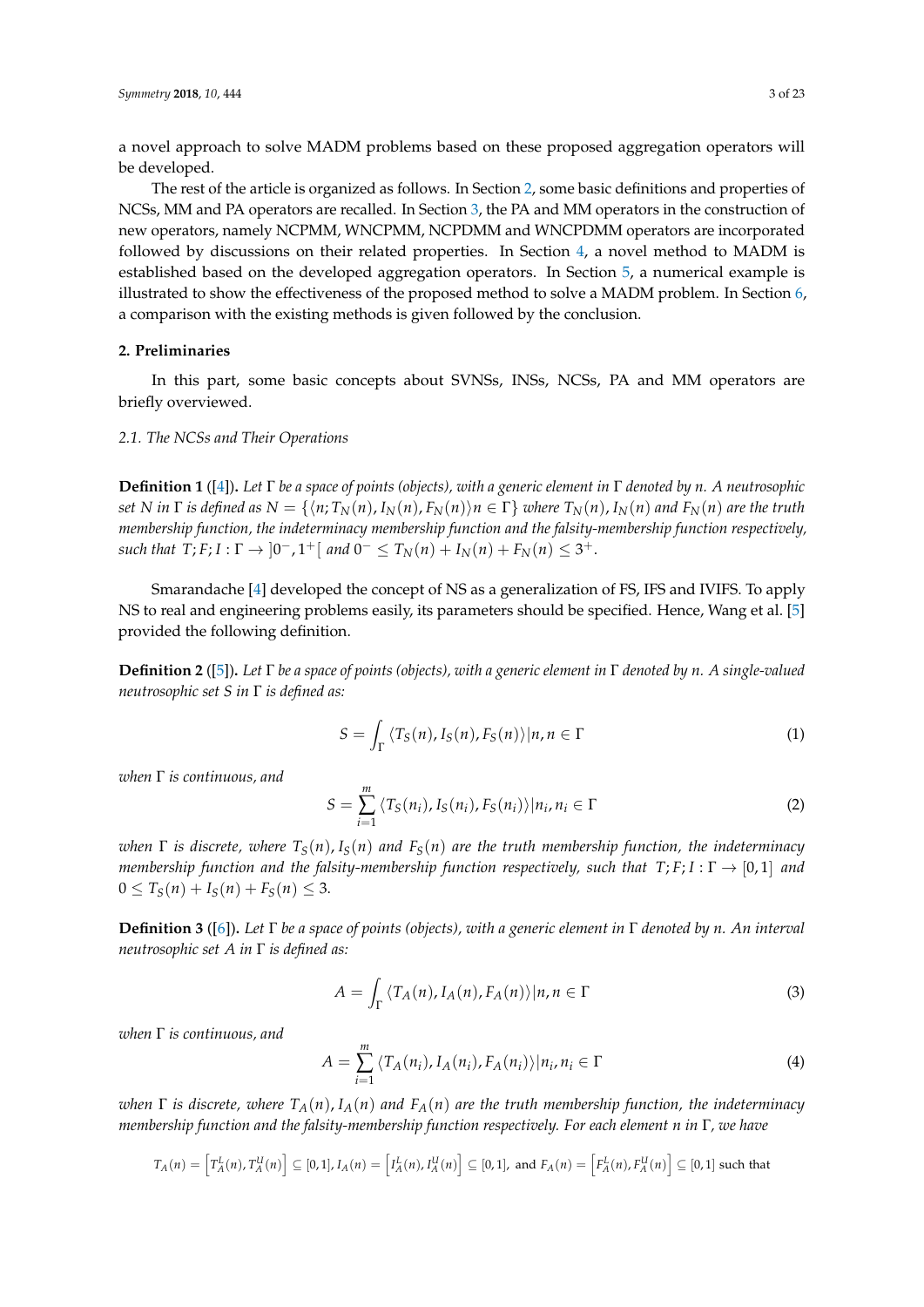a novel approach to solve MADM problems based on these proposed aggregation operators will be developed.

The rest of the article is organized as follows. In Section 2, some basic definitions and properties of NCSs, MM and PA operators are recalled. In Section 3, the PA and MM operators in the construction of new operators, namely NCPMM, WNCPMM, NCPDMM and WNCPDMM operators are incorporated followed by discussions on their related properties. In Section 4, a novel method to MADM is established based on the developed aggregation operators. In Section 5, a numerical example is illustrated to show the effectiveness of the proposed method to solve a MADM problem. In Section 6, a comparison with the existing methods is given followed by the conclusion.

## 2. Preliminaries

In this part, some basic concepts about SVNSs, INSs, NCSs, PA and MM operators are briefly overviewed.

### 2.1. The NCSs and Their Operations

**Definition 1** ([4]). *Let $\Gamma$ be a space of points (objects), with a generic element in $\Gamma$ denoted by $n$. A neutrosophic set $N$ in $\Gamma$ is defined as $N = \{\langle n; T_N(n), I_N(n), F_N(n)\rangle n \in \Gamma\}$ where $T_N(n)$, $I_N(n)$ and $F_N(n)$ are the truth membership function, the indeterminacy membership function and the falsity-membership function respectively, such that $T; F; I : \Gamma \to ]0^-, 1^+[$ and $0^- \leq T_N(n) + I_N(n) + F_N(n) \leq 3^+$.*

Smarandache [4] developed the concept of NS as a generalization of FS, IFS and IVIFS. To apply NS to real and engineering problems easily, its parameters should be specified. Hence, Wang et al. [5] provided the following definition.

**Definition 2** ([5]). *Let $\Gamma$ be a space of points (objects), with a generic element in $\Gamma$ denoted by $n$. A single-valued neutrosophic set $S$ in $\Gamma$ is defined as:*

$$S = \int_{\Gamma} \langle T_S(n), I_S(n), F_S(n)\rangle | n, n \in \Gamma \tag{1}$$

*when $\Gamma$ is continuous, and*

$$S = \sum_{i=1}^{m} \langle T_S(n_i), I_S(n_i), F_S(n_i)\rangle | n_i, n_i \in \Gamma \tag{2}$$

*when $\Gamma$ is discrete, where $T_S(n)$, $I_S(n)$ and $F_S(n)$ are the truth membership function, the indeterminacy membership function and the falsity-membership function respectively, such that $T; F; I : \Gamma \to [0,1]$ and $0 \leq T_S(n) + I_S(n) + F_S(n) \leq 3$.*

**Definition 3** ([6]). *Let $\Gamma$ be a space of points (objects), with a generic element in $\Gamma$ denoted by $n$. An interval neutrosophic set $A$ in $\Gamma$ is defined as:*

$$A = \int_{\Gamma} \langle T_A(n), I_A(n), F_A(n)\rangle | n, n \in \Gamma \tag{3}$$

*when $\Gamma$ is continuous, and*

$$A = \sum_{i=1}^{m} \langle T_A(n_i), I_A(n_i), F_A(n_i)\rangle | n_i, n_i \in \Gamma \tag{4}$$

*when $\Gamma$ is discrete, where $T_A(n)$, $I_A(n)$ and $F_A(n)$ are the truth membership function, the indeterminacy membership function and the falsity-membership function respectively. For each element $n$ in $\Gamma$, we have*

$T_A(n) = \left[T_A^L(n), T_A^U(n)\right] \subseteq [0,1]$, $I_A(n) = \left[I_A^L(n), I_A^U(n)\right] \subseteq [0,1]$, and $F_A(n) = \left[F_A^L(n), F_A^U(n)\right] \subseteq [0,1]$ such that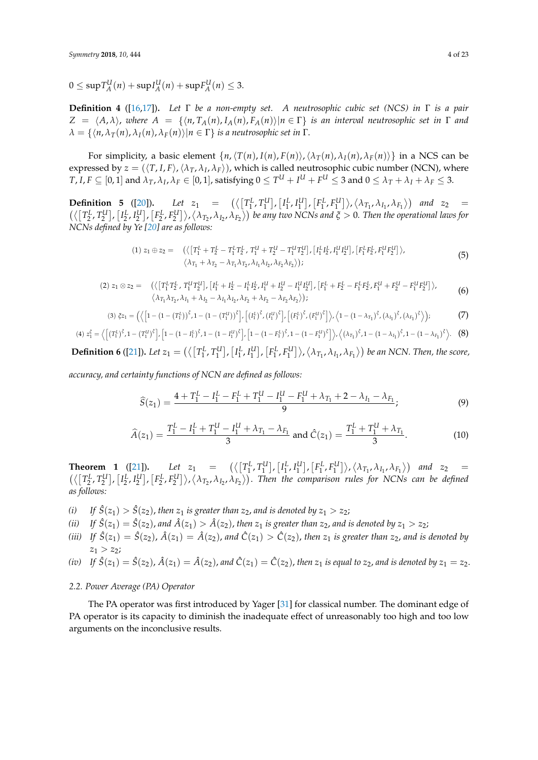$0 \leq \sup T_A^U(n) + \sup I_A^U(n) + \sup F_A^U(n) \leq 3.$

**Definition 4** ([16,17]). *Let $\Gamma$ be a non-empty set. A neutrosophic cubic set (NCS) in $\Gamma$ is a pair $Z = \langle A, \lambda \rangle$, where $A = \{\langle n, T_A(n), I_A(n), F_A(n) \rangle | n \in \Gamma\}$ is an interval neutrosophic set in $\Gamma$ and $\lambda = \{\langle n, \lambda_T(n), \lambda_I(n), \lambda_F(n) \rangle | n \in \Gamma\}$ is a neutrosophic set in $\Gamma$.*

For simplicity, a basic element $\{n, \langle T(n), I(n), F(n) \rangle, \langle \lambda_T(n), \lambda_I(n), \lambda_F(n) \rangle\}$ in a NCS can be expressed by $z = (\langle T, I, F \rangle, \langle \lambda_T, \lambda_I, \lambda_F \rangle)$, which is called neutrosophic cubic number (NCN), where $T, I, F \subseteq [0,1]$ and $\lambda_T, \lambda_I, \lambda_F \in [0,1]$, satisfying $0 \leq T^U + I^U + F^U \leq 3$ and $0 \leq \lambda_T + \lambda_I + \lambda_F \leq 3$.

**Definition 5** ([20]). *Let $z_1 = \left(\left\langle \left[T_1^L, T_1^U\right], \left[I_1^L, I_1^U\right], \left[F_1^L, F_1^U\right] \right\rangle, \left\langle \lambda_{T_1}, \lambda_{I_1}, \lambda_{F_1} \right\rangle\right)$ and $z_2 = \left(\left\langle \left[T_2^L, T_2^U\right], \left[I_2^L, I_2^U\right], \left[F_2^L, F_2^U\right] \right\rangle, \left\langle \lambda_{T_2}, \lambda_{I_2}, \lambda_{F_2} \right\rangle\right)$ be any two NCNs and $\xi > 0$. Then the operational laws for NCNs defined by Ye [20] are as follows:*

$$(1)\ z_1 \oplus z_2 = \begin{array}{l} \left(\left\langle \left[T_1^L + T_2^L - T_1^L T_2^L,\ T_1^U + T_2^U - T_1^U T_2^U\right], \left[I_1^L I_2^L, I_1^U I_2^U\right], \left[F_1^L F_2^L, F_1^U F_2^U\right] \right\rangle, \right. \\ \left. \left\langle \lambda_{T_1} + \lambda_{T_2} - \lambda_{T_1}\lambda_{T_2}, \lambda_{I_1}\lambda_{I_2}, \lambda_{F_2}\lambda_{F_2} \right\rangle\right); \end{array} \tag{5}$$

$$(2)\ z_1 \otimes z_2 = \begin{array}{l} \left(\left\langle \left[T_1^L T_2^L,\ T_1^U T_2^U\right], \left[I_1^L + I_2^L - I_1^L I_2^L, I_1^U + I_2^U - I_1^U I_2^U\right], \left[F_1^L + F_2^L - F_1^L F_2^L, F_1^U + F_2^U - F_1^U F_2^U\right] \right\rangle, \right. \\ \left. \left\langle \lambda_{T_1}\lambda_{T_2}, \lambda_{I_1} + \lambda_{I_2} - \lambda_{I_1}\lambda_{I_2}, \lambda_{F_2} + \lambda_{F_2} - \lambda_{F_2}\lambda_{F_2} \right\rangle\right); \end{array} \tag{6}$$

$$(3)\ \xi z_1 = \left(\left\langle \left[1 - \left(1 - \left(T_1^L\right)\right)^{\xi}, 1 - \left(1 - \left(T_1^U\right)\right)^{\xi}\right], \left[\left(I_1^L\right)^{\xi}, \left(I_1^U\right)^{\xi}\right], \left[\left(F_1^L\right)^{\xi}, \left(F_1^U\right)^{\xi}\right] \right\rangle, \left\langle 1 - \left(1 - \lambda_{T_1}\right)^{\xi}, \left(\lambda_{I_1}\right)^{\xi}, \left(\lambda_{F_1}\right)^{\xi} \right\rangle\right); \tag{7}$$

$$(4)\ z_1^{\xi} = \left\langle \left[\left(T_1^L\right)^{\xi}, 1 - \left(T_1^U\right)^{\xi}\right], \left[1 - \left(1 - I_1^L\right)^{\xi}, 1 - \left(1 - I_1^U\right)^{\xi}\right], \left[1 - \left(1 - F_1^L\right)^{\xi}, 1 - \left(1 - F_1^U\right)^{\xi}\right] \right\rangle, \left\langle \left(\lambda_{T_1}\right)^{\xi}, 1 - \left(1 - \lambda_{I_1}\right)^{\xi}, 1 - \left(1 - \lambda_{F_1}\right)^{\xi} \right\rangle. \tag{8}$$

**Definition 6** ([21]). *Let $z_1 = \left(\left\langle \left[T_1^L, T_1^U\right], \left[I_1^L, I_1^U\right], \left[F_1^L, F_1^U\right] \right\rangle, \left\langle \lambda_{T_1}, \lambda_{I_1}, \lambda_{F_1} \right\rangle\right)$ be an NCN. Then, the score, accuracy, and certainty functions of NCN are defined as follows:*

$$\widehat{S}(z_1) = \frac{4 + T_1^L - I_1^L - F_1^L + T_1^U - I_1^U - F_1^U + \lambda_{T_1} + 2 - \lambda_{I_1} - \lambda_{F_1}}{9}; \tag{9}$$

$$\widehat{A}(z_1) = \frac{T_1^L - I_1^L + T_1^U - I_1^U + \lambda_{T_1} - \lambda_{F_1}}{3} \text{ and } \hat{C}(z_1) = \frac{T_1^L + T_1^U + \lambda_{T_1}}{3}. \tag{10}$$

**Theorem 1** ([21]). *Let $z_1 = \left(\left\langle \left[T_1^L, T_1^U\right], \left[I_1^L, I_1^U\right], \left[F_1^L, F_1^U\right] \right\rangle, \left\langle \lambda_{T_1}, \lambda_{I_1}, \lambda_{F_1} \right\rangle\right)$ and $z_2 = \left(\left\langle \left[T_2^L, T_2^U\right], \left[I_2^L, I_2^U\right], \left[F_2^L, F_2^U\right] \right\rangle, \left\langle \lambda_{T_2}, \lambda_{I_2}, \lambda_{F_2} \right\rangle\right)$. Then the comparison rules for NCNs can be defined as follows:*

*(i) If $\hat{S}(z_1) > \hat{S}(z_2)$, then $z_1$ is greater than $z_2$, and is denoted by $z_1 > z_2$;*
*(ii) If $\hat{S}(z_1) = \hat{S}(z_2)$, and $\hat{A}(z_1) > \hat{A}(z_2)$, then $z_1$ is greater than $z_2$, and is denoted by $z_1 > z_2$;*
*(iii) If $\hat{S}(z_1) = \hat{S}(z_2)$, $\hat{A}(z_1) = \hat{A}(z_2)$, and $\hat{C}(z_1) > \hat{C}(z_2)$, then $z_1$ is greater than $z_2$, and is denoted by $z_1 > z_2$;*
*(iv) If $\hat{S}(z_1) = \hat{S}(z_2)$, $\hat{A}(z_1) = \hat{A}(z_2)$, and $\hat{C}(z_1) = \hat{C}(z_2)$, then $z_1$ is equal to $z_2$, and is denoted by $z_1 = z_2$.*

### 2.2. Power Average (PA) Operator

The PA operator was first introduced by Yager [31] for classical number. The dominant edge of PA operator is its capacity to diminish the inadequate effect of unreasonably too high and too low arguments on the inconclusive results.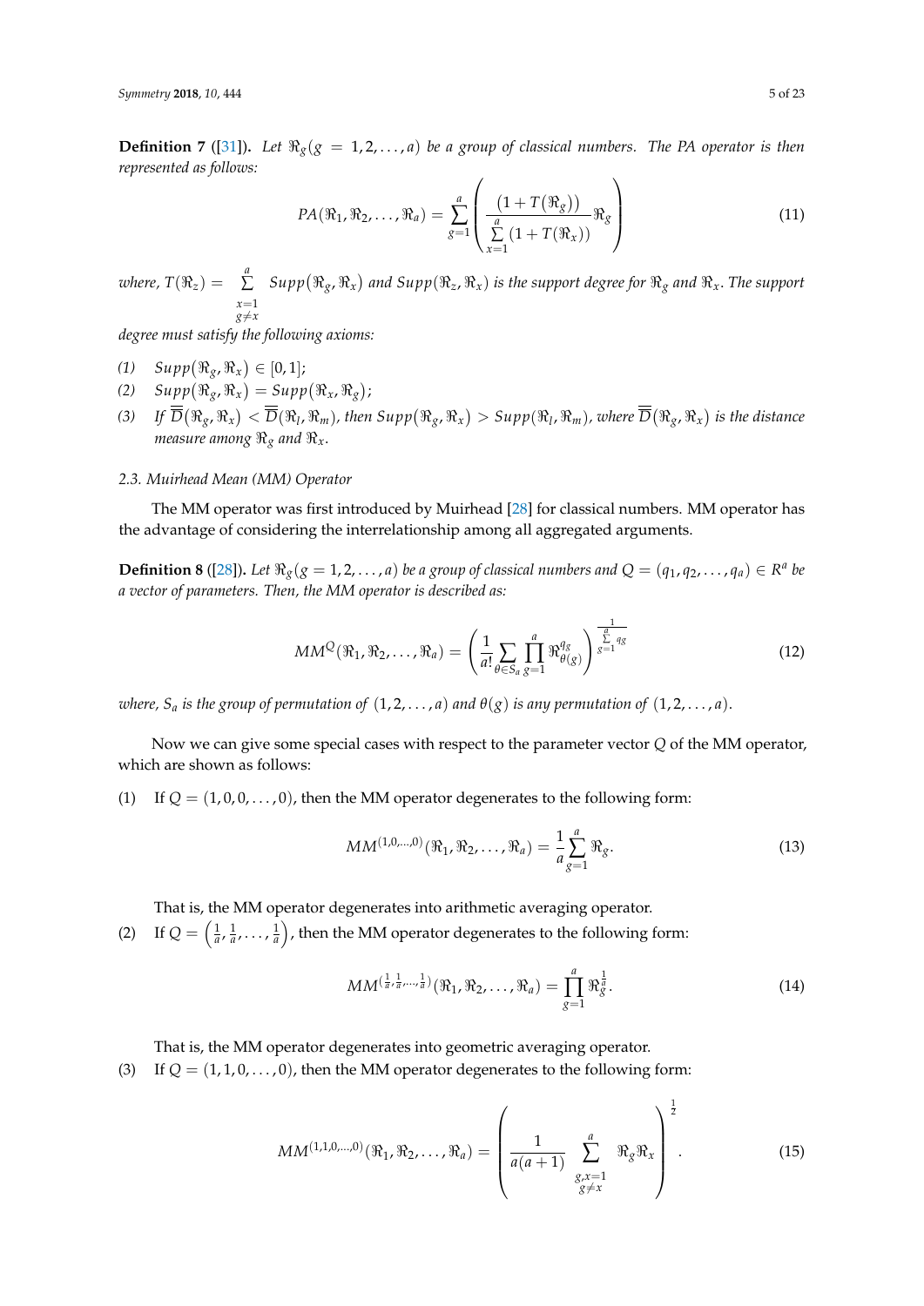**Definition 7** ([31]). *Let $\Re_g (g = 1, 2, \ldots, a)$ be a group of classical numbers. The PA operator is then represented as follows:*

$$PA(\Re_1, \Re_2, \ldots, \Re_a) = \sum_{g=1}^{a} \left( \frac{(1 + T(\Re_g))}{\sum_{x=1}^{a} (1 + T(\Re_x))} \Re_g \right) \tag{11}$$

*where,* $T(\Re_z) = \sum_{\substack{x=1 \\ g \neq x}}^{a} Supp(\Re_g, \Re_x)$ *and* $Supp(\Re_z, \Re_x)$ *is the support degree for* $\Re_g$ *and* $\Re_x$*. The support degree must satisfy the following axioms:*

*(1)* $Supp(\Re_g, \Re_x) \in [0, 1]$;

*(2)* $Supp(\Re_g, \Re_x) = Supp(\Re_x, \Re_g)$;

*(3) If* $\overline{\overline{D}}(\Re_g, \Re_x) < \overline{\overline{D}}(\Re_l, \Re_m)$*, then* $Supp(\Re_g, \Re_x) > Supp(\Re_l, \Re_m)$*, where* $\overline{\overline{D}}(\Re_g, \Re_x)$ *is the distance measure among* $\Re_g$ *and* $\Re_x$*.*

### 2.3. Muirhead Mean (MM) Operator

The MM operator was first introduced by Muirhead [28] for classical numbers. MM operator has the advantage of considering the interrelationship among all aggregated arguments.

**Definition 8** ([28]). *Let $\Re_g (g = 1, 2, \ldots, a)$ be a group of classical numbers and $Q = (q_1, q_2, \ldots, q_a) \in R^a$ be a vector of parameters. Then, the MM operator is described as:*

$$MM^Q(\Re_1, \Re_2, \ldots, \Re_a) = \left( \frac{1}{a!} \sum_{\theta \in S_a} \prod_{g=1}^{a} \Re_{\theta(g)}^{q_g} \right)^{\frac{1}{\sum_{g=1}^{a} q_g}} \tag{12}$$

*where, $S_a$ is the group of permutation of $(1, 2, \ldots, a)$ and $\theta(g)$ is any permutation of $(1, 2, \ldots, a)$.*

Now we can give some special cases with respect to the parameter vector $Q$ of the MM operator, which are shown as follows:

(1) If $Q = (1, 0, 0, \ldots, 0)$, then the MM operator degenerates to the following form:

$$MM^{(1,0,\ldots,0)}(\Re_1, \Re_2, \ldots, \Re_a) = \frac{1}{a} \sum_{g=1}^{a} \Re_g. \tag{13}$$

That is, the MM operator degenerates into arithmetic averaging operator.

(2) If $Q = \left(\frac{1}{a}, \frac{1}{a}, \ldots, \frac{1}{a}\right)$, then the MM operator degenerates to the following form:

$$MM^{(\frac{1}{a}, \frac{1}{a}, \ldots, \frac{1}{a})}(\Re_1, \Re_2, \ldots, \Re_a) = \prod_{g=1}^{a} \Re_g^{\frac{1}{a}}. \tag{14}$$

That is, the MM operator degenerates into geometric averaging operator.

(3) If $Q = (1, 1, 0, \ldots, 0)$, then the MM operator degenerates to the following form:

$$MM^{(1,1,0,\ldots,0)}(\Re_1, \Re_2, \ldots, \Re_a) = \left( \frac{1}{a(a+1)} \sum_{\substack{g,x=1 \\ g \neq x}}^{a} \Re_g \Re_x \right)^{\frac{1}{2}}. \tag{15}$$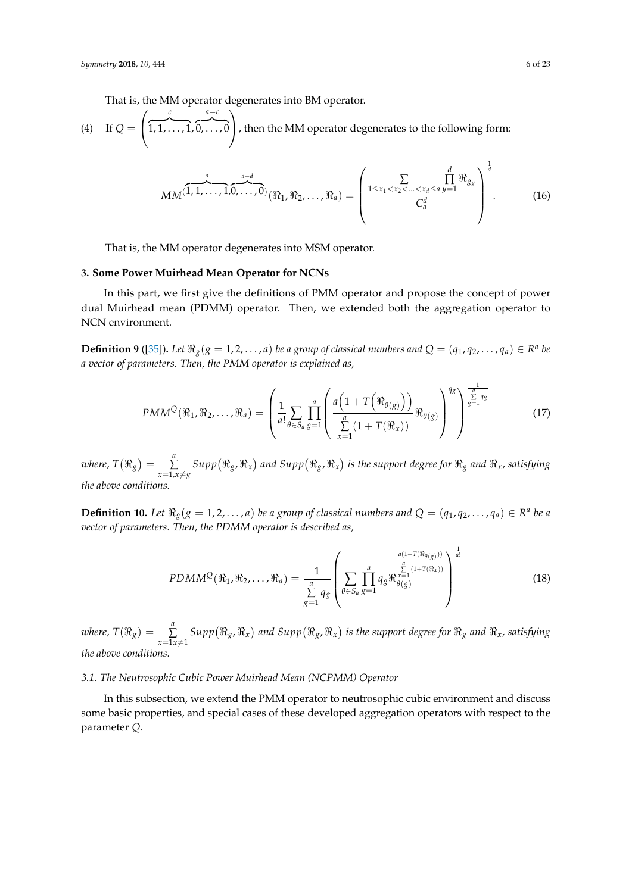That is, the MM operator degenerates into BM operator.

(4) If $Q = \left(\overbrace{1, 1, \ldots, 1}^{c}, \overbrace{0, \ldots, 0}^{a-c}\right)$, then the MM operator degenerates to the following form:

$$MM^{(\overbrace{1, 1, \ldots, 1}^{d}, \overbrace{0, \ldots, 0}^{a-d})}(\Re_1, \Re_2, \ldots, \Re_a) = \left( \frac{\sum\limits_{1 \le x_1 < x_2 < \ldots < x_d \le a} \prod\limits_{y=1}^{d} \Re_{g_y}}{C_a^d} \right)^{\frac{1}{d}}. \tag{16}$$

That is, the MM operator degenerates into MSM operator.

## 3. Some Power Muirhead Mean Operator for NCNs

In this part, we first give the definitions of PMM operator and propose the concept of power dual Muirhead mean (PDMM) operator. Then, we extended both the aggregation operator to NCN environment.

**Definition 9** ([35]). *Let $\Re_g (g = 1, 2, \ldots, a)$ be a group of classical numbers and $Q = (q_1, q_2, \ldots, q_a) \in R^a$ be a vector of parameters. Then, the PMM operator is explained as,*

$$PMM^{Q}(\Re_1, \Re_2, \ldots, \Re_a) = \left( \frac{1}{a!} \sum_{\theta \in S_a} \prod_{g=1}^{a} \left( \frac{a\left(1 + T\left(\Re_{\theta(g)}\right)\right)}{\sum\limits_{x=1}^{a} (1 + T(\Re_x))} \Re_{\theta(g)} \right)^{q_g} \right)^{\frac{1}{\sum\limits_{g=1}^{a} q_g}} \tag{17}$$

*where, $T(\Re_g) = \sum\limits_{x=1, x \ne g}^{a} Supp(\Re_g, \Re_x)$ and $Supp(\Re_g, \Re_x)$ is the support degree for $\Re_g$ and $\Re_x$, satisfying the above conditions.*

**Definition 10.** *Let $\Re_g (g = 1, 2, \ldots, a)$ be a group of classical numbers and $Q = (q_1, q_2, \ldots, q_a) \in R^a$ be a vector of parameters. Then, the PDMM operator is described as,*

$$PDMM^{Q}(\Re_1, \Re_2, \ldots, \Re_a) = \frac{1}{\sum\limits_{g=1}^{a} q_g} \left( \sum_{\theta \in S_a} \prod_{g=1}^{a} q_g \Re_{\theta(g)}^{\frac{a(1+T(\Re_{\theta(g)}))}{\sum\limits_{x=1}^{a} (1+T(\Re_x))}} \right)^{\frac{1}{a!}} \tag{18}$$

*where, $T(\Re_g) = \sum\limits_{x=1 x \ne 1}^{a} Supp(\Re_g, \Re_x)$ and $Supp(\Re_g, \Re_x)$ is the support degree for $\Re_g$ and $\Re_x$, satisfying the above conditions.*

### 3.1. The Neutrosophic Cubic Power Muirhead Mean (NCPMM) Operator

In this subsection, we extend the PMM operator to neutrosophic cubic environment and discuss some basic properties, and special cases of these developed aggregation operators with respect to the parameter $Q$.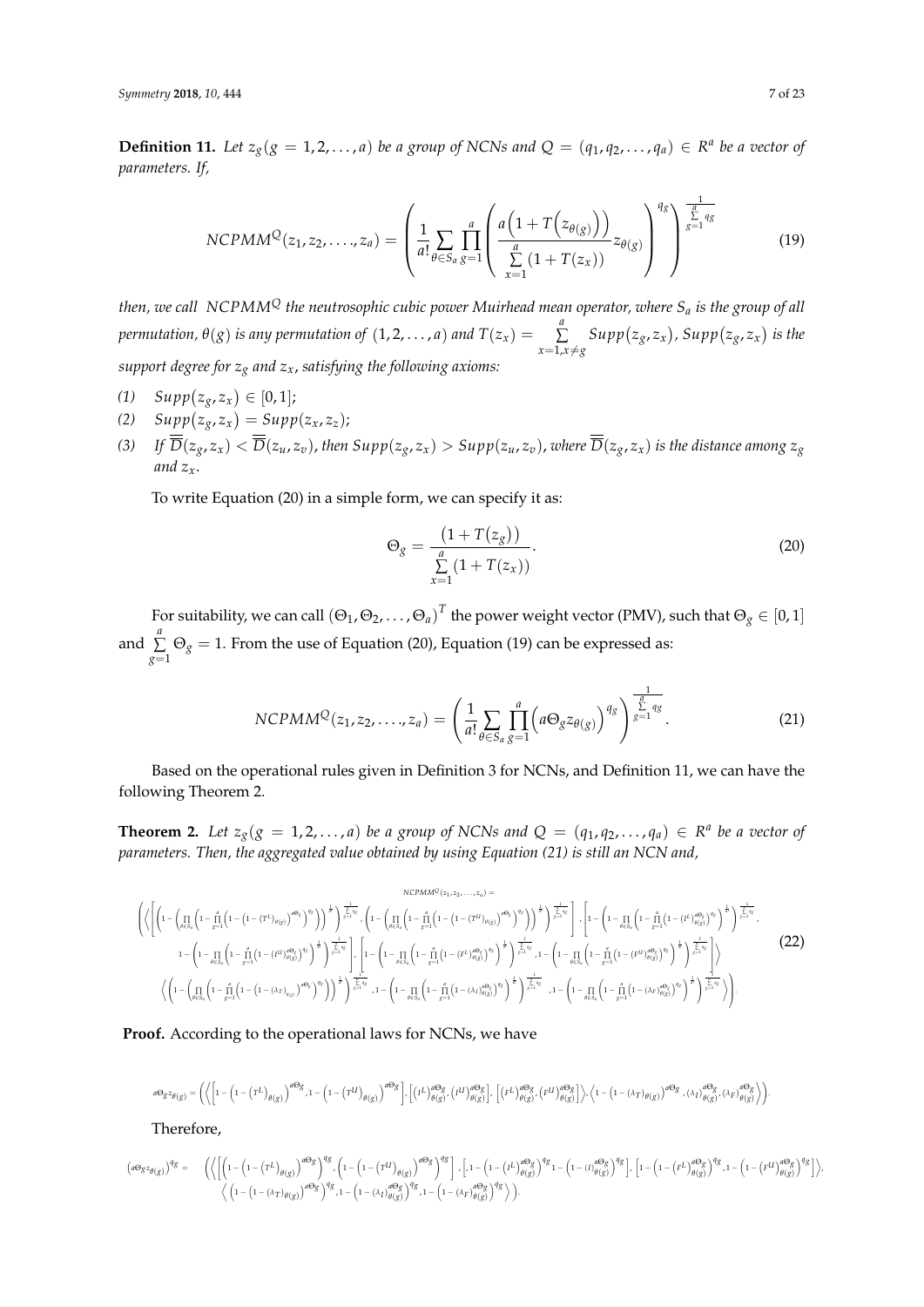**Definition 11.** *Let $z_g (g = 1, 2, \ldots, a)$ be a group of NCNs and $Q = (q_1, q_2, \ldots, q_a) \in R^a$ be a vector of parameters. If,*

$$NCPMM^Q(z_1, z_2, \ldots, z_a) = \left( \frac{1}{a!} \sum_{\theta \in S_a} \prod_{g=1}^{a} \left( \frac{a\left(1 + T\left(z_{\theta(g)}\right)\right)}{\sum_{x=1}^{a} (1 + T(z_x))} z_{\theta(g)} \right)^{q_g} \right)^{\frac{1}{\sum_{g=1}^{a} q_g}} \tag{19}$$

*then, we call $NCPMM^Q$ the neutrosophic cubic power Muirhead mean operator, where $S_a$ is the group of all permutation, $\theta(g)$ is any permutation of $(1, 2, \ldots, a)$ and $T(z_x) = \sum_{x=1, x \neq g}^{a} Supp(z_g, z_x)$, $Supp(z_g, z_x)$ is the support degree for $z_g$ and $z_x$, satisfying the following axioms:*

*(1)* $Supp(z_g, z_x) \in [0, 1]$;

*(2)* $Supp(z_g, z_x) = Supp(z_x, z_z)$;

*(3)* *If $\overline{\overline{D}}(z_g, z_x) < \overline{\overline{D}}(z_u, z_v)$, then $Supp(z_g, z_x) > Supp(z_u, z_v)$, where $\overline{\overline{D}}(z_g, z_x)$ is the distance among $z_g$ and $z_x$.*

To write Equation (20) in a simple form, we can specify it as:

$$\Theta_g = \frac{\left(1 + T(z_g)\right)}{\sum_{x=1}^{a} (1 + T(z_x))}. \tag{20}$$

For suitability, we can call $(\Theta_1, \Theta_2, \ldots, \Theta_a)^T$ the power weight vector (PMV), such that $\Theta_g \in [0, 1]$ and $\sum_{g=1}^{a} \Theta_g = 1$. From the use of Equation (20), Equation (19) can be expressed as:

$$NCPMM^Q(z_1, z_2, \ldots, z_a) = \left( \frac{1}{a!} \sum_{\theta \in S_a} \prod_{g=1}^{a} \left( a\Theta_g z_{\theta(g)} \right)^{q_g} \right)^{\frac{1}{\sum_{g=1}^{a} q_g}}. \tag{21}$$

Based on the operational rules given in Definition 3 for NCNs, and Definition 11, we can have the following Theorem 2.

**Theorem 2.** *Let $z_g (g = 1, 2, \ldots, a)$ be a group of NCNs and $Q = (q_1, q_2, \ldots, q_a) \in R^a$ be a vector of parameters. Then, the aggregated value obtained by using Equation (21) is still an NCN and,*

$$NCPMM^Q(z_1, z_2, \ldots, z_a) =$$
$$\left( \left\langle \left[ \left(1 - \left( \prod_{\theta \in S_a} \left(1 - \prod_{g=1}^{a} \left(1 - \left(1 - \left(T^L\right)_{\theta(g)}\right)^{a\Theta_g}\right)^{q_g}\right)\right)^{\frac{1}{a!}}\right)^{\frac{1}{\sum_{g=1}^{a} q_g}}, \left(1 - \left( \prod_{\theta \in S_a} \left(1 - \prod_{g=1}^{a} \left(1 - \left(1 - \left(T^U\right)_{\theta(g)}\right)^{a\Theta_g}\right)^{q_g}\right)\right)^{\frac{1}{a!}}\right)^{\frac{1}{\sum_{g=1}^{a} q_g}} \right], \left[ 1 - \left(1 - \prod_{\theta \in S_a} \left(1 - \prod_{g=1}^{a} \left(1 - \left(I^L\right)_{\theta(g)}^{a\Theta_g}\right)^{q_g}\right)^{\frac{1}{a!}}\right)^{\frac{1}{\sum_{g=1}^{a} q_g}}, \right.\right.\right.$$
$$\left.\left. 1 - \left(1 - \prod_{\theta \in S_a} \left(1 - \prod_{g=1}^{a} \left(1 - \left(I^U\right)_{\theta(g)}^{a\Theta_g}\right)^{q_g}\right)^{\frac{1}{a!}}\right)^{\frac{1}{\sum_{g=1}^{a} q_g}} \right], \left[ 1 - \left(1 - \prod_{\theta \in S_a} \left(1 - \prod_{g=1}^{a} \left(1 - \left(F^L\right)_{\theta(g)}^{a\Theta_g}\right)^{q_g}\right)^{\frac{1}{a!}}\right)^{\frac{1}{\sum_{g=1}^{a} q_g}}, 1 - \left(1 - \prod_{\theta \in S_a} \left(1 - \prod_{g=1}^{a} \left(1 - \left(F^U\right)_{\theta(g)}^{a\Theta_g}\right)^{q_g}\right)^{\frac{1}{a!}}\right)^{\frac{1}{\sum_{g=1}^{a} q_g}} \right] \right\rangle \tag{22}$$
$$\left\langle \left(1 - \left( \prod_{\theta \in S_a} \left(1 - \prod_{g=1}^{a} \left(1 - \left(1 - (\lambda_T)_{\theta(g)}\right)^{a\Theta_g}\right)^{q_g}\right)\right)^{\frac{1}{a!}}\right)^{\frac{1}{\sum_{g=1}^{a} q_g}}, 1 - \left(1 - \prod_{\theta \in S_a} \left(1 - \prod_{g=1}^{a} \left(1 - (\lambda_I)_{\theta(g)}^{a\Theta_g}\right)^{q_g}\right)^{\frac{1}{a!}}\right)^{\frac{1}{\sum_{g=1}^{a} q_g}}, 1 - \left(1 - \prod_{\theta \in S_a} \left(1 - \prod_{g=1}^{a} \left(1 - (\lambda_F)_{\theta(g)}^{a\Theta_g}\right)^{q_g}\right)^{\frac{1}{a!}}\right)^{\frac{1}{\sum_{g=1}^{a} q_g}} \right\rangle \Bigg).$$

**Proof.** According to the operational laws for NCNs, we have

$$a\Theta_g z_{\theta(g)} = \left( \left\langle \left[ 1 - \left(1 - \left(T^L\right)_{\theta(g)}\right)^{a\Theta_g}, 1 - \left(1 - \left(T^U\right)_{\theta(g)}\right)^{a\Theta_g} \right], \left[ \left(I^L\right)_{\theta(g)}^{a\Theta_g}, \left(I^U\right)_{\theta(g)}^{a\Theta_g} \right], \left[ \left(F^L\right)_{\theta(g)}^{a\Theta_g}, \left(F^U\right)_{\theta(g)}^{a\Theta_g} \right] \right\rangle, \left\langle 1 - \left(1 - (\lambda_T)_{\theta(g)}\right)^{a\Theta_g}, (\lambda_I)_{\theta(g)}^{a\Theta_g}, (\lambda_F)_{\theta(g)}^{a\Theta_g} \right\rangle \right).$$

Therefore,

$$\left(a\Theta_g z_{\theta(g)}\right)^{q_g} = \left( \left\langle \left[ \left(1 - \left(1 - \left(T^L\right)_{\theta(g)}\right)^{a\Theta_g}\right)^{q_g}, \left(1 - \left(1 - \left(T^U\right)_{\theta(g)}\right)^{a\Theta_g}\right)^{q_g} \right], \left[ 1 - \left(1 - \left(I^L\right)_{\theta(g)}^{a\Theta_g}\right)^{q_g} 1 - \left(1 - \left(I\right)_{\theta(g)}^{a\Theta_g}\right)^{q_g} \right], \left[ 1 - \left(1 - \left(F^L\right)_{\theta(g)}^{a\Theta_g}\right)^{q_g}, 1 - \left(1 - \left(F^U\right)_{\theta(g)}^{a\Theta_g}\right)^{q_g} \right] \right\rangle, \right.$$
$$\left. \left\langle \left(1 - \left(1 - (\lambda_T)_{\theta(g)}\right)^{a\Theta_g}\right)^{q_g}, 1 - \left(1 - (\lambda_I)_{\theta(g)}^{a\Theta_g}\right)^{q_g}, 1 - \left(1 - (\lambda_F)_{\theta(g)}^{a\Theta_g}\right)^{q_g} \right\rangle \right).$$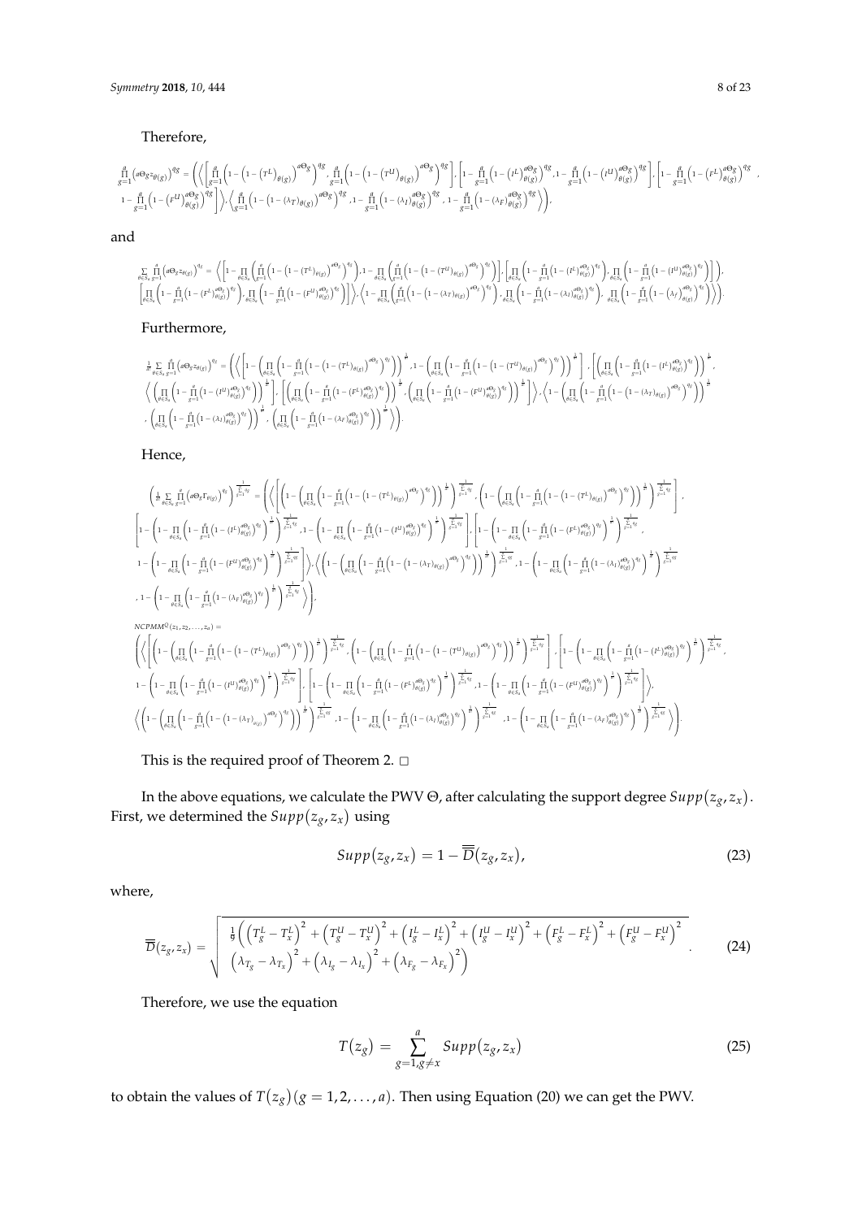Therefore,

$$\prod_{g=1}^{a}\left(a\Theta_g z_{\theta(g)}\right)^{q_g} = \left(\left\langle\left[\prod_{g=1}^{a}\left(1-\left(1-\left(T^L\right)_{\theta(g)}\right)^{a\Theta_g}\right)^{q_g}, \prod_{g=1}^{a}\left(1-\left(1-\left(T^U\right)_{\theta(g)}\right)^{a\Theta_g}\right)^{q_g}\right], \left[1-\prod_{g=1}^{a}\left(1-\left(I^L\right)_{\theta(g)}^{a\Theta_g}\right)^{q_g}, 1-\prod_{g=1}^{a}\left(1-\left(I^U\right)_{\theta(g)}^{a\Theta_g}\right)^{q_g}\right], \left[1-\prod_{g=1}^{a}\left(1-\left(F^L\right)_{\theta(g)}^{a\Theta_g}\right)^{q_g}, 1-\prod_{g=1}^{a}\left(1-\left(F^U\right)_{\theta(g)}^{a\Theta_g}\right)^{q_g}\right]\right\rangle, \left\langle\prod_{g=1}^{a}\left(1-\left(1-(\lambda_T)_{\theta(g)}\right)^{a\Theta_g}\right)^{q_g}, 1-\prod_{g=1}^{a}\left(1-(\lambda_I)_{\theta(g)}^{a\Theta_g}\right)^{q_g}, 1-\prod_{g=1}^{a}\left(1-(\lambda_F)_{\theta(g)}^{a\Theta_g}\right)^{q_g}\right\rangle\right),$$

and

$$\sum_{\theta\in S_a}\prod_{g=1}^{a}\left(a\Theta_g z_{\theta(g)}\right)^{q_g} = \left\langle\left[1-\prod_{\theta\in S_a}\left(\prod_{g=1}^{a}\left(1-\left(1-(T^L)_{\theta(g)}\right)^{a\Theta_g}\right)^{q_g}\right), 1-\prod_{\theta\in S_a}\left(\prod_{g=1}^{a}\left(1-\left(1-(T^U)_{\theta(g)}\right)^{a\Theta_g}\right)^{q_g}\right)\right], \left[\prod_{\theta\in S_a}\left(1-\prod_{g=1}^{a}\left(1-(I^L)_{\theta(g)}^{a\Theta_g}\right)^{q_g}\right), \prod_{\theta\in S_a}\left(1-\prod_{g=1}^{a}\left(1-(I^U)_{\theta(g)}^{a\Theta_g}\right)^{q_g}\right)\right]\right\rangle,$$
$$\left[\prod_{\theta\in S_a}\left(1-\prod_{g=1}^{a}\left(1-(F^L)_{\theta(g)}^{a\Theta_g}\right)^{q_g}\right), \prod_{\theta\in S_a}\left(1-\prod_{g=1}^{a}\left(1-(F^U)_{\theta(g)}^{a\Theta_g}\right)^{q_g}\right)\right]\Big\rangle, \left\langle 1-\prod_{\theta\in S_a}\left(\prod_{g=1}^{a}\left(1-\left(1-(\lambda_T)_{\theta(g)}\right)^{a\Theta_g}\right)^{q_g}\right), \prod_{\theta\in S_a}\left(1-\prod_{g=1}^{a}\left(1-(\lambda_I)_{\theta(g)}^{a\Theta_g}\right)^{q_g}\right), \prod_{\theta\in S_a}\left(1-\prod_{g=1}^{a}\left(1-(\lambda_F)_{\theta(g)}^{a\Theta_g}\right)^{q_g}\right)\right\rangle\Big).$$

Furthermore,

$$\frac{1}{a!}\sum_{\theta\in S_a}\prod_{g=1}^{a}\left(a\Theta_g z_{\theta(g)}\right)^{q_g} = \left(\left\langle\left[1-\left(\prod_{\theta\in S_a}\left(1-\prod_{g=1}^{a}\left(1-\left(1-(T^L)_{\theta(g)}\right)^{a\Theta_g}\right)^{q_g}\right)\right)^{\frac{1}{a!}}, 1-\left(\prod_{\theta\in S_a}\left(1-\prod_{g=1}^{a}\left(1-\left(1-(T^U)_{\theta(g)}\right)^{a\Theta_g}\right)^{q_g}\right)\right)^{\frac{1}{a!}}\right], \left[\left(\prod_{\theta\in S_a}\left(1-\prod_{g=1}^{a}\left(1-(I^L)_{\theta(g)}^{a\Theta_g}\right)^{q_g}\right)\right)^{\frac{1}{a!}},\right.\right.\right.$$
$$\left.\left(\prod_{\theta\in S_a}\left(1-\prod_{g=1}^{a}\left(1-(I^U)_{\theta(g)}^{a\Theta_g}\right)^{q_g}\right)\right)^{\frac{1}{a!}}\right], \left[\left(\prod_{\theta\in S_a}\left(1-\prod_{g=1}^{a}\left(1-(F^L)_{\theta(g)}^{a\Theta_g}\right)^{q_g}\right)\right)^{\frac{1}{a!}}, \left(\prod_{\theta\in S_a}\left(1-\prod_{g=1}^{a}\left(1-(F^U)_{\theta(g)}^{a\Theta_g}\right)^{q_g}\right)\right)^{\frac{1}{a!}}\right]\Big\rangle, \left\langle 1-\left(\prod_{\theta\in S_a}\left(1-\prod_{g=1}^{a}\left(1-\left(1-(\lambda_T)_{\theta(g)}\right)^{a\Theta_g}\right)^{q_g}\right)\right)^{\frac{1}{a!}}\right.$$
$$\left.\left., \left(\prod_{\theta\in S_a}\left(1-\prod_{g=1}^{a}\left(1-(\lambda_I)_{\theta(g)}^{a\Theta_g}\right)^{q_g}\right)\right)^{\frac{1}{a!}}, \left(\prod_{\theta\in S_a}\left(1-\prod_{g=1}^{a}\left(1-(\lambda_F)_{\theta(g)}^{a\Theta_g}\right)^{q_g}\right)\right)^{\frac{1}{a!}}\right\rangle\right).$$

Hence,

$$\left(\frac{1}{a!}\sum_{\theta\in S_a}\prod_{g=1}^{a}\left(a\Theta_g \Gamma_{\theta(g)}\right)^{q_g}\right)^{\frac{1}{\sum_{g=1}^{a}q_g}} = \left(\left\langle\left[\left(1-\left(\prod_{\theta\in S_a}\left(1-\prod_{g=1}^{a}\left(1-\left(1-(T^L)_{\theta(g)}\right)^{a\Theta_g}\right)^{q_g}\right)\right)^{\frac{1}{a!}}\right)^{\frac{1}{\sum_{g=1}^{a}q_g}}, \left(1-\left(\prod_{\theta\in S_a}\left(1-\prod_{g=1}^{a}\left(1-\left(1-(T^L)_{\theta(g)}\right)^{a\Theta_g}\right)^{q_g}\right)\right)^{\frac{1}{a!}}\right)^{\frac{1}{\sum_{g=1}^{a}q_g}}\right],\right.\right.$$
$$\left[1-\left(1-\prod_{\theta\in S_a}\left(1-\prod_{g=1}^{a}\left(1-(I^L)_{\theta(g)}^{a\Theta_g}\right)^{q_g}\right)^{\frac{1}{a!}}\right)^{\frac{1}{\sum_{g=1}^{a}q_g}}, 1-\left(1-\prod_{\theta\in S_a}\left(1-\prod_{g=1}^{a}\left(1-(I^U)_{\theta(g)}^{a\Theta_g}\right)^{q_g}\right)^{\frac{1}{a!}}\right)^{\frac{1}{\sum_{g=1}^{a}q_g}}\right], \left[1-\left(1-\prod_{\theta\in S_a}\left(1-\prod_{g=1}^{a}\left(1-(F^L)_{\theta(g)}^{a\Theta_g}\right)^{q_g}\right)^{\frac{1}{a!}}\right)^{\frac{1}{\sum_{g=1}^{a}q_g}},\right.$$
$$\left.1-\left(1-\prod_{\theta\in S_a}\left(1-\prod_{g=1}^{a}\left(1-(F^U)_{\theta(g)}^{a\Theta_g}\right)^{q_g}\right)^{\frac{1}{a!}}\right)^{\frac{1}{\sum_{g=1}^{a}q_g}}\right]\Big\rangle, \left\langle\left(1-\left(\prod_{\theta\in S_a}\left(1-\prod_{g=1}^{a}\left(1-\left(1-(\lambda_T)_{\theta(g)}\right)^{a\Theta_g}\right)^{q_g}\right)\right)^{\frac{1}{a!}}\right)^{\frac{1}{\sum_{g=1}^{a}q_g}}, 1-\left(1-\prod_{\theta\in S_a}\left(1-\prod_{g=1}^{a}\left(1-(\lambda_I)_{\theta(g)}^{a\Theta_g}\right)^{q_g}\right)^{\frac{1}{a!}}\right)^{\frac{1}{\sum_{g=1}^{a}q_g}}\right.$$
$$\left.\left., 1-\left(1-\prod_{\theta\in S_a}\left(1-\prod_{g=1}^{a}\left(1-(\lambda_F)_{\theta(g)}^{a\Theta_g}\right)^{q_g}\right)^{\frac{1}{a!}}\right)^{\frac{1}{\sum_{g=1}^{a}q_g}}\right\rangle\right),$$

$NCPMM^{Q}(z_1, z_2, \ldots, z_a) =$

$$\left(\left\langle\left[\left(1-\left(\prod_{\theta\in S_a}\left(1-\prod_{g=1}^{a}\left(1-\left(1-(T^L)_{\theta(g)}\right)^{a\Theta_g}\right)^{q_g}\right)\right)^{\frac{1}{a!}}\right)^{\frac{1}{\sum_{g=1}^{a}q_g}}, \left(1-\left(\prod_{\theta\in S_a}\left(1-\prod_{g=1}^{a}\left(1-\left(1-(T^U)_{\theta(g)}\right)^{a\Theta_g}\right)^{q_g}\right)\right)^{\frac{1}{a!}}\right)^{\frac{1}{\sum_{g=1}^{a}q_g}}\right], \left[1-\left(1-\prod_{\theta\in S_a}\left(1-\prod_{g=1}^{a}\left(1-(I^L)_{\theta(g)}^{a\Theta_g}\right)^{q_g}\right)^{\frac{1}{a!}}\right)^{\frac{1}{\sum_{g=1}^{a}q_g}},\right.\right.\right.$$
$$\left.1-\left(1-\prod_{\theta\in S_a}\left(1-\prod_{g=1}^{a}\left(1-(I^U)_{\theta(g)}^{a\Theta_g}\right)^{q_g}\right)^{\frac{1}{a!}}\right)^{\frac{1}{\sum_{g=1}^{a}q_g}}\right], \left[1-\left(1-\prod_{\theta\in S_a}\left(1-\prod_{g=1}^{a}\left(1-(F^L)_{\theta(g)}^{a\Theta_g}\right)^{q_g}\right)^{\frac{1}{a!}}\right)^{\frac{1}{\sum_{g=1}^{a}q_g}}, 1-\left(1-\prod_{\theta\in S_a}\left(1-\prod_{g=1}^{a}\left(1-(F^U)_{\theta(g)}^{a\Theta_g}\right)^{q_g}\right)^{\frac{1}{a!}}\right)^{\frac{1}{\sum_{g=1}^{a}q_g}}\right]\Big\rangle,$$
$$\left\langle\left(1-\left(\prod_{\theta\in S_a}\left(1-\prod_{g=1}^{a}\left(1-\left(1-(\lambda_T)_{\sigma(g)}\right)^{a\Theta_g}\right)^{q_g}\right)\right)^{\frac{1}{a!}}\right)^{\frac{1}{\sum_{g=1}^{a}q_g}}, 1-\left(1-\prod_{\theta\in S_a}\left(1-\prod_{g=1}^{a}\left(1-(\lambda_I)_{\theta(g)}^{a\Theta_g}\right)^{q_g}\right)^{\frac{1}{a!}}\right)^{\frac{1}{\sum_{g=1}^{a}q_g}}, 1-\left(1-\prod_{\theta\in S_a}\left(1-\prod_{g=1}^{a}\left(1-(\lambda_F)_{\theta(g)}^{a\Theta_g}\right)^{q_g}\right)^{\frac{1}{a!}}\right)^{\frac{1}{\sum_{g=1}^{a}q_g}}\right\rangle\Big).$$

This is the required proof of Theorem 2. □

In the above equations, we calculate the PWV $\Theta$, after calculating the support degree $Supp(z_g, z_x)$. First, we determined the $Supp(z_g, z_x)$ using

$$Supp(z_g, z_x) = 1 - \overline{\overline{D}}(z_g, z_x), \tag{23}$$

where,

$$\overline{\overline{D}}(z_g, z_x) = \sqrt{\begin{array}{c}\frac{1}{9}\left(\left(T_g^L - T_x^L\right)^2 + \left(T_g^U - T_x^U\right)^2 + \left(I_g^L - I_x^L\right)^2 + \left(I_g^U - I_x^U\right)^2 + \left(F_g^L - F_x^L\right)^2 + \left(F_g^U - F_x^U\right)^2\right. \\ \left.\left(\lambda_{T_g} - \lambda_{T_x}\right)^2 + \left(\lambda_{I_g} - \lambda_{I_x}\right)^2 + \left(\lambda_{F_g} - \lambda_{F_x}\right)^2\right)\end{array}}. \tag{24}$$

Therefore, we use the equation

$$T(z_g) = \sum_{g=1, g\neq x}^{a} Supp(z_g, z_x) \tag{25}$$

to obtain the values of $T(z_g)(g = 1, 2, \ldots, a)$. Then using Equation (20) we can get the PWV.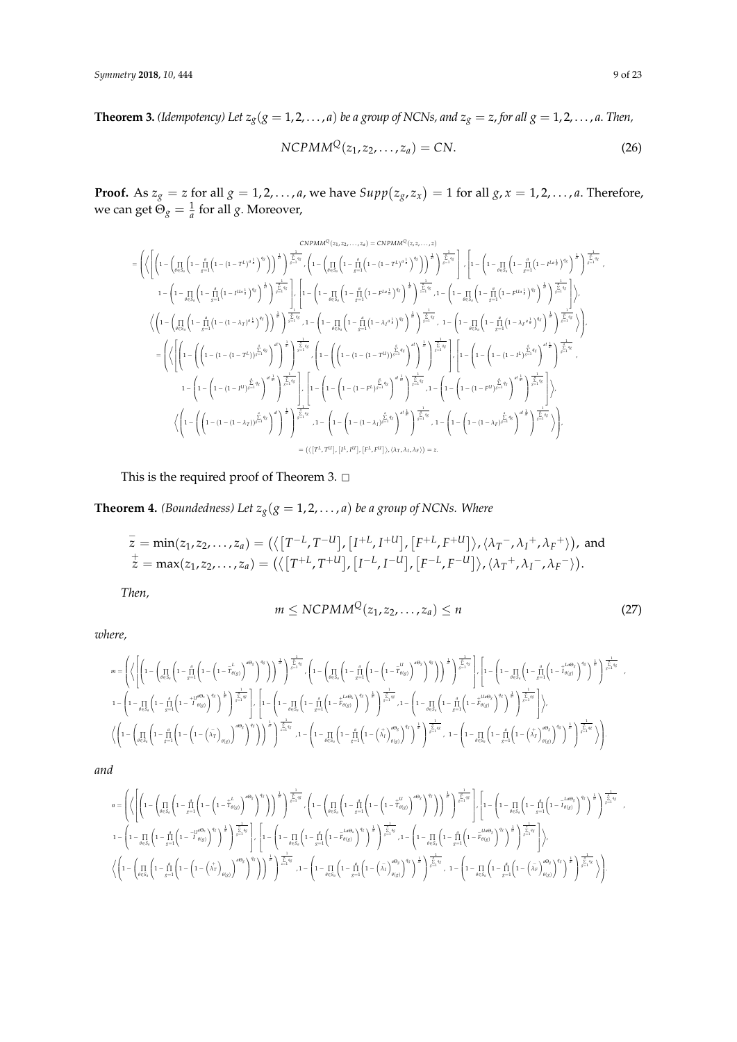**Theorem 3.** *(Idempotency) Let $z_g(g = 1, 2, \ldots, a)$ be a group of NCNs, and $z_g = z$, for all $g = 1, 2, \ldots, a$. Then,*

$$NCPMM^Q(z_1, z_2, \ldots, z_a) = CN. \tag{26}$$

**Proof.** As $z_g = z$ for all $g = 1, 2, \ldots, a$, we have $Supp(z_g, z_x) = 1$ for all $g, x = 1, 2, \ldots, a$. Therefore, we can get $\Theta_g = \frac{1}{a}$ for all $g$. Moreover,

$$
\begin{aligned}
& CNPMM^Q(z_1, z_2, \ldots, z_a) = CNPMM^Q(z, z, \ldots, z) \\
&= \Bigg( \Bigg\langle \Bigg[ \left(1 - \left(\prod_{\theta \in S_a}\left(1 - \prod_{g=1}^{a}\left(1 - \left(1 - T^L\right)^{a\frac{1}{a}}\right)^{q_g}\right)\right)^{\frac{1}{a!}}\right)^{\frac{1}{\sum_{g=1}^{a} q_g}}, \left(1 - \left(\prod_{\theta \in S_a}\left(1 - \prod_{g=1}^{a}\left(1 - \left(1 - T^U\right)^{a\frac{1}{a}}\right)^{q_g}\right)\right)^{\frac{1}{a!}}\right)^{\frac{1}{\sum_{g=1}^{a} q_g}} \Bigg], \Bigg[ 1 - \left(1 - \prod_{\theta \in S_a}\left(1 - \prod_{g=1}^{a}\left(1 - I^{La\frac{1}{a}}\right)^{q_g}\right)^{\frac{1}{a!}}\right)^{\frac{1}{\sum_{g=1}^{a} q_g}}, \\
& 1 - \left(1 - \prod_{\theta \in S_a}\left(1 - \prod_{g=1}^{a}\left(1 - I^{Ua\frac{1}{a}}\right)^{q_g}\right)^{\frac{1}{a!}}\right)^{\frac{1}{\sum_{g=1}^{a} q_g}} \Bigg], \Bigg[ 1 - \left(1 - \prod_{\theta \in S_a}\left(1 - \prod_{g=1}^{a}\left(1 - F^{La\frac{1}{a}}\right)^{q_g}\right)^{\frac{1}{a!}}\right)^{\frac{1}{\sum_{g=1}^{a} q_g}}, 1 - \left(1 - \prod_{\theta \in S_a}\left(1 - \prod_{g=1}^{a}\left(1 - F^{Ua\frac{1}{a}}\right)^{q_g}\right)^{\frac{1}{a!}}\right)^{\frac{1}{\sum_{g=1}^{a} q_g}} \Bigg] \Bigg\rangle, \\
& \Bigg\langle \left(1 - \left(\prod_{\theta \in S_a}\left(1 - \prod_{g=1}^{a}\left(1 - \left(1 - \lambda_T\right)^{a\frac{1}{a}}\right)^{q_g}\right)\right)^{\frac{1}{a!}}\right)^{\frac{1}{\sum_{g=1}^{a} q_g}}, 1 - \left(1 - \prod_{\theta \in S_a}\left(1 - \prod_{g=1}^{a}\left(1 - \lambda_I^{a\frac{1}{a}}\right)^{q_g}\right)^{\frac{1}{a!}}\right)^{\frac{1}{\sum_{g=1}^{a} q_g}}, 1 - \left(1 - \prod_{\theta \in S_a}\left(1 - \prod_{g=1}^{a}\left(1 - \lambda_F^{a\frac{1}{a}}\right)^{q_g}\right)^{\frac{1}{a!}}\right)^{\frac{1}{\sum_{g=1}^{a} q_g}} \Bigg\rangle \Bigg), \\
&= \Bigg( \Bigg\langle \Bigg[ \left(1 - \left(\left(1 - \left(1 - \left(1 - T^L\right)\right)^{\sum_{g=1}^{a} q_g}\right)^{a!}\right)^{\frac{1}{a!}}\right)^{\frac{1}{\sum_{g=1}^{a} q_g}}, \left(1 - \left(\left(1 - \left(1 - \left(1 - T^U\right)\right)^{\sum_{g=1}^{a} q_g}\right)^{a!}\right)^{\frac{1}{a!}}\right)^{\frac{1}{\sum_{g=1}^{a} q_g}} \Bigg], \Bigg[ 1 - \left(1 - \left(1 - \left(1 - I^L\right)^{\sum_{g=1}^{a} q_g}\right)^{a!\frac{1}{a!}}\right)^{\frac{1}{\sum_{g=1}^{a} q_g}}, \\
& 1 - \left(1 - \left(1 - \left(1 - I^U\right)^{\sum_{g=1}^{a} q_g}\right)^{a!\frac{1}{a!}}\right)^{\frac{1}{\sum_{g=1}^{a} q_g}} \Bigg], \Bigg[ 1 - \left(1 - \left(1 - \left(1 - F^L\right)^{\sum_{g=1}^{a} q_g}\right)^{a!\frac{1}{a!}}\right)^{\frac{1}{\sum_{g=1}^{a} q_g}}, 1 - \left(1 - \left(1 - \left(1 - F^U\right)^{\sum_{g=1}^{a} q_g}\right)^{a!\frac{1}{a!}}\right)^{\frac{1}{\sum_{g=1}^{a} q_g}} \Bigg] \Bigg\rangle, \\
& \Bigg\langle \left(1 - \left(\left(1 - \left(1 - \left(1 - \lambda_T\right)\right)^{\sum_{g=1}^{a} q_g}\right)^{a!}\right)^{\frac{1}{a!}}\right)^{\frac{1}{\sum_{g=1}^{a} q_g}}, 1 - \left(1 - \left(1 - \left(1 - \lambda_I\right)^{\sum_{g=1}^{a} q_g}\right)^{a!\frac{1}{a!}}\right)^{\frac{1}{\sum_{g=1}^{a} q_g}}, 1 - \left(1 - \left(1 - \left(1 - \lambda_F\right)^{\sum_{g=1}^{a} q_g}\right)^{a!\frac{1}{a!}}\right)^{\frac{1}{\sum_{g=1}^{a} q_g}} \Bigg\rangle \Bigg), \\
&= \left(\left\langle \left[T^L, T^U\right], \left[I^L, I^U\right], \left[F^L, F^U\right] \right\rangle, \left\langle \lambda_T, \lambda_I, \lambda_F \right\rangle\right) = z.
\end{aligned}
$$

This is the required proof of Theorem 3. □

**Theorem 4.** *(Boundedness) Let $z_g(g = 1, 2, \ldots, a)$ be a group of NCNs. Where*

$\bar{z} = \min(z_1, z_2, \ldots, z_a) = \left(\left\langle \left[T^{-L}, T^{-U}\right], \left[I^{+L}, I^{+U}\right], \left[F^{+L}, F^{+U}\right] \right\rangle, \left\langle \lambda_T^-, \lambda_I^+, \lambda_F^+ \right\rangle\right)$, and
$\overset{+}{z} = \max(z_1, z_2, \ldots, z_a) = \left(\left\langle \left[T^{+L}, T^{+U}\right], \left[I^{-L}, I^{-U}\right], \left[F^{-L}, F^{-U}\right] \right\rangle, \left\langle \lambda_T^+, \lambda_I^-, \lambda_F^- \right\rangle\right)$.

*Then,*

$$m \leq NCPMM^Q(z_1, z_2, \ldots, z_a) \leq n \tag{27}$$

*where,*

$$
\begin{aligned}
m = & \Bigg( \Bigg\langle \Bigg[ \left(1 - \left(\prod_{\theta \in S_a}\left(1 - \prod_{g=1}^{a}\left(1 - \left(1 - \overset{-L}{T}_{\theta(g)}\right)^{a\Theta_g}\right)^{q_g}\right)\right)^{\frac{1}{a!}}\right)^{\frac{1}{\sum_{g=1}^{a} q_g}}, \left(1 - \left(\prod_{\theta \in S_a}\left(1 - \prod_{g=1}^{a}\left(1 - \left(1 - \overset{-U}{T}_{\theta(g)}\right)^{a\Theta_g}\right)^{q_g}\right)\right)^{\frac{1}{a!}}\right)^{\frac{1}{\sum_{g=1}^{a} q_g}} \Bigg], \Bigg[ 1 - \left(1 - \prod_{\theta \in S_a}\left(1 - \prod_{g=1}^{a}\left(1 - \overset{+La\Theta_g}{I}_{\theta(g)}\right)^{q_g}\right)^{\frac{1}{a!}}\right)^{\frac{1}{\sum_{g=1}^{a} q_g}}, \\
& 1 - \left(1 - \prod_{\theta \in S_a}\left(1 - \prod_{g=1}^{a}\left(1 - \overset{+Ua\Theta_g}{I}_{\theta(g)}\right)^{q_g}\right)^{\frac{1}{a!}}\right)^{\frac{1}{\sum_{g=1}^{a} q_g}} \Bigg], \Bigg[ 1 - \left(1 - \prod_{\theta \in S_a}\left(1 - \prod_{g=1}^{a}\left(1 - \overset{+La\Theta_g}{F}_{\theta(g)}\right)^{q_g}\right)^{\frac{1}{a!}}\right)^{\frac{1}{\sum_{g=1}^{a} q_g}}, 1 - \left(1 - \prod_{\theta \in S_a}\left(1 - \prod_{g=1}^{a}\left(1 - \overset{+Ua\Theta_g}{F}_{\theta(g)}\right)^{q_g}\right)^{\frac{1}{a!}}\right)^{\frac{1}{\sum_{g=1}^{a} q_g}} \Bigg] \Bigg\rangle, \\
& \Bigg\langle \left(1 - \left(\prod_{\theta \in S_a}\left(1 - \prod_{g=1}^{a}\left(1 - \left(1 - \left(\bar{\lambda}_T\right)_{\theta(g)}\right)^{a\Theta_g}\right)^{q_g}\right)\right)^{\frac{1}{a!}}\right)^{\frac{1}{\sum_{g=1}^{a} q_g}}, 1 - \left(1 - \prod_{\theta \in S_a}\left(1 - \prod_{g=1}^{a}\left(1 - \left(\overset{+}{\lambda}_I\right)_{\theta(g)}^{a\Theta_g}\right)^{q_g}\right)^{\frac{1}{a!}}\right)^{\frac{1}{\sum_{g=1}^{a} q_g}}, 1 - \left(1 - \prod_{\theta \in S_a}\left(1 - \prod_{g=1}^{a}\left(1 - \left(\overset{+}{\lambda}_F\right)_{\theta(g)}^{a\Theta_g}\right)^{q_g}\right)^{\frac{1}{a!}}\right)^{\frac{1}{\sum_{g=1}^{a} q_g}} \Bigg\rangle \Bigg).
\end{aligned}
$$

*and*

$$
\begin{aligned}
n = & \Bigg( \Bigg\langle \Bigg[ \left(1 - \left(\prod_{\theta \in S_a}\left(1 - \prod_{g=1}^{a}\left(1 - \left(1 - \overset{+L}{T}_{\theta(g)}\right)^{a\Theta_g}\right)^{q_g}\right)\right)^{\frac{1}{a!}}\right)^{\frac{1}{\sum_{g=1}^{a} q_g}}, \left(1 - \left(\prod_{\theta \in S_a}\left(1 - \prod_{g=1}^{a}\left(1 - \left(1 - \overset{+U}{T}_{\theta(g)}\right)^{a\Theta_g}\right)^{q_g}\right)\right)^{\frac{1}{a!}}\right)^{\frac{1}{\sum_{g=1}^{a} q_g}} \Bigg], \Bigg[ 1 - \left(1 - \prod_{\theta \in S_a}\left(1 - \prod_{g=1}^{a}\left(1 - \overset{-La\Theta_g}{I}_{\theta(g)}\right)^{q_g}\right)^{\frac{1}{a!}}\right)^{\frac{1}{\sum_{g=1}^{a} q_g}}, \\
& 1 - \left(1 - \prod_{\theta \in S_a}\left(1 - \prod_{g=1}^{a}\left(1 - \overset{-Ua\Theta_g}{I}_{\theta(g)}\right)^{q_g}\right)^{\frac{1}{a!}}\right)^{\frac{1}{\sum_{g=1}^{a} q_g}} \Bigg], \Bigg[ 1 - \left(1 - \prod_{\theta \in S_a}\left(1 - \prod_{g=1}^{a}\left(1 - \overset{-La\Theta_g}{F}_{\theta(g)}\right)^{q_g}\right)^{\frac{1}{a!}}\right)^{\frac{1}{\sum_{g=1}^{a} q_g}}, 1 - \left(1 - \prod_{\theta \in S_a}\left(1 - \prod_{g=1}^{a}\left(1 - \overset{-Ua\Theta_g}{F}_{\theta(g)}\right)^{q_g}\right)^{\frac{1}{a!}}\right)^{\frac{1}{\sum_{g=1}^{a} q_g}} \Bigg] \Bigg\rangle, \\
& \Bigg\langle \left(1 - \left(\prod_{\theta \in S_a}\left(1 - \prod_{g=1}^{a}\left(1 - \left(1 - \left(\overset{+}{\lambda}_T\right)_{\theta(g)}\right)^{a\Theta_g}\right)^{q_g}\right)\right)^{\frac{1}{a!}}\right)^{\frac{1}{\sum_{g=1}^{a} q_g}}, 1 - \left(1 - \prod_{\theta \in S_a}\left(1 - \prod_{g=1}^{a}\left(1 - \left(\bar{\lambda}_I\right)_{\theta(g)}^{a\Theta_g}\right)^{q_g}\right)^{\frac{1}{a!}}\right)^{\frac{1}{\sum_{g=1}^{a} q_g}}, 1 - \left(1 - \prod_{\theta \in S_a}\left(1 - \prod_{g=1}^{a}\left(1 - \left(\bar{\lambda}_F\right)_{\theta(g)}^{a\Theta_g}\right)^{q_g}\right)^{\frac{1}{a!}}\right)^{\frac{1}{\sum_{g=1}^{a} q_g}} \Bigg\rangle \Bigg).
\end{aligned}
$$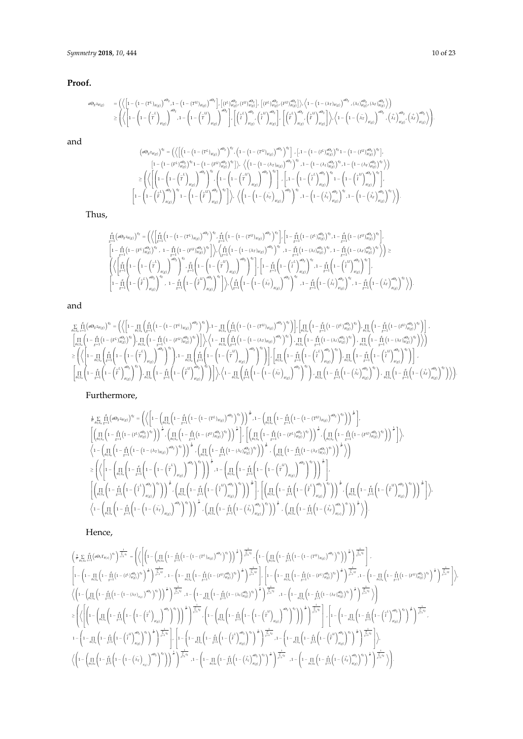**Proof.**

$$
\begin{aligned}
\varepsilon\Theta_g z_{\theta(g)} &= \left(\left\langle\left[1-\left(1-\left(T^L\right)_{\theta(g)}\right)^{\varepsilon\Theta_g}, 1-\left(1-\left(T^U\right)_{\theta(g)}\right)^{\varepsilon\Theta_g}\right], \left[\left(I^L\right)^{\varepsilon\Theta_g}_{\theta(g)}, \left(I^U\right)^{\varepsilon\Theta_g}_{\theta(g)}\right], \left[\left(F^L\right)^{\varepsilon\Theta_g}_{\theta(g)}, \left(F^U\right)^{\varepsilon\Theta_g}_{\theta(g)}\right]\right\rangle, \left\langle 1-\left(1-\left(\lambda_T\right)_{\theta(g)}\right)^{\varepsilon\Theta_g}, \left(\lambda_I\right)^{\varepsilon\Theta_g}_{\theta(g)}, \left(\lambda_F\right)^{\varepsilon\Theta_g}_{\theta(g)}\right\rangle\right) \\
&\geq \left(\left\langle\left[1-\left(1-\left(\overset{+}{T}^L\right)_{\theta(g)}\right)^{\varepsilon\Theta_g}, 1-\left(1-\left(\overset{+}{T}^U\right)_{\theta(g)}\right)^{\varepsilon\Theta_g}\right], \left[\left(\overset{+}{I}^L\right)^{\varepsilon\Theta_g}_{\theta(g)}, \left(\overset{+}{I}^U\right)^{\varepsilon\Theta_g}_{\theta(g)}\right], \left[\left(\overset{+}{F}^L\right)^{\varepsilon\Theta_g}_{\theta(g)}, \left(\overset{+}{F}^U\right)^{\varepsilon\Theta_g}_{\theta(g)}\right]\right\rangle, \left\langle 1-\left(1-\left(\overset{-}{\lambda}_T\right)_{\theta(g)}\right)^{\varepsilon\Theta_g}, \left(\overset{+}{\lambda}_I\right)^{\varepsilon\Theta_g}_{\theta(g)}, \left(\overset{+}{\lambda}_F\right)^{\varepsilon\Theta_g}_{\theta(g)}\right\rangle\right).
\end{aligned}
$$

and

$$
\begin{aligned}
\left(\varepsilon\Theta_g z_{\theta(g)}\right)^{q_g} &= \left(\left\langle\left[\left(1-\left(1-\left(T^L\right)_{\theta(g)}\right)^{\varepsilon\Theta_g}\right)^{q_g}, \left(1-\left(1-\left(T^U\right)_{\theta(g)}\right)^{\varepsilon\Theta_g}\right)^{q_g}\right], \left[1-\left(1-\left(I^L\right)^{\varepsilon\Theta_g}_{\theta(g)}\right)^{q_g} 1-\left(1-\left(I^U\right)^{\varepsilon\Theta_g}_{\theta(g)}\right)^{q_g}\right],\right.\right. \\
&\left.\left.\left[1-\left(1-\left(F^L\right)^{\varepsilon\Theta_g}_{\theta(g)}\right)^{q_g} 1-\left(1-\left(F^U\right)^{\varepsilon\Theta_g}_{\theta(g)}\right)^{q_g}\right]\right\rangle, \left\langle\left(1-\left(1-\left(\lambda_T\right)_{\theta(g)}\right)^{\varepsilon\Theta_g}\right)^{q_g}, 1-\left(1-\left(\lambda_I\right)^{\varepsilon\Theta_g}_{\theta(g)}\right)^{q_g}, 1-\left(1-\left(\lambda_F\right)^{\varepsilon\Theta_g}_{\theta(g)}\right)^{q_g}\right\rangle\right) \\
&\geq \left(\left\langle\left[\left(1-\left(1-\left(\overset{+}{T}^L\right)_{\theta(g)}\right)^{\varepsilon\Theta_g}\right)^{q_g}, \left(1-\left(1-\left(\overset{+}{T}^U\right)_{\theta(g)}\right)^{\varepsilon\Theta_g}\right)^{q_g}\right], \left[1-\left(1-\left(\overset{+}{I}^L\right)^{\varepsilon\Theta_g}_{\theta(g)}\right)^{q_g} 1-\left(1-\left(\overset{+}{I}^U\right)^{\varepsilon\Theta_g}_{\theta(g)}\right)^{q_g}\right],\right.\right. \\
&\left.\left.\left[1-\left(1-\left(\overset{+}{F}^L\right)^{\varepsilon\Theta_g}_{\theta(g)}\right)^{q_g} 1-\left(1-\left(\overset{+}{F}^U\right)^{\varepsilon\Theta_g}_{\theta(g)}\right)^{q_g}\right]\right\rangle, \left\langle\left(1-\left(1-\left(\overset{-}{\lambda}_T\right)_{\theta(g)}\right)^{\varepsilon\Theta_g}\right)^{q_g}, 1-\left(1-\left(\overset{+}{\lambda}_I\right)^{\varepsilon\Theta_g}_{\theta(g)}\right)^{q_g}, 1-\left(1-\left(\overset{+}{\lambda}_F\right)^{\varepsilon\Theta_g}_{\theta(g)}\right)^{q_g}\right\rangle\right).
\end{aligned}
$$

Thus,

$$
\begin{aligned}
\prod_{g=1}^{\varepsilon}\left(\varepsilon\Theta_g z_{\theta(g)}\right)^{q_g} &= \left(\left\langle\left[\prod_{g=1}^{\varepsilon}\left(1-\left(1-\left(T^L\right)_{\theta(g)}\right)^{\varepsilon\Theta_g}\right)^{q_g}, \prod_{g=1}^{\varepsilon}\left(1-\left(1-\left(T^U\right)_{\theta(g)}\right)^{\varepsilon\Theta_g}\right)^{q_g}\right], \left[1-\prod_{g=1}^{\varepsilon}\left(1-\left(I^L\right)^{\varepsilon\Theta_g}_{\theta(g)}\right)^{q_g}, 1-\prod_{g=1}^{\varepsilon}\left(1-\left(I^U\right)^{\varepsilon\Theta_g}_{\theta(g)}\right)^{q_g}\right],\right.\right. \\
&\left.\left.\left[1-\prod_{g=1}^{\varepsilon}\left(1-\left(F^L\right)^{\varepsilon\Theta_g}_{\theta(g)}\right)^{q_g}, 1-\prod_{g=1}^{\varepsilon}\left(1-\left(F^U\right)^{\varepsilon\Theta_g}_{\theta(g)}\right)^{q_g}\right]\right\rangle, \left\langle\prod_{g=1}^{\varepsilon}\left(1-\left(1-\left(\lambda_T\right)_{\theta(g)}\right)^{\varepsilon\Theta_g}\right)^{q_g}, 1-\prod_{g=1}^{\varepsilon}\left(1-\left(\lambda_I\right)^{\varepsilon\Theta_g}_{\theta(g)}\right)^{q_g}, 1-\prod_{g=1}^{\varepsilon}\left(1-\left(\lambda_F\right)^{\varepsilon\Theta_g}_{\theta(g)}\right)^{q_g}\right\rangle\right) \geq \\
&\left(\left\langle\left[\prod_{g=1}^{\varepsilon}\left(1-\left(1-\left(\overset{+}{T}^L\right)_{\theta(g)}\right)^{\varepsilon\Theta_g}\right)^{q_g}, \prod_{g=1}^{\varepsilon}\left(1-\left(1-\left(\overset{+}{T}^U\right)_{\theta(g)}\right)^{\varepsilon\Theta_g}\right)^{q_g}\right], \left[1-\prod_{g=1}^{\varepsilon}\left(1-\left(\overset{+}{I}^L\right)^{\varepsilon\Theta_g}_{\theta(g)}\right)^{q_g}, 1-\prod_{g=1}^{\varepsilon}\left(1-\left(\overset{+}{I}^U\right)^{\varepsilon\Theta_g}_{\theta(g)}\right)^{q_g}\right],\right.\right. \\
&\left.\left.\left[1-\prod_{g=1}^{\varepsilon}\left(1-\left(\overset{+}{F}^L\right)^{\varepsilon\Theta_g}_{\theta(g)}\right)^{q_g}, 1-\prod_{g=1}^{\varepsilon}\left(1-\left(\overset{+}{F}^U\right)^{\varepsilon\Theta_g}_{\theta(g)}\right)^{q_g}\right]\right\rangle, \left\langle\prod_{g=1}^{\varepsilon}\left(1-\left(1-\left(\overset{-}{\lambda}_T\right)_{\theta(g)}\right)^{\varepsilon\Theta_g}\right)^{q_g}, 1-\prod_{g=1}^{\varepsilon}\left(1-\left(\overset{+}{\lambda}_I\right)^{\varepsilon\Theta_g}_{\theta(g)}\right)^{q_g}, 1-\prod_{g=1}^{\varepsilon}\left(1-\left(\overset{+}{\lambda}_F\right)^{\varepsilon\Theta_g}_{\theta(g)}\right)^{q_g}\right\rangle\right).
\end{aligned}
$$

and

$$
\begin{aligned}
\sum_{\theta\in S_n}\prod_{g=1}^{\varepsilon}\left(\varepsilon\Theta_g z_{\theta(g)}\right)^{q_g} &= \left(\left\langle\left[1-\prod_{\theta\in S_n}\left(\prod_{g=1}^{\varepsilon}\left(1-\left(1-\left(T^L\right)_{\theta(g)}\right)^{\varepsilon\Theta_g}\right)^{q_g}\right), 1-\prod_{\theta\in S_n}\left(\prod_{g=1}^{\varepsilon}\left(1-\left(1-\left(T^U\right)_{\theta(g)}\right)^{\varepsilon\Theta_g}\right)^{q_g}\right)\right], \left[\prod_{\theta\in S_n}\left(1-\prod_{g=1}^{\varepsilon}\left(1-\left(I^L\right)^{\varepsilon\Theta_g}_{\theta(g)}\right)^{q_g}\right), \prod_{\theta\in S_n}\left(1-\prod_{g=1}^{\varepsilon}\left(1-\left(I^U\right)^{\varepsilon\Theta_g}_{\theta(g)}\right)^{q_g}\right)\right],\right.\right. \\
&\left.\left.\left[\prod_{\theta\in S_n}\left(1-\prod_{g=1}^{\varepsilon}\left(1-\left(F^L\right)^{\varepsilon\Theta_g}_{\theta(g)}\right)^{q_g}\right), \prod_{\theta\in S_n}\left(1-\prod_{g=1}^{\varepsilon}\left(1-\left(F^U\right)^{\varepsilon\Theta_g}_{\theta(g)}\right)^{q_g}\right)\right]\right\rangle, \left\langle 1-\prod_{\theta\in S_n}\left(\prod_{g=1}^{\varepsilon}\left(1-\left(1-\left(\lambda_T\right)_{\theta(g)}\right)^{\varepsilon\Theta_g}\right)^{q_g}\right), \prod_{\theta\in S_n}\left(1-\prod_{g=1}^{\varepsilon}\left(1-\left(\lambda_I\right)^{\varepsilon\Theta_g}_{\theta(g)}\right)^{q_g}\right), \prod_{\theta\in S_n}\left(1-\prod_{g=1}^{\varepsilon}\left(1-\left(\lambda_F\right)^{\varepsilon\Theta_g}_{\theta(g)}\right)^{q_g}\right)\right\rangle\right) \\
&\geq \left(\left\langle\left[1-\prod_{\theta\in S_n}\left(\prod_{g=1}^{\varepsilon}\left(1-\left(1-\left(\overset{+}{T}^L\right)_{\theta(g)}\right)^{\varepsilon\Theta_g}\right)^{q_g}\right), 1-\prod_{\theta\in S_n}\left(\prod_{g=1}^{\varepsilon}\left(1-\left(1-\left(\overset{+}{T}^U\right)_{\theta(g)}\right)^{\varepsilon\Theta_g}\right)^{q_g}\right)\right], \left[\prod_{\theta\in S_n}\left(1-\prod_{g=1}^{\varepsilon}\left(1-\left(\overset{+}{I}^L\right)^{\varepsilon\Theta_g}_{\theta(g)}\right)^{q_g}\right), \prod_{\theta\in S_n}\left(1-\prod_{g=1}^{\varepsilon}\left(1-\left(\overset{+}{I}^U\right)^{\varepsilon\Theta_g}_{\theta(g)}\right)^{q_g}\right)\right],\right.\right. \\
&\left.\left.\left[\prod_{\theta\in S_n}\left(1-\prod_{g=1}^{\varepsilon}\left(1-\left(\overset{+}{F}^L\right)^{\varepsilon\Theta_g}_{\theta(g)}\right)^{q_g}\right), \prod_{\theta\in S_n}\left(1-\prod_{g=1}^{\varepsilon}\left(1-\left(\overset{+}{F}^U\right)^{\varepsilon\Theta_g}_{\theta(g)}\right)^{q_g}\right)\right]\right\rangle, \left\langle 1-\prod_{\theta\in S_n}\left(\prod_{g=1}^{\varepsilon}\left(1-\left(1-\left(\overset{-}{\lambda}_T\right)_{\theta(g)}\right)^{\varepsilon\Theta_g}\right)^{q_g}\right), \prod_{\theta\in S_n}\left(1-\prod_{g=1}^{\varepsilon}\left(1-\left(\overset{+}{\lambda}_I\right)^{\varepsilon\Theta_g}_{\theta(g)}\right)^{q_g}\right), \prod_{\theta\in S_n}\left(1-\prod_{g=1}^{\varepsilon}\left(1-\left(\overset{+}{\lambda}_F\right)^{\varepsilon\Theta_g}_{\theta(g)}\right)^{q_g}\right)\right\rangle\right).
\end{aligned}
$$

Furthermore,

$$
\begin{aligned}
\frac{1}{\varpi}\sum_{\theta\in S_n}\prod_{g=1}^{\varepsilon}\left(\varepsilon\Theta_g z_{\theta(g)}\right)^{q_g} &= \left(\left\langle\left[1-\left(\prod_{\theta\in S_n}\left(\prod_{g=1}^{\varepsilon}\left(1-\left(1-\left(T^L\right)_{\theta(g)}\right)^{\varepsilon\Theta_g}\right)^{q_g}\right)\right)^{\frac{1}{\varpi}}, 1-\left(\prod_{\theta\in S_n}\left(1-\prod_{g=1}^{\varepsilon}\left(1-\left(1-\left(T^U\right)_{\theta(g)}\right)^{\varepsilon\Theta_g}\right)^{q_g}\right)\right)^{\frac{1}{\varpi}}\right],\right.\right. \\
&\left[\left(\prod_{\theta\in S_n}\left(1-\prod_{g=1}^{\varepsilon}\left(1-\left(I^L\right)^{\varepsilon\Theta_g}_{\theta(g)}\right)^{q_g}\right)\right)^{\frac{1}{\varpi}}, \left(\prod_{\theta\in S_n}\left(1-\prod_{g=1}^{\varepsilon}\left(1-\left(I^U\right)^{\varepsilon\Theta_g}_{\theta(g)}\right)^{q_g}\right)\right)^{\frac{1}{\varpi}}\right], \left[\left(\prod_{\theta\in S_n}\left(1-\prod_{g=1}^{\varepsilon}\left(1-\left(F^L\right)^{\varepsilon\Theta_g}_{\theta(g)}\right)^{q_g}\right)\right)^{\frac{1}{\varpi}}, \left(\prod_{\theta\in S_n}\left(1-\prod_{g=1}^{\varepsilon}\left(1-\left(F^U\right)^{\varepsilon\Theta_g}_{\theta(g)}\right)^{q_g}\right)\right)^{\frac{1}{\varpi}}\right]\right\rangle, \\
&\left.\left\langle 1-\left(\prod_{\theta\in S_n}\left(1-\prod_{g=1}^{\varepsilon}\left(1-\left(1-\left(\lambda_T\right)_{\theta(g)}\right)^{\varepsilon\Theta_g}\right)^{q_g}\right)\right)^{\frac{1}{\varpi}}, \left(\prod_{\theta\in S_n}\left(1-\prod_{g=1}^{\varepsilon}\left(1-\left(\lambda_I\right)^{\varepsilon\Theta_g}_{\theta(g)}\right)^{q_g}\right)\right)^{\frac{1}{\varpi}}, \left(\prod_{\theta\in S_n}\left(1-\prod_{z=1}^{\varepsilon}\left(1-\left(\lambda_F\right)^{\varepsilon\Theta_z}_{\theta(z)}\right)^{q_z}\right)\right)^{\frac{1}{\varpi}}\right\rangle\right) \\
&\geq \left(\left\langle\left[1-\left(\prod_{\theta\in S_n}\left(1-\prod_{g=1}^{\varepsilon}\left(1-\left(1-\left(\overset{+}{T}^L\right)_{\theta(g)}\right)^{\varepsilon\Theta_g}\right)^{q_g}\right)\right)^{\frac{1}{\varpi}}, 1-\left(\prod_{\theta\in S_n}\left(1-\prod_{g=1}^{\varepsilon}\left(1-\left(1-\left(\overset{+}{T}^U\right)_{\theta(g)}\right)^{\varepsilon\Theta_g}\right)^{q_g}\right)\right)^{\frac{1}{\varpi}}\right],\right.\right. \\
&\left[\left(\prod_{\theta\in S_n}\left(1-\prod_{g=1}^{\varepsilon}\left(1-\left(\overset{+}{I}^L\right)^{\varepsilon\Theta_g}_{\theta(g)}\right)^{q_g}\right)\right)^{\frac{1}{\varpi}}, \left(\prod_{\theta\in S_n}\left(1-\prod_{g=1}^{\varepsilon}\left(1-\left(\overset{+}{I}^U\right)^{\varepsilon\Theta_g}_{\theta(g)}\right)^{q_g}\right)\right)^{\frac{1}{\varpi}}\right], \left[\left(\prod_{\theta\in S_n}\left(1-\prod_{g=1}^{\varepsilon}\left(1-\left(\overset{+}{F}^L\right)^{\varepsilon\Theta_g}_{\theta(g)}\right)^{q_g}\right)\right)^{\frac{1}{\varpi}}, \left(\prod_{\theta\in S_n}\left(1-\prod_{g=1}^{\varepsilon}\left(1-\left(\overset{+}{F}^U\right)^{\varepsilon\Theta_g}_{\theta(g)}\right)^{q_g}\right)\right)^{\frac{1}{\varpi}}\right]\right\rangle, \\
&\left.\left\langle 1-\left(\prod_{\theta\in S_n}\left(1-\prod_{g=1}^{\varepsilon}\left(1-\left(1-\left(\overset{-}{\lambda}_T\right)_{\theta(g)}\right)^{\varepsilon\Theta_g}\right)^{q_g}\right)\right)^{\frac{1}{\varpi}}, \left(\prod_{\theta\in S_n}\left(1-\prod_{g=1}^{\varepsilon}\left(1-\left(\overset{+}{\lambda}_I\right)^{\varepsilon\Theta_g}_{\theta(g)}\right)^{q_g}\right)\right)^{\frac{1}{\varpi}}, \left(\prod_{\theta\in S_n}\left(1-\prod_{z=1}^{\varepsilon}\left(1-\left(\overset{+}{\lambda}_F\right)^{\varepsilon\Theta_z}_{\theta(z)}\right)^{q_z}\right)\right)^{\frac{1}{\varpi}}\right\rangle\right).
\end{aligned}
$$

Hence,

$$
\begin{aligned}
\left(\frac{1}{\varpi}\sum_{\theta\in S_n}\prod_{z=1}^{\varepsilon}\left(\varepsilon\Theta_z\Gamma_{\theta(z)}\right)^{q_z}\right)^{\frac{1}{\sum_{z=1}^{\varepsilon}q_z}} &= \left(\left\langle\left[\left(1-\left(\prod_{\theta\in S_n}\left(1-\prod_{g=1}^{\varepsilon}\left(1-\left(1-\left(T^L\right)_{\theta(g)}\right)^{\varepsilon\Theta_g}\right)^{q_g}\right)\right)^{\frac{1}{\varpi}}\right)^{\frac{1}{\sum_{g=1}^{\varepsilon}q_g}}, \left(1-\left(\prod_{\theta\in S_n}\left(1-\prod_{g=1}^{\varepsilon}\left(1-\left(1-\left(T^U\right)_{\theta(g)}\right)^{\varepsilon\Theta_g}\right)^{q_g}\right)\right)^{\frac{1}{\varpi}}\right)^{\frac{1}{\sum_{g=1}^{\varepsilon}q_g}}\right],\right.\right. \\
&\left[1-\left(1-\prod_{\theta\in S_n}\left(1-\prod_{g=1}^{\varepsilon}\left(1-\left(I^L\right)^{\varepsilon\Theta_g}_{\theta(g)}\right)^{q_g}\right)^{\frac{1}{\varpi}}\right)^{\frac{1}{\sum_{g=1}^{\varepsilon}q_g}}, 1-\left(1-\prod_{\theta\in S_n}\left(1-\prod_{g=1}^{\varepsilon}\left(1-\left(I^U\right)^{\varepsilon\Theta_g}_{\theta(g)}\right)^{q_g}\right)^{\frac{1}{\varpi}}\right)^{\frac{1}{\sum_{g=1}^{\varepsilon}q_g}}\right], \left[1-\left(1-\prod_{\theta\in S_n}\left(1-\prod_{g=1}^{\varepsilon}\left(1-\left(F^L\right)^{\varepsilon\Theta_g}_{\theta(g)}\right)^{q_g}\right)^{\frac{1}{\varpi}}\right)^{\frac{1}{\sum_{g=1}^{\varepsilon}q_g}}, 1-\left(1-\prod_{\theta\in S_n}\left(1-\prod_{g=1}^{\varepsilon}\left(1-\left(F^U\right)^{\varepsilon\Theta_g}_{\theta(g)}\right)^{q_g}\right)^{\frac{1}{\varpi}}\right)^{\frac{1}{\sum_{g=1}^{\varepsilon}q_g}}\right]\right\rangle, \\
&\left.\left\langle\left(1-\left(\prod_{\theta\in S_n}\left(1-\prod_{g=1}^{\varepsilon}\left(1-\left(1-\left(\lambda_T\right)_{\theta(g)}\right)^{\varepsilon\Theta_g}\right)^{q_g}\right)\right)^{\frac{1}{\varpi}}\right)^{\frac{1}{\sum_{g=1}^{\varepsilon}q_g}}, 1-\left(1-\prod_{\theta\in S_n}\left(1-\prod_{g=1}^{\varepsilon}\left(1-\left(\lambda_I\right)^{\varepsilon\Theta_g}_{\theta(g)}\right)^{q_g}\right)^{\frac{1}{\varpi}}\right)^{\frac{1}{\sum_{g=1}^{\varepsilon}q_g}}, 1-\left(1-\prod_{\theta\in S_n}\left(1-\prod_{g=1}^{\varepsilon}\left(1-\left(\lambda_F\right)^{\varepsilon\Theta_g}_{\theta(g)}\right)^{q_g}\right)^{\frac{1}{\varpi}}\right)^{\frac{1}{\sum_{g=1}^{\varepsilon}q_g}}\right\rangle\right) \\
&\geq \left(\left\langle\left[\left(1-\left(\prod_{\theta\in S_n}\left(1-\prod_{g=1}^{\varepsilon}\left(1-\left(1-\left(\overset{+}{T}^L\right)_{\theta(g)}\right)^{\varepsilon\Theta_g}\right)^{q_g}\right)\right)^{\frac{1}{\varpi}}\right)^{\frac{1}{\sum_{g=1}^{\varepsilon}q_g}}, \left(1-\left(\prod_{\theta\in S_n}\left(1-\prod_{g=1}^{\varepsilon}\left(1-\left(1-\left(\overset{+}{T}^U\right)_{\theta(g)}\right)^{\varepsilon\Theta_g}\right)^{q_g}\right)\right)^{\frac{1}{\varpi}}\right)^{\frac{1}{\sum_{g=1}^{\varepsilon}q_g}}\right], \left[1-\left(1-\prod_{\theta\in S_n}\left(1-\prod_{g=1}^{\varepsilon}\left(1-\left(\overset{+}{I}^L\right)^{\varepsilon\Theta_g}_{\theta(g)}\right)^{q_g}\right)^{\frac{1}{\varpi}}\right)^{\frac{1}{\sum_{g=1}^{\varepsilon}q_g}},\right.\right. \\
&\left.1-\left(1-\prod_{\theta\in S_n}\left(1-\prod_{g=1}^{\varepsilon}\left(1-\left(\overset{+}{I}^U\right)^{\varepsilon\Theta_g}_{\theta(g)}\right)^{q_g}\right)^{\frac{1}{\varpi}}\right)^{\frac{1}{\sum_{g=1}^{\varepsilon}q_g}}\right], \left[1-\left(1-\prod_{\theta\in S_n}\left(1-\prod_{g=1}^{\varepsilon}\left(1-\left(\overset{+}{F}^L\right)^{\varepsilon\Theta_g}_{\theta(g)}\right)^{q_g}\right)^{\frac{1}{\varpi}}\right)^{\frac{1}{\sum_{g=1}^{\varepsilon}q_g}}, 1-\left(1-\prod_{\theta\in S_n}\left(1-\prod_{g=1}^{\varepsilon}\left(1-\left(\overset{+}{F}^U\right)^{\varepsilon\Theta_g}_{\theta(g)}\right)^{q_g}\right)^{\frac{1}{\varpi}}\right)^{\frac{1}{\sum_{g=1}^{\varepsilon}q_g}}\right]\Bigg\rangle, \\
&\left.\left\langle\left(1-\left(\prod_{\theta\in S_n}\left(1-\prod_{g=1}^{\varepsilon}\left(1-\left(1-\left(\overset{-}{\lambda}_T\right)_{\theta(g)}\right)^{\varepsilon\Theta_g}\right)^{q_g}\right)\right)^{\frac{1}{\varpi}}\right)^{\frac{1}{\sum_{g=1}^{\varepsilon}q_g}}, 1-\left(1-\prod_{\theta\in S_n}\left(1-\prod_{g=1}^{\varepsilon}\left(1-\left(\overset{+}{\lambda}_I\right)^{\varepsilon\Theta_g}_{\theta(g)}\right)^{q_g}\right)^{\frac{1}{\varpi}}\right)^{\frac{1}{\sum_{g=1}^{\varepsilon}q_g}}, 1-\left(1-\prod_{\theta\in S_n}\left(1-\prod_{g=1}^{\varepsilon}\left(1-\left(\overset{+}{\lambda}_F\right)^{\varepsilon\Theta_g}_{\theta(g)}\right)^{q_g}\right)^{\frac{1}{\varpi}}\right)^{\frac{1}{\sum_{g=1}^{\varepsilon}q_g}}\right\rangle\right).
\end{aligned}
$$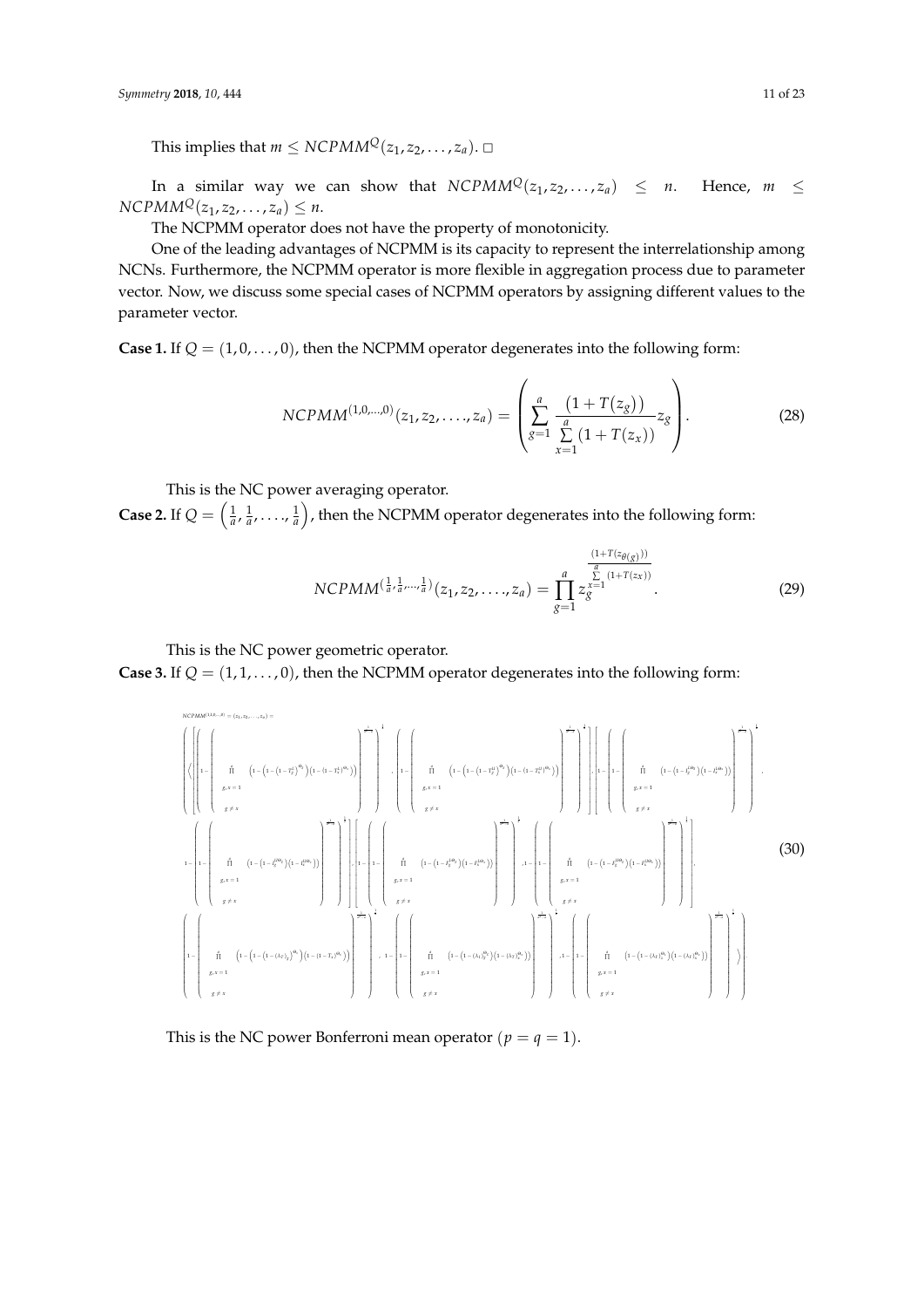This implies that $m \leq NCPMM^{Q}(z_1, z_2, \ldots, z_a)$. □

In a similar way we can show that $NCPMM^{Q}(z_1, z_2, \ldots, z_a) \leq n$. Hence, $m \leq NCPMM^{Q}(z_1, z_2, \ldots, z_a) \leq n$.

The NCPMM operator does not have the property of monotonicity.

One of the leading advantages of NCPMM is its capacity to represent the interrelationship among NCNs. Furthermore, the NCPMM operator is more flexible in aggregation process due to parameter vector. Now, we discuss some special cases of NCPMM operators by assigning different values to the parameter vector.

**Case 1.** If $Q = (1, 0, \ldots, 0)$, then the NCPMM operator degenerates into the following form:

$$NCPMM^{(1,0,\ldots,0)}(z_1, z_2, \ldots, z_a) = \left( \sum_{g=1}^{a} \frac{\left(1 + T\left(z_g\right)\right)}{\sum\limits_{x=1}^{a} \left(1 + T(z_x)\right)} z_g \right). \tag{28}$$

This is the NC power averaging operator.

**Case 2.** If $Q = \left(\frac{1}{a}, \frac{1}{a}, \ldots, \frac{1}{a}\right)$, then the NCPMM operator degenerates into the following form:

$$NCPMM^{\left(\frac{1}{a}, \frac{1}{a}, \ldots, \frac{1}{a}\right)}(z_1, z_2, \ldots, z_a) = \prod_{g=1}^{a} z_g^{\frac{\left(1 + T\left(z_{\theta(g)}\right)\right)}{\sum\limits_{x=1}^{a} \left(1 + T(z_x)\right)}}. \tag{29}$$

This is the NC power geometric operator.

**Case 3.** If $Q = (1, 1, \ldots, 0)$, then the NCPMM operator degenerates into the following form:

$$\begin{aligned}
&NCPMM^{(1,1,0,\ldots,0)}(z_1, z_2, \ldots, z_a) = \\
&\Bigg\langle \Bigg[ \left( 1 - \left( \prod_{\substack{g,x=1 \\ g \neq x}}^{a} \left(1 - \left(1 - \left(1 - T_g^L\right)^{a\varpi_g}\right)\left(1 - \left(1 - T_x^L\right)^{a\varpi_x}\right)\right) \right)^{\frac{1}{a(a-1)}} \right)^{\frac{1}{2}}, \left( 1 - \left( \prod_{\substack{g,x=1 \\ g \neq x}}^{a} \left(1 - \left(1 - \left(1 - T_g^U\right)^{a\varpi_g}\right)\left(1 - \left(1 - T_x^U\right)^{a\varpi_x}\right)\right) \right)^{\frac{1}{a(a-1)}} \right)^{\frac{1}{2}} \Bigg], \Bigg[ 1 - \left( 1 - \left( \prod_{\substack{g,x=1 \\ g \neq x}}^{a} \left(1 - \left(1 - I_g^{L\,a\varpi_g}\right)\left(1 - I_x^{L\,a\varpi_x}\right)\right) \right)^{\frac{1}{a(a-1)}} \right)^{\frac{1}{2}}, \\
&1 - \left( 1 - \left( \prod_{\substack{g,x=1 \\ g \neq x}}^{a} \left(1 - \left(1 - I_g^{U\,a\varpi_g}\right)\left(1 - I_x^{U\,a\varpi_x}\right)\right) \right)^{\frac{1}{a(a-1)}} \right)^{\frac{1}{2}} \Bigg], \Bigg[ 1 - \left( 1 - \left( \prod_{\substack{g,x=1 \\ g \neq x}}^{a} \left(1 - \left(1 - F_g^{L\,a\varpi_g}\right)\left(1 - F_x^{L\,a\varpi_x}\right)\right) \right)^{\frac{1}{a(a-1)}} \right)^{\frac{1}{2}}, 1 - \left( 1 - \left( \prod_{\substack{g,x=1 \\ g \neq x}}^{a} \left(1 - \left(1 - F_g^{U\,a\varpi_g}\right)\left(1 - F_x^{U\,a\varpi_x}\right)\right) \right)^{\frac{1}{a(a-1)}} \right)^{\frac{1}{2}} \Bigg], \\
&\left( 1 - \left( \prod_{\substack{g,x=1 \\ g \neq x}}^{a} \left(1 - \left(1 - \left(1 - (\lambda_T)_g\right)^{a\varpi_g}\right)\left(1 - \left(1 - (\lambda_T)_x\right)^{a\varpi_x}\right)\right) \right)^{\frac{1}{a(a-1)}} \right)^{\frac{1}{2}}, 1 - \left( 1 - \left( \prod_{\substack{g,x=1 \\ g \neq x}}^{a} \left(1 - \left(1 - (\lambda_I)_g^{a\varpi_g}\right)\left(1 - (\lambda_I)_x^{a\varpi_x}\right)\right) \right)^{\frac{1}{a(a-1)}} \right)^{\frac{1}{2}}, 1 - \left( 1 - \left( \prod_{\substack{g,x=1 \\ g \neq x}}^{a} \left(1 - \left(1 - (\lambda_F)_g^{a\varpi_g}\right)\left(1 - (\lambda_F)_x^{a\varpi_x}\right)\right) \right)^{\frac{1}{a(a-1)}} \right)^{\frac{1}{2}} \Bigg\rangle
\end{aligned} \tag{30}$$

This is the NC power Bonferroni mean operator $(p = q = 1)$.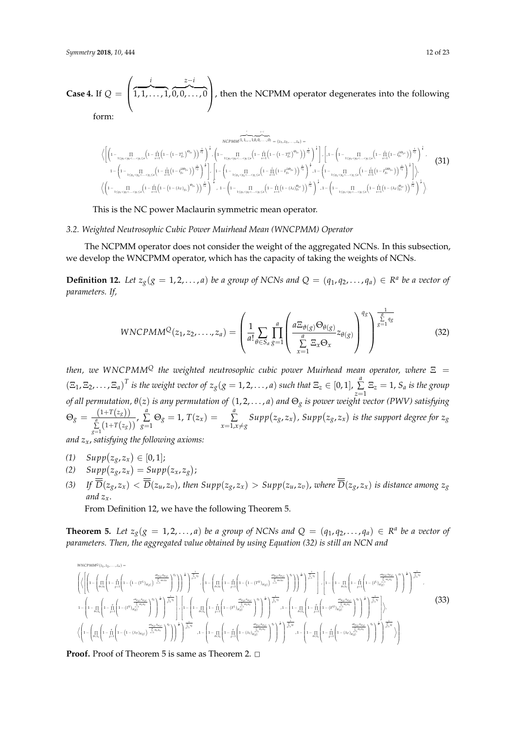**Case 4.** If $Q = \left(\overbrace{1,1,\ldots,1}^{i},\overbrace{0,0,\ldots,0}^{z-i}\right)$, then the NCPMM operator degenerates into the following form:

$$
\begin{gathered}
NCPMM^{(\overbrace{1,1,\ldots,1}^{i},\overbrace{0,0,\ldots,0}^{z-i})}(z_1,z_2,\ldots,z_a) = \\
\left\langle\left[\left(1-\prod_{1\le y_1<y_2<\ldots<y_i\le a}\left(1-\prod_{x=1}^{i}\left(1-\left(1-T_{g_x}^{L}\right)^{\Theta_{g_x}}\right)\right)^{\frac{1}{C_a^i}}\right)^{\frac{1}{i}},\left(1-\prod_{1\le y_1<y_2<\ldots<y_i\le a}\left(1-\prod_{x=1}^{i}\left(1-\left(1-T_{g_x}^{U}\right)^{\Theta_{g_x}}\right)\right)^{\frac{1}{C_a^i}}\right)^{\frac{1}{i}}\right],\left[1-\left(1-\prod_{1\le y_1<y_2<\ldots<y_i\le a}\left(1-\prod_{x=1}^{i}\left(1-I_{g_x}^{L\Theta_{g_x}}\right)\right)^{\frac{1}{C_a^i}}\right)^{\frac{1}{i}},\right. \\
\left.1-\left(1-\prod_{1\le y_1<y_2<\ldots<y_i\le a}\left(1-\prod_{x=1}^{i}\left(1-I_{g_x}^{U\Theta_{g_x}}\right)\right)^{\frac{1}{C_a^i}}\right)^{\frac{1}{i}}\right],\left[1-\left(1-\prod_{1\le y_1<y_2<\ldots<y_i\le a}\left(1-\prod_{x=1}^{i}\left(1-F_{g_x}^{L\Theta_{g_x}}\right)\right)^{\frac{1}{C_a^i}}\right)^{\frac{1}{i}},1-\left(1-\prod_{1\le y_1<y_2<\ldots<y_i\le a}\left(1-\prod_{x=1}^{i}\left(1-F_{g_x}^{U\Theta_{g_x}}\right)\right)^{\frac{1}{C_a^i}}\right)^{\frac{1}{i}}\right]\right\rangle, \\
\left\langle\left(1-\prod_{1\le y_1<y_2<\ldots<y_i\le a}\left(1-\prod_{x=1}^{i}\left(1-\left(1-(\lambda_T)_{g_x}\right)^{\Theta_{g_x}}\right)\right)^{\frac{1}{C_a^i}}\right)^{\frac{1}{i}},1-\left(1-\prod_{1\le y_1<y_2<\ldots<y_i\le a}\left(1-\prod_{x=1}^{i}\left(1-(\lambda_I)_{g_x}^{\Theta_{g_x}}\right)\right)^{\frac{1}{C_a^i}}\right)^{\frac{1}{i}},1-\left(1-\prod_{1\le y_1<y_2<\ldots<y_i\le a}\left(1-\prod_{x=1}^{i}\left(1-(\lambda_F)_{g_x}^{\Theta_{g_x}}\right)\right)^{\frac{1}{C_a^i}}\right)^{\frac{1}{i}}\right\rangle
\end{gathered} \tag{31}
$$

This is the NC power Maclaurin symmetric mean operator.

### 3.2. Weighted Neutrosophic Cubic Power Muirhead Mean (WNCPMM) Operator

The NCPMM operator does not consider the weight of the aggregated NCNs. In this subsection, we develop the WNCPMM operator, which has the capacity of taking the weights of NCNs.

**Definition 12.** *Let $z_g (g = 1, 2, \ldots, a)$ be a group of NCNs and $Q = (q_1, q_2, \ldots, q_a) \in R^a$ be a vector of parameters. If,*

$$
WNCPMM^{Q}(z_1,z_2,\ldots,z_a) = \left(\frac{1}{a!}\sum_{\theta\in S_a}\prod_{g=1}^{a}\left(\frac{a\Xi_{\theta(g)}\Theta_{\theta(g)}}{\sum\limits_{x=1}^{a}\Xi_x\Theta_x}z_{\theta(g)}\right)^{q_g}\right)^{\frac{1}{\sum\limits_{g=1}^{a}q_g}} \tag{32}
$$

*then, we $WNCPMM^Q$ the weighted neutrosophic cubic power Muirhead mean operator, where $\Xi = (\Xi_1, \Xi_2, \ldots, \Xi_a)^T$ is the weight vector of $z_g (g = 1, 2, \ldots, a)$ such that $\Xi_z \in [0, 1]$, $\sum\limits_{z=1}^{a} \Xi_z = 1$, $S_a$ is the group of all permutation, $\theta(z)$ is any permutation of $(1, 2, \ldots, a)$ and $\Theta_g$ is power weight vector (PWV) satisfying $\Theta_g = \frac{(1+T(z_g))}{\sum\limits_{g=1}^{a}(1+T(z_g))}$, $\sum\limits_{g=1}^{a} \Theta_g = 1$, $T(z_x) = \sum\limits_{x=1, x\neq g}^{a} Supp(z_g, z_x)$, $Supp(z_g, z_x)$ is the support degree for $z_g$ and $z_x$, satisfying the following axioms:*

*(1)* $Supp(z_g, z_x) \in [0, 1]$;

*(2)* $Supp(z_g, z_x) = Supp(z_x, z_g)$;

*(3)* *If $\overline{\overline{D}}(z_g, z_x) < \overline{\overline{D}}(z_u, z_v)$, then $Supp(z_g, z_x) > Supp(z_u, z_v)$, where $\overline{\overline{D}}(z_g, z_x)$ is distance among $z_g$ and $z_x$.*

From Definition 12, we have the following Theorem 5.

**Theorem 5.** *Let $z_g (g = 1, 2, \ldots, a)$ be a group of NCNs and $Q = (q_1, q_2, \ldots, q_a) \in R^a$ be a vector of parameters. Then, the aggregated value obtained by using Equation (32) is still an NCN and*

$$
\begin{gathered}
WNCPMM^{Q}(z_1,z_2,\ldots,z_a) = \\
\left(\left\langle\left[\left(1-\left(\prod_{\theta\in S_a}\left(1-\prod_{g=1}^{a}\left(1-\left(1-(T^{L})_{\theta(g)}\right)^{\frac{a\Theta_{\theta(g)}\Xi_{\theta(g)}}{\sum_{x=1}^{a}\Theta_x\Xi_x}}\right)^{q_g}\right)\right)^{\frac{1}{a!}}\right)^{\frac{1}{\sum_{g=1}^{a}q_g}},\left(1-\left(\prod_{\theta\in S_a}\left(1-\prod_{g=1}^{a}\left(1-\left(1-(T^{U})_{\theta(g)}\right)^{\frac{a\Theta_{\theta(g)}\Xi_{\theta(g)}}{\sum_{x=1}^{a}\Theta_x\Xi_x}}\right)^{q_g}\right)\right)^{\frac{1}{a!}}\right)^{\frac{1}{\sum_{g=1}^{a}q_g}}\right],\left[1-\left(1-\prod_{\theta\in S_a}\left(1-\prod_{g=1}^{a}\left(1-(I^{L})_{\theta(g)}^{\frac{a\Theta_{\theta(g)}\Xi_{\theta(g)}}{\sum_{x=1}^{a}\Theta_x\Xi_x}}\right)^{q_g}\right)^{\frac{1}{a!}}\right)^{\frac{1}{\sum_{g=1}^{a}q_g}},\right.\right. \\
\left.1-\left(1-\prod_{\theta\in S_a}\left(1-\prod_{g=1}^{a}\left(1-(I^{U})_{\theta(g)}^{\frac{a\Theta_{\theta(g)}\Xi_{\theta(g)}}{\sum_{x=1}^{a}\Theta_x\Xi_x}}\right)^{q_g}\right)^{\frac{1}{a!}}\right)^{\frac{1}{\sum_{g=1}^{a}q_g}}\right],\left[1-\left(1-\prod_{\theta\in S_a}\left(1-\prod_{g=1}^{a}\left(1-(F^{L})_{\theta(g)}^{\frac{a\Theta_{\theta(g)}\Xi_{\theta(g)}}{\sum_{x=1}^{a}\Theta_x\Xi_x}}\right)^{q_g}\right)^{\frac{1}{a!}}\right)^{\frac{1}{\sum_{g=1}^{a}q_g}},1-\left(1-\prod_{\theta\in S_a}\left(1-\prod_{g=1}^{a}\left(1-(F^{U})_{\theta(g)}^{\frac{a\Theta_{\theta(g)}\Xi_{\theta(g)}}{\sum_{x=1}^{a}\Theta_x\Xi_x}}\right)^{q_g}\right)^{\frac{1}{a!}}\right)^{\frac{1}{\sum_{g=1}^{a}q_g}}\right]\right\rangle, \\
\left.\left\langle\left(1-\left(\prod_{\theta\in S_a}\left(1-\prod_{g=1}^{a}\left(1-\left(1-(\lambda_T)_{\theta(g)}\right)^{\frac{a\Theta_{\theta(g)}\Xi_{\theta(g)}}{\sum_{x=1}^{a}\Theta_x\Xi_x}}\right)^{q_g}\right)\right)^{\frac{1}{a!}}\right)^{\frac{1}{\sum_{g=1}^{a}q_g}},1-\left(1-\prod_{\theta\in S_a}\left(1-\prod_{g=1}^{a}\left(1-(\lambda_I)_{\theta(g)}^{\frac{a\Theta_{\theta(g)}\Xi_{\theta(g)}}{\sum_{x=1}^{a}\Theta_x\Xi_x}}\right)^{q_g}\right)^{\frac{1}{a!}}\right)^{\frac{1}{\sum_{g=1}^{a}q_g}},1-\left(1-\prod_{\theta\in S_a}\left(1-\prod_{g=1}^{a}\left(1-(\lambda_F)_{\theta(g)}^{\frac{a\Theta_{\theta(g)}\Xi_{\theta(g)}}{\sum_{x=1}^{a}\Theta_x\Xi_x}}\right)^{q_g}\right)^{\frac{1}{a!}}\right)^{\frac{1}{\sum_{g=1}^{a}q_g}}\right\rangle\right)
\end{gathered} \tag{33}
$$

**Proof.** Proof of Theorem 5 is same as Theorem 2. □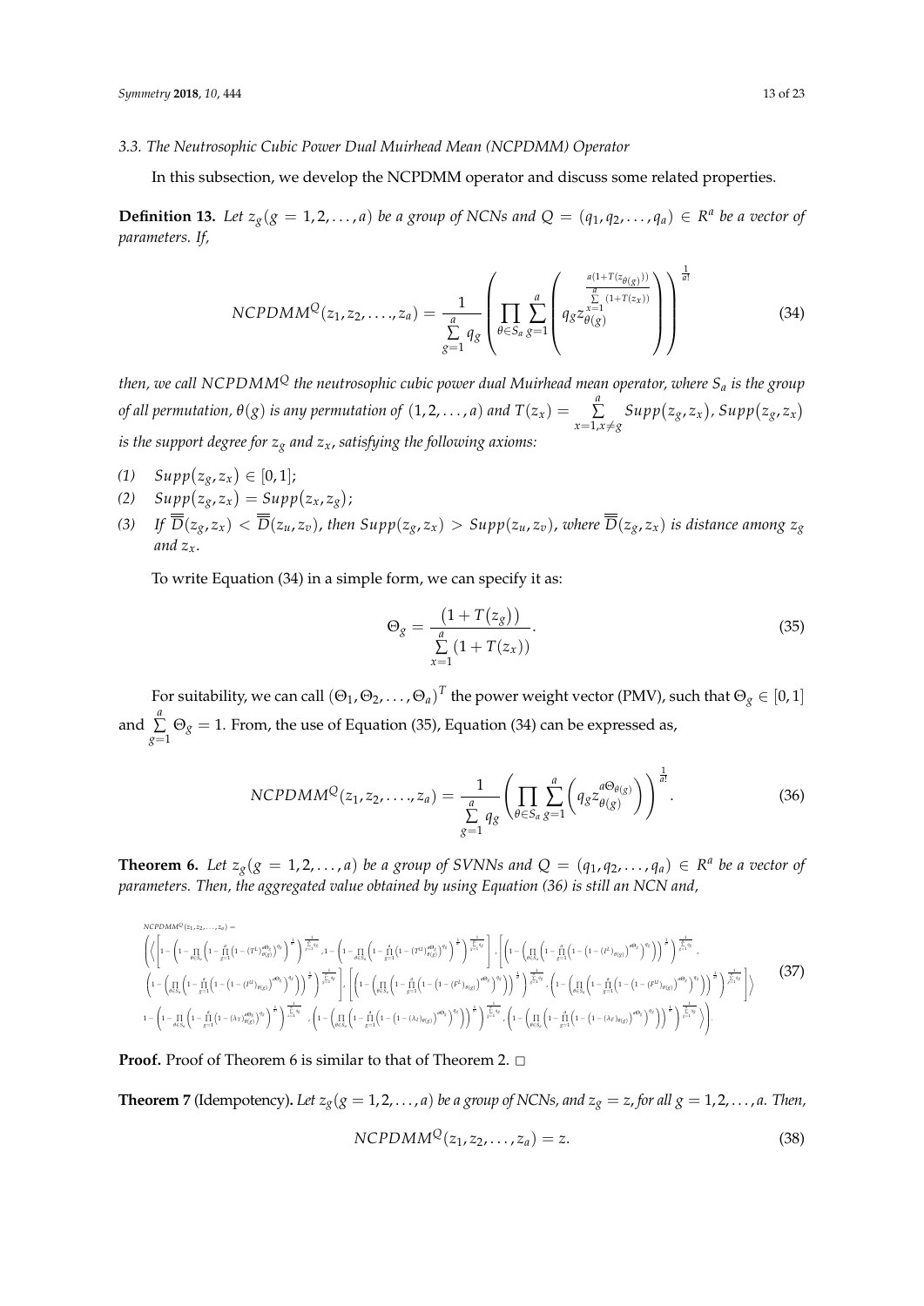### 3.3. The Neutrosophic Cubic Power Dual Muirhead Mean (NCPDMM) Operator

In this subsection, we develop the NCPDMM operator and discuss some related properties.

**Definition 13.** *Let $z_g(g = 1, 2, \ldots, a)$ be a group of NCNs and $Q = (q_1, q_2, \ldots, q_a) \in R^a$ be a vector of parameters. If,*

$$NCPDMM^Q(z_1, z_2, \ldots, z_a) = \frac{1}{\sum\limits_{g=1}^{a} q_g} \left( \prod_{\theta \in S_a} \sum_{g=1}^{a} \left( q_g z_{\theta(g)}^{\frac{a(1+T(z_{\theta(g)}))}{\sum\limits_{x=1}^{a}(1+T(z_x))}} \right) \right)^{\frac{1}{a!}} \tag{34}$$

*then, we call $NCPDMM^Q$ the neutrosophic cubic power dual Muirhead mean operator, where $S_a$ is the group of all permutation, $\theta(g)$ is any permutation of $(1, 2, \ldots, a)$ and $T(z_x) = \sum\limits_{x=1, x \neq g}^{a} Supp(z_g, z_x)$, $Supp(z_g, z_x)$ is the support degree for $z_g$ and $z_x$, satisfying the following axioms:*

*(1)* $Supp(z_g, z_x) \in [0, 1]$;

*(2)* $Supp(z_g, z_x) = Supp(z_x, z_g)$;

*(3)* *If $\overline{\overline{D}}(z_g, z_x) < \overline{\overline{D}}(z_u, z_v)$, then $Supp(z_g, z_x) > Supp(z_u, z_v)$, where $\overline{\overline{D}}(z_g, z_x)$ is distance among $z_g$ and $z_x$.*

To write Equation (34) in a simple form, we can specify it as:

$$\Theta_g = \frac{(1 + T(z_g))}{\sum\limits_{x=1}^{a}(1 + T(z_x))}. \tag{35}$$

For suitability, we can call $(\Theta_1, \Theta_2, \ldots, \Theta_a)^T$ the power weight vector (PMV), such that $\Theta_g \in [0, 1]$ and $\sum\limits_{g=1}^{a} \Theta_g = 1$. From, the use of Equation (35), Equation (34) can be expressed as,

$$NCPDMM^Q(z_1, z_2, \ldots, z_a) = \frac{1}{\sum\limits_{g=1}^{a} q_g} \left( \prod_{\theta \in S_a} \sum_{g=1}^{a} \left( q_g z_{\theta(g)}^{a\Theta_{\theta(g)}} \right) \right)^{\frac{1}{a!}}. \tag{36}$$

**Theorem 6.** *Let $z_g(g = 1, 2, \ldots, a)$ be a group of SVNNs and $Q = (q_1, q_2, \ldots, q_a) \in R^a$ be a vector of parameters. Then, the aggregated value obtained by using Equation (36) is still an NCN and,*

$$\begin{aligned}
&NCPDMM^Q(z_1, z_2, \ldots, z_a) = \\
&\Bigg( \Bigg\langle \Bigg[ 1 - \left( 1 - \prod_{\theta \in S_a} \left( 1 - \prod_{g=1}^{a} \left( 1 - \left(T^L\right)_{\theta(g)}^{a\Theta_g} \right)^{q_g} \right)^{\frac{1}{a!}} \right)^{\frac{1}{\sum_{g=1}^{a} q_g}}, 1 - \left( 1 - \prod_{\theta \in S_a} \left( 1 - \prod_{g=1}^{a} \left( 1 - \left(T^U\right)_{\theta(g)}^{a\Theta_g} \right)^{q_g} \right)^{\frac{1}{a!}} \right)^{\frac{1}{\sum_{g=1}^{a} q_g}} \Bigg], \Bigg[ \left( 1 - \left( \prod_{\theta \in S_a} \left( 1 - \prod_{g=1}^{a} \left( 1 - \left( 1 - \left(I^L\right)_{\theta(g)} \right)^{a\Theta_g} \right)^{q_g} \right) \right)^{\frac{1}{a!}} \right)^{\frac{1}{\sum_{g=1}^{a} q_g}}, \\
&\left( 1 - \left( \prod_{\theta \in S_a} \left( 1 - \prod_{g=1}^{a} \left( 1 - \left( 1 - \left(I^U\right)_{\theta(g)} \right)^{a\Theta_g} \right)^{q_g} \right) \right)^{\frac{1}{a!}} \right)^{\frac{1}{\sum_{g=1}^{a} q_g}} \Bigg], \Bigg[ \left( 1 - \left( \prod_{\theta \in S_a} \left( 1 - \prod_{g=1}^{a} \left( 1 - \left( 1 - \left(F^L\right)_{\theta(g)} \right)^{a\Theta_g} \right)^{q_g} \right) \right)^{\frac{1}{a!}} \right)^{\frac{1}{\sum_{g=1}^{a} q_g}}, \left( 1 - \left( \prod_{\theta \in S_a} \left( 1 - \prod_{g=1}^{a} \left( 1 - \left( 1 - \left(F^U\right)_{\theta(g)} \right)^{a\Theta_g} \right)^{q_g} \right) \right)^{\frac{1}{a!}} \right)^{\frac{1}{\sum_{g=1}^{a} q_g}} \Bigg] \Bigg\rangle \\
&1 - \left( 1 - \prod_{\theta \in S_a} \left( 1 - \prod_{g=1}^{a} \left( 1 - \left(\lambda_T\right)_{\theta(g)}^{a\Theta_g} \right)^{q_g} \right)^{\frac{1}{a!}} \right)^{\frac{1}{\sum_{g=1}^{a} q_g}}, \left( 1 - \left( \prod_{\theta \in S_a} \left( 1 - \prod_{g=1}^{a} \left( 1 - \left( 1 - \left(\lambda_I\right)_{\theta(g)} \right)^{a\Theta_g} \right)^{q_g} \right) \right)^{\frac{1}{a!}} \right)^{\frac{1}{\sum_{g=1}^{a} q_g}}, \left( 1 - \left( \prod_{\theta \in S_a} \left( 1 - \prod_{g=1}^{a} \left( 1 - \left( 1 - \left(\lambda_F\right)_{\theta(g)} \right)^{a\Theta_g} \right)^{q_g} \right) \right)^{\frac{1}{a!}} \right)^{\frac{1}{\sum_{g=1}^{a} q_g}} \Bigg).
\end{aligned} \tag{37}$$

**Proof.** Proof of Theorem 6 is similar to that of Theorem 2. □

**Theorem 7** (Idempotency). *Let $z_g(g = 1, 2, \ldots, a)$ be a group of NCNs, and $z_g = z$, for all $g = 1, 2, \ldots, a$. Then,*

$$NCPDMM^Q(z_1, z_2, \ldots, z_a) = z. \tag{38}$$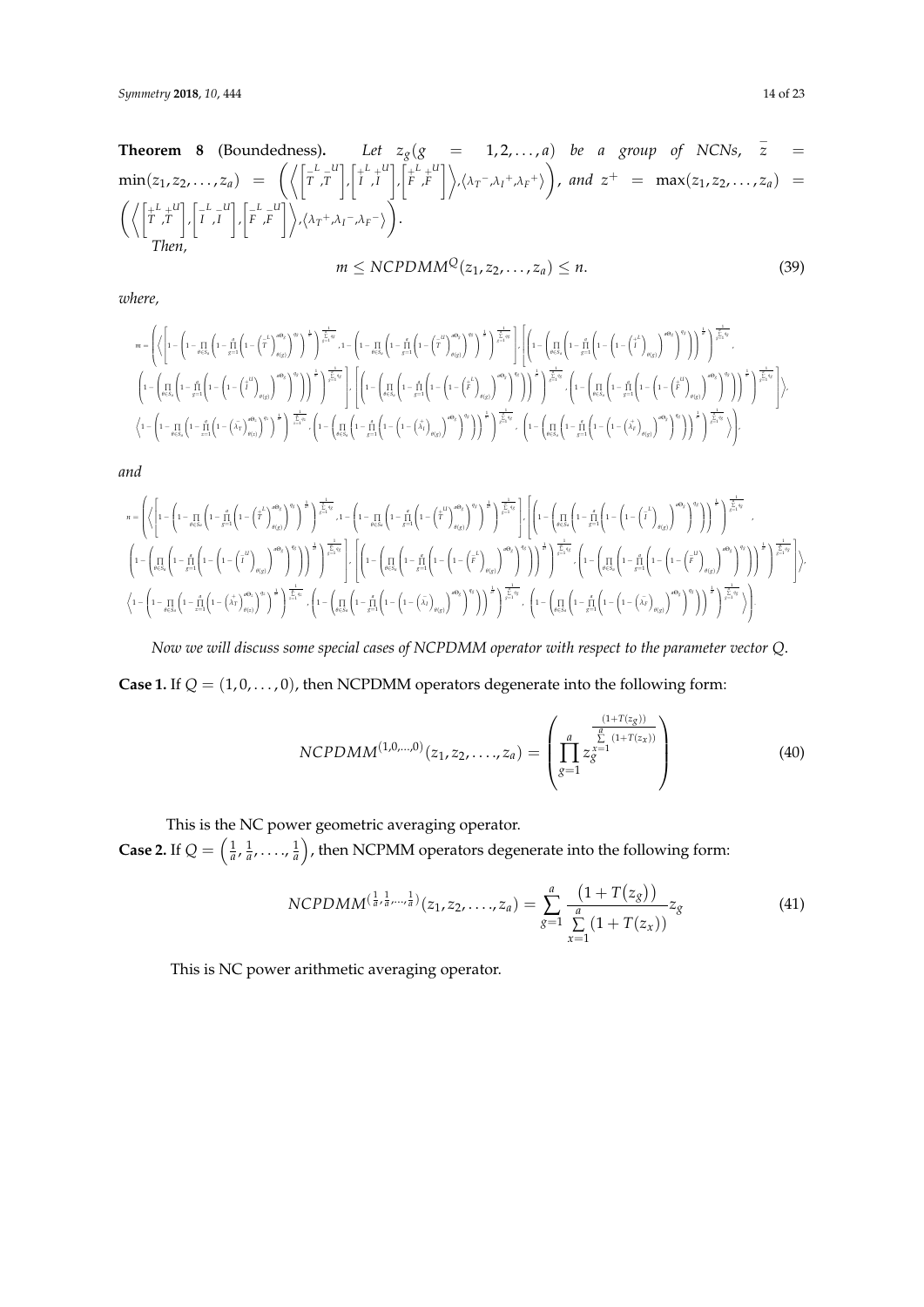**Theorem 8** (Boundedness). *Let $z_g(g = 1,2,\ldots,a)$ be a group of NCNs, $\bar{z} = \min(z_1, z_2, \ldots, z_a) = \left(\left\langle \left[\overset{-}{T}^L, \overset{-}{T}^U\right], \left[\overset{+}{I}^L, \overset{+}{I}^U\right], \left[\overset{+}{F}^L, \overset{+}{F}^U\right] \right\rangle, \langle \lambda_T^-, \lambda_I^+, \lambda_F^+ \rangle\right)$, and $z^+ = \max(z_1, z_2, \ldots, z_a) = \left(\left\langle \left[\overset{+}{T}^L, \overset{+}{T}^U\right], \left[\overset{-}{I}^L, \overset{-}{I}^U\right], \left[\overset{-}{F}^L, \overset{-}{F}^U\right] \right\rangle, \langle \lambda_T^+, \lambda_I^-, \lambda_F^- \rangle\right)$.*

*Then,*

$$m \leq NCPDMM^Q(z_1, z_2, \ldots, z_a) \leq n. \tag{39}$$

*where,*

$$m = \left( \left\langle \left[ 1 - \left( 1 - \prod_{\theta \in S_a} \left( 1 - \prod_{g=1}^{a} \left( 1 - \left( \overset{-}{T}^L_{\theta(g)} \right)^{a\varpi_g} \right)^{q_g} \right)^{\frac{1}{a!}} \right)^{\frac{1}{\sum_{g=1}^{a} q_g}}, 1 - \left( 1 - \prod_{\theta \in S_a} \left( 1 - \prod_{g=1}^{a} \left( 1 - \left( \overset{-}{T}^U_{\theta(g)} \right)^{a\varpi_g} \right)^{q_g} \right)^{\frac{1}{a!}} \right)^{\frac{1}{\sum_{g=1}^{a} q_g}} \right], \left[ \left( 1 - \left( \prod_{\theta \in S_a} \left( 1 - \prod_{g=1}^{a} \left( 1 - \left( 1 - \left( \overset{+}{I}^L_{\theta(g)} \right) \right)^{a\varpi_g} \right)^{q_g} \right) \right)^{\frac{1}{a!}} \right)^{\frac{1}{\sum_{g=1}^{a} q_g}}, \right.\right.$$
$$\left( 1 - \left( \prod_{\theta \in S_a} \left( 1 - \prod_{g=1}^{a} \left( 1 - \left( 1 - \left( \overset{+}{I}^U_{\theta(g)} \right) \right)^{a\varpi_g} \right)^{q_g} \right) \right)^{\frac{1}{a!}} \right)^{\frac{1}{\sum_{g=1}^{a} q_g}} \right], \left[ \left( 1 - \left( \prod_{\theta \in S_a} \left( 1 - \prod_{g=1}^{a} \left( 1 - \left( 1 - \left( \overset{+}{F}^L_{\theta(g)} \right) \right)^{a\varpi_g} \right)^{q_g} \right) \right)^{\frac{1}{a!}} \right)^{\frac{1}{\sum_{g=1}^{a} q_g}}, \left( 1 - \left( \prod_{\theta \in S_a} \left( 1 - \prod_{g=1}^{a} \left( 1 - \left( 1 - \left( \overset{+}{F}^U_{\theta(g)} \right) \right)^{a\varpi_g} \right)^{q_g} \right) \right)^{\frac{1}{a!}} \right)^{\frac{1}{\sum_{g=1}^{a} q_g}} \right] \right\rangle,$$
$$\left. \left\langle 1 - \left( 1 - \prod_{\theta \in S_a} \left( 1 - \prod_{z=1}^{a} \left( 1 - \left( \overset{-}{\lambda}_{T\,\theta(z)} \right)^{a\varpi_z} \right)^{q_z} \right)^{\frac{1}{a!}} \right)^{\frac{1}{\sum_{z=1}^{a} q_z}}, \left( 1 - \left( \prod_{\theta \in S_a} \left( 1 - \prod_{g=1}^{a} \left( 1 - \left( 1 - \left( \overset{+}{\lambda}_{I\,\theta(g)} \right) \right)^{a\varpi_g} \right)^{q_g} \right) \right)^{\frac{1}{a!}} \right)^{\frac{1}{\sum_{g=1}^{a} q_g}}, \left( 1 - \left( \prod_{\theta \in S_a} \left( 1 - \prod_{g=1}^{a} \left( 1 - \left( 1 - \left( \overset{+}{\lambda}_{F\,\theta(g)} \right) \right)^{a\varpi_g} \right)^{q_g} \right) \right)^{\frac{1}{a!}} \right)^{\frac{1}{\sum_{g=1}^{a} q_g}} \right\rangle \right).$$

*and*

$$n = \left( \left\langle \left[ 1 - \left( 1 - \prod_{\theta \in S_a} \left( 1 - \prod_{g=1}^{a} \left( 1 - \left( \overset{+}{T}^L_{\theta(g)} \right)^{a\varpi_g} \right)^{q_g} \right)^{\frac{1}{a!}} \right)^{\frac{1}{\sum_{g=1}^{a} q_g}}, 1 - \left( 1 - \prod_{\theta \in S_a} \left( 1 - \prod_{g=1}^{a} \left( 1 - \left( \overset{+}{T}^U_{\theta(g)} \right)^{a\varpi_g} \right)^{q_g} \right)^{\frac{1}{a!}} \right)^{\frac{1}{\sum_{g=1}^{a} q_g}} \right], \left[ \left( 1 - \left( \prod_{\theta \in S_a} \left( 1 - \prod_{g=1}^{a} \left( 1 - \left( 1 - \left( \overset{-}{I}^L_{\theta(g)} \right) \right)^{a\varpi_g} \right)^{q_g} \right) \right)^{\frac{1}{a!}} \right)^{\frac{1}{\sum_{g=1}^{a} q_g}}, \right.\right.$$
$$\left( 1 - \left( \prod_{\theta \in S_a} \left( 1 - \prod_{g=1}^{a} \left( 1 - \left( 1 - \left( \overset{-}{I}^U_{\theta(g)} \right) \right)^{a\varpi_g} \right)^{q_g} \right) \right)^{\frac{1}{a!}} \right)^{\frac{1}{\sum_{g=1}^{a} q_g}} \right], \left[ \left( 1 - \left( \prod_{\theta \in S_a} \left( 1 - \prod_{g=1}^{a} \left( 1 - \left( 1 - \left( \overset{-}{F}^L_{\theta(g)} \right) \right)^{a\varpi_g} \right)^{q_g} \right) \right)^{\frac{1}{a!}} \right)^{\frac{1}{\sum_{g=1}^{a} q_g}}, \left( 1 - \left( \prod_{\theta \in S_a} \left( 1 - \prod_{g=1}^{a} \left( 1 - \left( 1 - \left( \overset{-}{F}^U_{\theta(g)} \right) \right)^{a\varpi_g} \right)^{q_g} \right) \right)^{\frac{1}{a!}} \right)^{\frac{1}{\sum_{g=1}^{a} q_g}} \right] \right\rangle,$$
$$\left. \left\langle 1 - \left( 1 - \prod_{\theta \in S_a} \left( 1 - \prod_{z=1}^{a} \left( 1 - \left( \overset{+}{\lambda}_{T\,\theta(z)} \right)^{a\varpi_z} \right)^{q_z} \right)^{\frac{1}{a!}} \right)^{\frac{1}{\sum_{z=1}^{a} q_z}}, \left( 1 - \left( \prod_{\theta \in S_a} \left( 1 - \prod_{g=1}^{a} \left( 1 - \left( 1 - \left( \overset{-}{\lambda}_{I\,\theta(g)} \right) \right)^{a\varpi_g} \right)^{q_g} \right) \right)^{\frac{1}{a!}} \right)^{\frac{1}{\sum_{g=1}^{a} q_g}}, \left( 1 - \left( \prod_{\theta \in S_a} \left( 1 - \prod_{g=1}^{a} \left( 1 - \left( 1 - \left( \overset{-}{\lambda}_{F\,\theta(g)} \right) \right)^{a\varpi_g} \right)^{q_g} \right) \right)^{\frac{1}{a!}} \right)^{\frac{1}{\sum_{g=1}^{a} q_g}} \right\rangle \right).$$

*Now we will discuss some special cases of NCPDMM operator with respect to the parameter vector Q.*

**Case 1.** If $Q = (1, 0, \ldots, 0)$, then NCPDMM operators degenerate into the following form:

$$NCPDMM^{(1,0,\ldots,0)}(z_1, z_2, \ldots, z_a) = \left( \prod_{g=1}^{a} z_g^{\frac{(1+T(z_g))}{\sum_{x=1}^{a}(1+T(z_x))}} \right) \tag{40}$$

This is the NC power geometric averaging operator.

**Case 2.** If $Q = \left(\frac{1}{a}, \frac{1}{a}, \ldots, \frac{1}{a}\right)$, then NCPMM operators degenerate into the following form:

$$NCPDMM^{\left(\frac{1}{a},\frac{1}{a},\ldots,\frac{1}{a}\right)}(z_1, z_2, \ldots, z_a) = \sum_{g=1}^{a} \frac{\left(1 + T\left(z_g\right)\right)}{\sum_{x=1}^{a}\left(1 + T(z_x)\right)} z_g \tag{41}$$

This is NC power arithmetic averaging operator.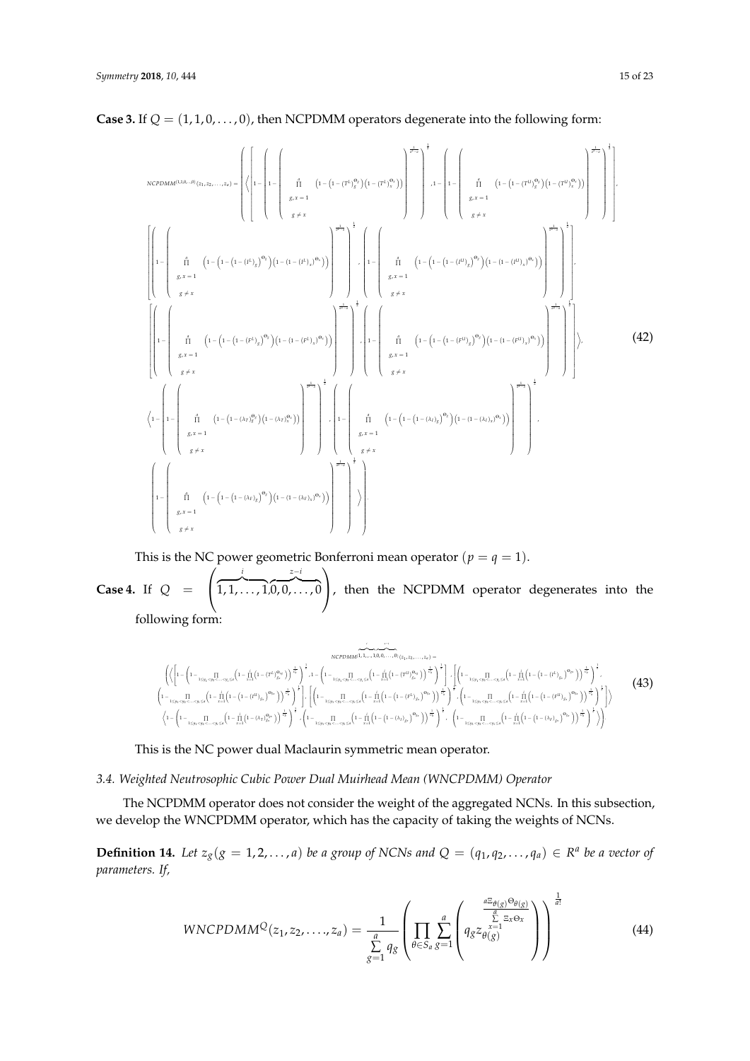**Case 3.** If $Q = (1, 1, 0, \ldots, 0)$, then NCPDMM operators degenerate into the following form:

$$NCPDMM^{(1,1,0,\ldots,0)}(z_1, z_2, \ldots, z_a) = \left( \begin{array}{l} \left\langle \left[ 1 - \left( 1 - \left( \prod\limits_{\substack{g,x=1 \\ g \neq x}}^{a} \left( 1 - \left(1 - (T^L)_g^{\Theta_g}\right)\left(1 - (T^L)_x^{\Theta_x}\right) \right) \right)^{\frac{1}{a^2-a}} \right)^{\frac{1}{2}}, 1 - \left( 1 - \left( \prod\limits_{\substack{g,x=1 \\ g \neq x}}^{a} \left( 1 - \left(1 - (T^U)_g^{\Theta_g}\right)\left(1 - (T^U)_x^{\Theta_x}\right) \right) \right)^{\frac{1}{a^2-a}} \right)^{\frac{1}{2}} \right], \right. \\ \left[ \left( 1 - \left( \prod\limits_{\substack{g,x=1 \\ g \neq x}}^{a} \left( 1 - \left(1 - \left(1 - (I^L)_g\right)^{\Theta_g}\right)\left(1 - (1 - (I^L)_x)^{\Theta_x}\right) \right) \right)^{\frac{1}{a^2-a}} \right)^{\frac{1}{2}}, \left( 1 - \left( \prod\limits_{\substack{g,x=1 \\ g \neq x}}^{a} \left( 1 - \left(1 - \left(1 - (I^U)_g\right)^{\Theta_g}\right)\left(1 - (1 - (I^U)_x)^{\Theta_x}\right) \right) \right)^{\frac{1}{a^2-a}} \right)^{\frac{1}{2}} \right], \\ \left. \left[ \left( 1 - \left( \prod\limits_{\substack{g,x=1 \\ g \neq x}}^{a} \left( 1 - \left(1 - \left(1 - (F^L)_g\right)^{\Theta_g}\right)\left(1 - (1 - (F^L)_x)^{\Theta_x}\right) \right) \right)^{\frac{1}{a^2-a}} \right)^{\frac{1}{2}}, \left( 1 - \left( \prod\limits_{\substack{g,x=1 \\ g \neq x}}^{a} \left( 1 - \left(1 - \left(1 - (F^U)_g\right)^{\Theta_g}\right)\left(1 - (1 - (F^U)_x)^{\Theta_x}\right) \right) \right)^{\frac{1}{a^2-a}} \right)^{\frac{1}{2}} \right] \right\rangle, \\ \left\langle 1 - \left( 1 - \left( \prod\limits_{\substack{g,x=1 \\ g \neq x}}^{a} \left( 1 - \left(1 - (\lambda_T)_g^{\Theta_g}\right)\left(1 - (\lambda_T)_x^{\Theta_x}\right) \right) \right)^{\frac{1}{a^2-a}} \right)^{\frac{1}{2}}, \left( 1 - \left( \prod\limits_{\substack{g,x=1 \\ g \neq x}}^{a} \left( 1 - \left(1 - \left(1 - (\lambda_I)_g\right)^{\Theta_g}\right)\left(1 - (1 - (\lambda_I)_x)^{\Theta_x}\right) \right) \right)^{\frac{1}{a^2-a}} \right)^{\frac{1}{2}}, \right. \\ \left. \left( 1 - \left( \prod\limits_{\substack{g,x=1 \\ g \neq x}}^{a} \left( 1 - \left(1 - \left(1 - (\lambda_F)_g\right)^{\Theta_g}\right)\left(1 - (1 - (\lambda_F)_x)^{\Theta_x}\right) \right) \right)^{\frac{1}{a^2-a}} \right)^{\frac{1}{2}} \right\rangle \end{array} \right). \tag{42}$$

This is the NC power geometric Bonferroni mean operator ($p = q = 1$).

**Case 4.** If $Q = \left( \overbrace{1, 1, \ldots, 1}^{i}, \overbrace{0, 0, \ldots, 0}^{z-i} \right)$, then the NCPDMM operator degenerates into the following form:

$$NCPDMM^{(\overbrace{1,1,\ldots,1}^{i},\overbrace{0,0,\ldots,0}^{z-i})}(z_1, z_2, \ldots, z_a) =$$

$$\left( \begin{array}{l} \left\langle \left[ 1 - \left( 1 - \prod\limits_{1 \le \vartheta_1 < \vartheta_2 < \ldots < \vartheta_i \le a} \left( 1 - \prod\limits_{x=1}^{i} \left(1 - (T^L)_{\vartheta_x}^{\Theta_{\vartheta_x}}\right) \right)^{\frac{1}{C_a^i}} \right)^{\frac{1}{i}}, 1 - \left( 1 - \prod\limits_{1 \le \vartheta_1 < \vartheta_2 < \ldots < \vartheta_i \le a} \left( 1 - \prod\limits_{x=1}^{i} \left(1 - (T^U)_{\vartheta_x}^{\Theta_{\vartheta_x}}\right) \right)^{\frac{1}{C_a^i}} \right)^{\frac{1}{i}} \right], \left[ \left( 1 - \prod\limits_{1 \le \vartheta_1 < \vartheta_2 < \ldots < \vartheta_i \le a} \left( 1 - \prod\limits_{x=1}^{i} \left(1 - \left(1 - (I^L)_{\vartheta_x}\right)^{\Theta_{\vartheta_x}}\right) \right)^{\frac{1}{C_a^i}} \right)^{\frac{1}{i}}, \right. \right. \\ \left. \left( 1 - \prod\limits_{1 \le \vartheta_1 < \vartheta_2 < \ldots < \vartheta_i \le a} \left( 1 - \prod\limits_{x=1}^{i} \left(1 - \left(1 - (I^U)_{\vartheta_x}\right)^{\Theta_{\vartheta_x}}\right) \right)^{\frac{1}{C_a^i}} \right)^{\frac{1}{i}} \right], \left[ \left( 1 - \prod\limits_{1 \le \vartheta_1 < \vartheta_2 < \ldots < \vartheta_i \le a} \left( 1 - \prod\limits_{x=1}^{i} \left(1 - \left(1 - (F^L)_{\vartheta_x}\right)^{\Theta_{\vartheta_x}}\right) \right)^{\frac{1}{C_a^i}} \right)^{\frac{1}{i}}, \left. \left( 1 - \prod\limits_{1 \le \vartheta_1 < \vartheta_2 < \ldots < \vartheta_i \le a} \left( 1 - \prod\limits_{x=1}^{i} \left(1 - \left(1 - (F^U)_{\vartheta_x}\right)^{\Theta_{\vartheta_x}}\right) \right)^{\frac{1}{C_a^i}} \right)^{\frac{1}{i}} \right] \right\rangle \\ \left\langle 1 - \left( 1 - \prod\limits_{1 \le \vartheta_1 < \vartheta_2 < \ldots < \vartheta_i \le a} \left( 1 - \prod\limits_{x=1}^{i} \left(1 - (\lambda_T)_{\vartheta_x}^{\Theta_{\vartheta_x}}\right) \right)^{\frac{1}{C_a^i}} \right)^{\frac{1}{i}}, \left( 1 - \prod\limits_{1 \le \vartheta_1 < \vartheta_2 < \ldots < \vartheta_i \le a} \left( 1 - \prod\limits_{x=1}^{i} \left(1 - \left(1 - (\lambda_I)_{\vartheta_x}\right)^{\Theta_{\vartheta_x}}\right) \right)^{\frac{1}{C_a^i}} \right)^{\frac{1}{i}}, \left( 1 - \prod\limits_{1 \le \vartheta_1 < \vartheta_2 < \ldots < \vartheta_i \le a} \left( 1 - \prod\limits_{x=1}^{i} \left(1 - \left(1 - (\lambda_F)_{\vartheta_x}\right)^{\Theta_{\vartheta_x}}\right) \right)^{\frac{1}{C_a^i}} \right)^{\frac{1}{i}} \right\rangle \end{array} \right). \tag{43}$$

This is the NC power dual Maclaurin symmetric mean operator.

### 3.4. Weighted Neutrosophic Cubic Power Dual Muirhead Mean (WNCPDMM) Operator

The NCPDMM operator does not consider the weight of the aggregated NCNs. In this subsection, we develop the WNCPDMM operator, which has the capacity of taking the weights of NCNs.

**Definition 14.** *Let $z_g (g = 1, 2, \ldots, a)$ be a group of NCNs and $Q = (q_1, q_2, \ldots, q_a) \in R^a$ be a vector of parameters. If,*

$$WNCPDMM^{Q}(z_1, z_2, \ldots, z_a) = \frac{1}{\sum\limits_{g=1}^{a} q_g} \left( \prod_{\theta \in S_a} \sum_{g=1}^{a} \left( q_g z_{\theta(g)}^{\frac{a \Xi_{\theta(g)} \Theta_{\theta(g)}}{\sum_{x=1}^{a} \Xi_x \Theta_x}} \right) \right)^{\frac{1}{a!}} \tag{44}$$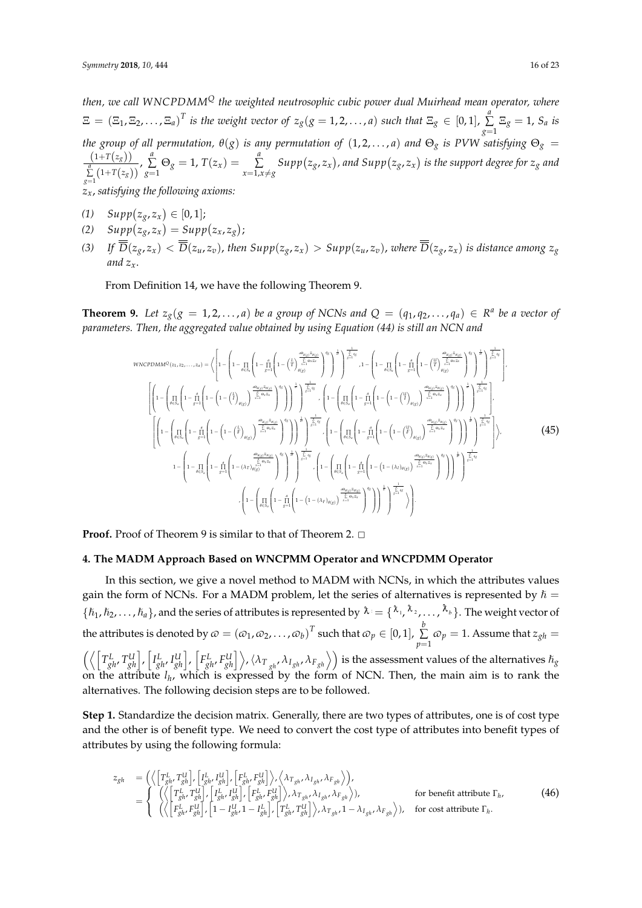*then, we call $WNCPDMM^{Q}$ the weighted neutrosophic cubic power dual Muirhead mean operator, where $\Xi = (\Xi_1, \Xi_2, \ldots, \Xi_a)^T$ is the weight vector of $z_g (g = 1, 2, \ldots, a)$ such that $\Xi_g \in [0,1]$, $\sum_{g=1}^{a} \Xi_g = 1$, $S_a$ is the group of all permutation, $\theta(g)$ is any permutation of $(1, 2, \ldots, a)$ and $\Theta_g$ is PVW satisfying $\Theta_g = \frac{(1+T(z_g))}{\sum_{g=1}^{a}(1+T(z_g))}$, $\sum_{g=1}^{a} \Theta_g = 1$, $T(z_x) = \sum_{x=1, x\neq g}^{a} Supp(z_g, z_x)$, and $Supp(z_g, z_x)$ is the support degree for $z_g$ and $z_x$, satisfying the following axioms:*

1. $Supp(z_g, z_x) \in [0,1]$;
2. $Supp(z_g, z_x) = Supp(z_x, z_g)$;
3. *If $\overline{\overline{D}}(z_g, z_x) < \overline{\overline{D}}(z_u, z_v)$, then $Supp(z_g, z_x) > Supp(z_u, z_v)$, where $\overline{\overline{D}}(z_g, z_x)$ is distance among $z_g$ and $z_x$.*

From Definition 14, we have the following Theorem 9.

**Theorem 9.** *Let $z_g (g = 1, 2, \ldots, a)$ be a group of NCNs and $Q = (q_1, q_2, \ldots, q_a) \in R^a$ be a vector of parameters. Then, the aggregated value obtained by using Equation (44) is still an NCN and*

$$
\begin{array}{l}
WNCPDMM^{Q}(z_1, z_2, \ldots, z_a) = \Bigg\langle \Bigg[ 1 - \left(1 - \prod_{\theta \in S_a}\left(1 - \prod_{g=1}^{a}\left(1 - \left(1 - \left(\frac{L}{T}\right)_{\theta(g)}\right)^{\frac{a\Theta_{\theta(g)}\Xi_{\theta(g)}}{\sum_{x=1}^{a}\Theta_x \Xi_x}}\right)^{q_g}\right)^{\frac{1}{a!}}\right)^{\frac{1}{\sum_{g=1}^{a} q_g}}, 1 - \left(1 - \prod_{\theta \in S_a}\left(1 - \prod_{g=1}^{a}\left(1 - \left(1 - \left(\frac{U}{T}\right)_{\theta(g)}\right)^{\frac{a\Theta_{\theta(g)}\Xi_{\theta(g)}}{\sum_{x=1}^{a}\Theta_x \Xi_x}}\right)^{q_g}\right)^{\frac{1}{a!}}\right)^{\frac{1}{\sum_{g=1}^{a} q_g}} \Bigg], \\
\Bigg[ \left(1 - \left(\prod_{\theta \in S_a}\left(1 - \prod_{g=1}^{a}\left(1 - \left(1 - \left(\frac{L}{I}\right)_{\theta(g)}\right)^{\frac{a\Theta_{\theta(g)}\Xi_{\theta(g)}}{\sum_{x=1}^{a}\Theta_x \Xi_x}}\right)^{q_g}\right)\right)^{\frac{1}{a!}}\right)^{\frac{1}{\sum_{g=1}^{a} q_g}}, \left(1 - \left(\prod_{\theta \in S_a}\left(1 - \prod_{g=1}^{a}\left(1 - \left(1 - \left(\frac{U}{I}\right)_{\theta(g)}\right)^{\frac{a\Theta_{\theta(g)}\Xi_{\theta(g)}}{\sum_{x=1}^{a}\Theta_x \Xi_x}}\right)^{q_g}\right)\right)^{\frac{1}{a!}}\right)^{\frac{1}{\sum_{g=1}^{a} q_g}} \Bigg], \\
\Bigg[ \left(1 - \left(\prod_{\theta \in S_a}\left(1 - \prod_{g=1}^{a}\left(1 - \left(1 - \left(\frac{L}{F}\right)_{\theta(g)}\right)^{\frac{a\Theta_{\theta(g)}\Xi_{\theta(g)}}{\sum_{x=1}^{a}\Theta_x \Xi_x}}\right)^{q_g}\right)\right)^{\frac{1}{a!}}\right)^{\frac{1}{\sum_{g=1}^{a} q_g}}, \left(1 - \left(\prod_{\theta \in S_a}\left(1 - \prod_{g=1}^{a}\left(1 - \left(1 - \left(\frac{U}{F}\right)_{\theta(g)}\right)^{\frac{a\Theta_{\theta(g)}\Xi_{\theta(g)}}{\sum_{x=1}^{a}\Theta_x \Xi_x}}\right)^{q_g}\right)\right)^{\frac{1}{a!}}\right)^{\frac{1}{\sum_{g=1}^{a} q_g}} \Bigg] \Bigg\rangle, \\
1 - \left(1 - \prod_{\theta \in S_a}\left(1 - \prod_{g=1}^{a}\left(1 - (\lambda_T)_{\theta(g)}^{\frac{a\Theta_{\theta(g)}\Xi_{\theta(g)}}{\sum_{x=1}^{a}\Theta_x \Xi_x}}\right)^{q_g}\right)^{\frac{1}{a!}}\right)^{\frac{1}{\sum_{g=1}^{a} q_g}}, \left(1 - \left(\prod_{\theta \in S_a}\left(1 - \prod_{g=1}^{a}\left(1 - \left(1 - (\lambda_I)_{\theta(g)}\right)^{\frac{a\Theta_{\theta(g)}\Xi_{\theta(g)}}{\sum_{x=1}^{a}\Theta_x \Xi_x}}\right)^{q_g}\right)\right)^{\frac{1}{a!}}\right)^{\frac{1}{\sum_{g=1}^{a} q_g}}, \\
\left(1 - \left(\prod_{\theta \in S_a}\left(1 - \prod_{g=1}^{a}\left(1 - \left(1 - (\lambda_F)_{\theta(g)}\right)^{\frac{a\Theta_{\theta(g)}\Xi_{\theta(g)}}{\sum_{x=1}^{a}\Theta_x \Xi_x}}\right)^{q_g}\right)\right)^{\frac{1}{a!}}\right)^{\frac{1}{\sum_{g=1}^{a} q_g}} \Bigg\rangle \Bigg).
\end{array}
\tag{45}
$$

**Proof.** Proof of Theorem 9 is similar to that of Theorem 2. □

## 4. The MADM Approach Based on WNCPMM Operator and WNCPDMM Operator

In this section, we give a novel method to MADM with NCNs, in which the attributes values gain the form of NCNs. For a MADM problem, let the series of alternatives is represented by $\hbar = \{\hbar_1, \hbar_2, \ldots, \hbar_a\}$, and the series of attributes is represented by $\lambda = \{\lambda_1, \lambda_2, \ldots, \lambda_b\}$. The weight vector of the attributes is denoted by $\varpi = (\varpi_1, \varpi_2, \ldots, \varpi_b)^T$ such that $\varpi_p \in [0,1]$, $\sum_{p=1}^{b} \varpi_p = 1$. Assume that $z_{gh} = \left(\left\langle \left[T_{gh}^L, T_{gh}^U\right], \left[I_{gh}^L, I_{gh}^U\right], \left[F_{gh}^L, F_{gh}^U\right]\right\rangle, \left\langle \lambda_{T_{gh}}, \lambda_{I_{gh}}, \lambda_{F_{gh}}\right\rangle\right)$ is the assessment values of the alternatives $\hbar_g$ on the attribute $l_h$, which is expressed by the form of NCN. Then, the main aim is to rank the alternatives. The following decision steps are to be followed.

**Step 1.** Standardize the decision matrix. Generally, there are two types of attributes, one is of cost type and the other is of benefit type. We need to convert the cost type of attributes into benefit types of attributes by using the following formula:

$$
\begin{aligned}
z_{gh} &= \left(\left\langle \left[T_{gh}^L, T_{gh}^U\right], \left[I_{gh}^L, I_{gh}^U\right], \left[F_{gh}^L, F_{gh}^U\right]\right\rangle, \left\langle \lambda_{T_{gh}}, \lambda_{I_{gh}}, \lambda_{F_{gh}}\right\rangle\right), \\
&= \begin{cases} \left(\left\langle \left[T_{gh}^L, T_{gh}^U\right], \left[I_{gh}^L, I_{gh}^U\right], \left[F_{gh}^L, F_{gh}^U\right]\right\rangle, \lambda_{T_{gh}}, \lambda_{I_{gh}}, \lambda_{F_{gh}}\right\rangle), & \text{for benefit attribute } \Gamma_h, \\ \left(\left\langle \left[F_{gh}^L, F_{gh}^U\right], \left[1 - I_{gh}^U, 1 - I_{gh}^L\right], \left[T_{gh}^L, T_{gh}^U\right]\right\rangle, \lambda_{T_{gh}}, 1 - \lambda_{I_{gh}}, \lambda_{F_{gh}}\right\rangle), & \text{for cost attribute } \Gamma_h. \end{cases}
\end{aligned}
\tag{46}
$$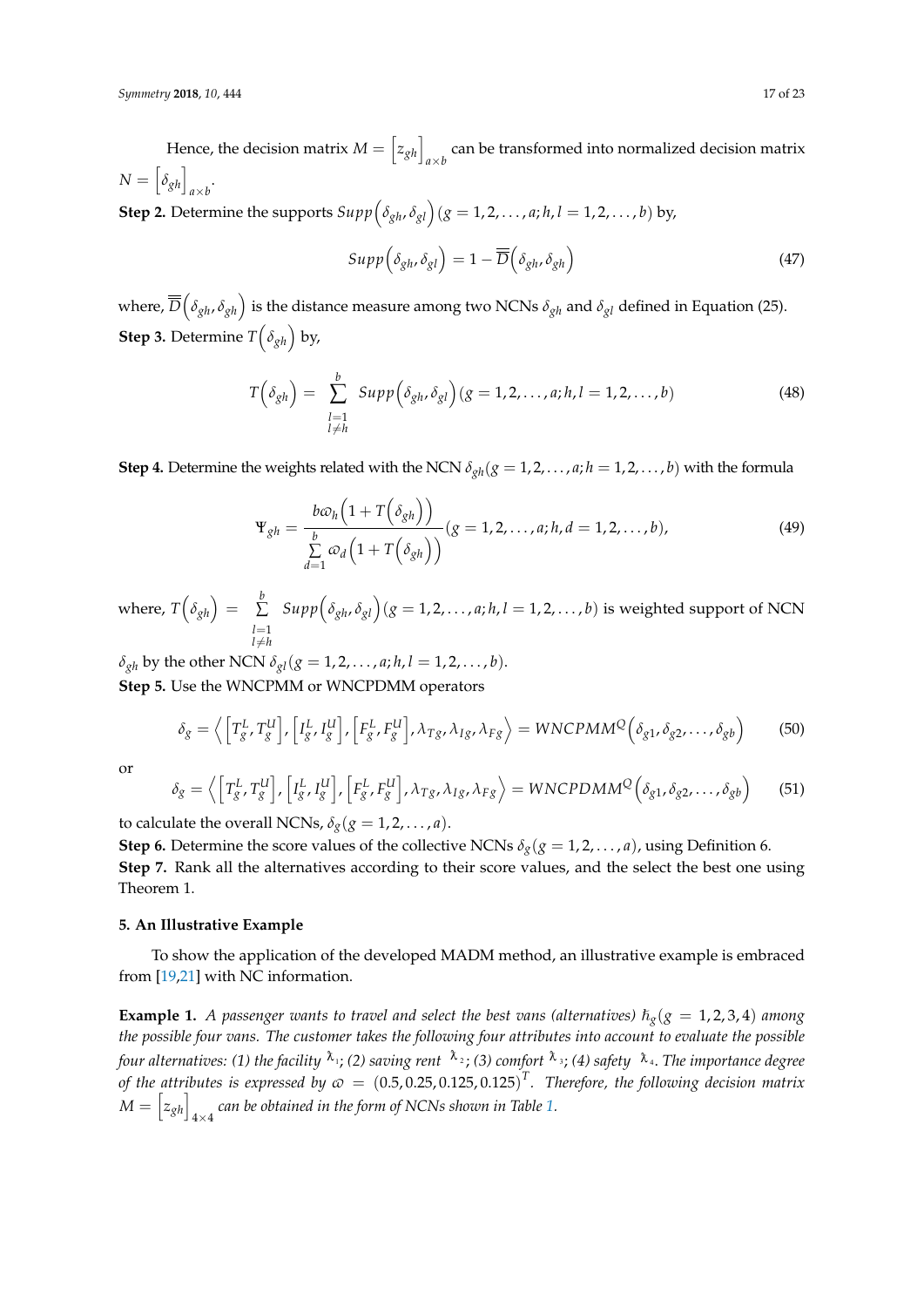Hence, the decision matrix $M = \left[z_{gh}\right]_{a \times b}$ can be transformed into normalized decision matrix $N = \left[\delta_{gh}\right]_{a \times b}$.

**Step 2.** Determine the supports $Supp\left(\delta_{gh}, \delta_{gl}\right)(g = 1, 2, \ldots, a; h, l = 1, 2, \ldots, b)$ by,

$$Supp\left(\delta_{gh}, \delta_{gl}\right) = 1 - \overline{\overline{D}}\left(\delta_{gh}, \delta_{gh}\right) \tag{47}$$

where, $\overline{\overline{D}}\left(\delta_{gh}, \delta_{gh}\right)$ is the distance measure among two NCNs $\delta_{gh}$ and $\delta_{gl}$ defined in Equation (25).

**Step 3.** Determine $T\left(\delta_{gh}\right)$ by,

$$T\left(\delta_{gh}\right) = \sum_{\substack{l=1 \\ l \neq h}}^{b} Supp\left(\delta_{gh}, \delta_{gl}\right)(g = 1, 2, \ldots, a; h, l = 1, 2, \ldots, b) \tag{48}$$

**Step 4.** Determine the weights related with the NCN $\delta_{gh}(g = 1, 2, \ldots, a; h = 1, 2, \ldots, b)$ with the formula

$$\Psi_{gh} = \frac{b\varpi_h\left(1 + T\left(\delta_{gh}\right)\right)}{\sum\limits_{d=1}^{b} \varpi_d\left(1 + T\left(\delta_{gh}\right)\right)}(g = 1, 2, \ldots, a; h, d = 1, 2, \ldots, b), \tag{49}$$

where, $T\left(\delta_{gh}\right) = \sum\limits_{\substack{l=1 \\ l \neq h}}^{b} Supp\left(\delta_{gh}, \delta_{gl}\right)(g = 1, 2, \ldots, a; h, l = 1, 2, \ldots, b)$ is weighted support of NCN $\delta_{gh}$ by the other NCN $\delta_{gl}(g = 1, 2, \ldots, a; h, l = 1, 2, \ldots, b)$.

**Step 5.** Use the WNCPMM or WNCPDMM operators

$$\delta_g = \left\langle \left[T_g^L, T_g^U\right], \left[I_g^L, I_g^U\right], \left[F_g^L, F_g^U\right], \lambda_{Tg}, \lambda_{Ig}, \lambda_{Fg} \right\rangle = WNCPMM^Q\left(\delta_{g1}, \delta_{g2}, \ldots, \delta_{gb}\right) \tag{50}$$

or

$$\delta_g = \left\langle \left[T_g^L, T_g^U\right], \left[I_g^L, I_g^U\right], \left[F_g^L, F_g^U\right], \lambda_{Tg}, \lambda_{Ig}, \lambda_{Fg} \right\rangle = WNCPDMM^Q\left(\delta_{g1}, \delta_{g2}, \ldots, \delta_{gb}\right) \tag{51}$$

to calculate the overall NCNs, $\delta_g(g = 1, 2, \ldots, a)$.

**Step 6.** Determine the score values of the collective NCNs $\delta_g(g = 1, 2, \ldots, a)$, using Definition 6.

**Step 7.** Rank all the alternatives according to their score values, and the select the best one using Theorem 1.

## 5. An Illustrative Example

To show the application of the developed MADM method, an illustrative example is embraced from [19,21] with NC information.

**Example 1.** *A passenger wants to travel and select the best vans (alternatives) $\hbar_g(g = 1, 2, 3, 4)$ among the possible four vans. The customer takes the following four attributes into account to evaluate the possible four alternatives: (1) the facility $\lambda_1$; (2) saving rent $\lambda_2$; (3) comfort $\lambda_3$; (4) safety $\lambda_4$. The importance degree of the attributes is expressed by $\varpi = (0.5, 0.25, 0.125, 0.125)^T$. Therefore, the following decision matrix $M = \left[z_{gh}\right]_{4 \times 4}$ can be obtained in the form of NCNs shown in Table 1.*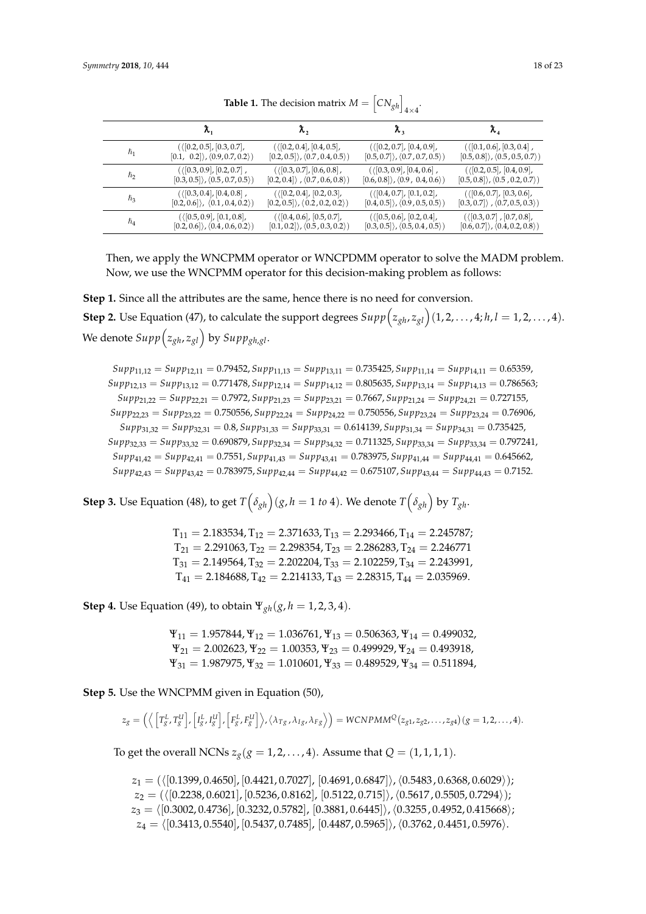**Table 1.** The decision matrix $M = \left[CN_{gh}\right]_{4\times 4}$.

| | $\lambda_1$ | $\lambda_2$ | $\lambda_3$ | $\lambda_4$ |
|---|---|---|---|---|
| $\hbar_1$ | $(\langle[0.2, 0.5], [0.3, 0.7], [0.1, 0.2]\rangle, \langle 0.9, 0.7, 0.2\rangle)$ | $(\langle[0.2, 0.4], [0.4, 0.5], [0.2, 0.5]\rangle, \langle 0.7, 0.4, 0.5\rangle)$ | $(\langle[0.2, 0.7], [0.4, 0.9], [0.5, 0.7]\rangle, \langle 0.7, 0.7, 0.5\rangle)$ | $(\langle[0.1, 0.6], [0.3, 0.4], [0.5, 0.8]\rangle, \langle 0.5, 0.5, 0.7\rangle)$ |
| $\hbar_2$ | $(\langle[0.3, 0.9], [0.2, 0.7], [0.3, 0.5]\rangle, \langle 0.5, 0.7, 0.5\rangle)$ | $(\langle[0.3, 0.7], [0.6, 0.8], [0.2, 0.4]\rangle, \langle 0.7, 0.6, 0.8\rangle)$ | $(\langle[0.3, 0.9], [0.4, 0.6], [0.6, 0.8]\rangle, \langle 0.9, 0.4, 0.6\rangle)$ | $(\langle[0.2, 0.5], [0.4, 0.9], [0.5, 0.8]\rangle, \langle 0.5, 0.2, 0.7\rangle)$ |
| $\hbar_3$ | $(\langle[0.3, 0.4], [0.4, 0.8], [0.2, 0.6]\rangle, \langle 0.1, 0.4, 0.2\rangle)$ | $(\langle[0.2, 0.4], [0.2, 0.3], [0.2, 0.5]\rangle, \langle 0.2, 0.2, 0.2\rangle)$ | $(\langle[0.4, 0.7], [0.1, 0.2], [0.4, 0.5]\rangle, \langle 0.9, 0.5, 0.5\rangle)$ | $(\langle[0.6, 0.7], [0.3, 0.6], [0.3, 0.7]\rangle, \langle 0.7, 0.5, 0.3\rangle)$ |
| $\hbar_4$ | $(\langle[0.5, 0.9], [0.1, 0.8], [0.2, 0.6]\rangle, \langle 0.4, 0.6, 0.2\rangle)$ | $(\langle[0.4, 0.6], [0.5, 0.7], [0.1, 0.2]\rangle, \langle 0.5, 0.3, 0.2\rangle)$ | $(\langle[0.5, 0.6], [0.2, 0.4], [0.3, 0.5]\rangle, \langle 0.5, 0.4, 0.5\rangle)$ | $(\langle[0.3, 0.7], [0.7, 0.8], [0.6, 0.7]\rangle, \langle 0.4, 0.2, 0.8\rangle)$ |

Then, we apply the WNCPMM operator or WNCPDMM operator to solve the MADM problem. Now, we use the WNCPMM operator for this decision-making problem as follows:

**Step 1.** Since all the attributes are the same, hence there is no need for conversion.

**Step 2.** Use Equation (47), to calculate the support degrees $Supp\left(z_{gh}, z_{gl}\right)(1, 2, \ldots, 4; h, l = 1, 2, \ldots, 4)$. We denote $Supp\left(z_{gh}, z_{gl}\right)$ by $Supp_{gh,gl}$.

$$
\begin{gathered}
Supp_{11,12} = Supp_{12,11} = 0.79452, Supp_{11,13} = Supp_{13,11} = 0.735425, Supp_{11,14} = Supp_{14,11} = 0.65359, \\
Supp_{12,13} = Supp_{13,12} = 0.771478, Supp_{12,14} = Supp_{14,12} = 0.805635, Supp_{13,14} = Supp_{14,13} = 0.786563; \\
Supp_{21,22} = Supp_{22,21} = 0.7972, Supp_{21,23} = Supp_{23,21} = 0.7667, Supp_{21,24} = Supp_{24,21} = 0.727155, \\
Supp_{22,23} = Supp_{23,22} = 0.750556, Supp_{22,24} = Supp_{24,22} = 0.750556, Supp_{23,24} = Supp_{23,24} = 0.76906, \\
Supp_{31,32} = Supp_{32,31} = 0.8, Supp_{31,33} = Supp_{33,31} = 0.614139, Supp_{31,34} = Supp_{34,31} = 0.735425, \\
Supp_{32,33} = Supp_{33,32} = 0.690879, Supp_{32,34} = Supp_{34,32} = 0.711325, Supp_{33,34} = Supp_{33,34} = 0.797241, \\
Supp_{41,42} = Supp_{42,41} = 0.7551, Supp_{41,43} = Supp_{43,41} = 0.783975, Supp_{41,44} = Supp_{44,41} = 0.645662, \\
Supp_{42,43} = Supp_{43,42} = 0.783975, Supp_{42,44} = Supp_{44,42} = 0.675107, Supp_{43,44} = Supp_{44,43} = 0.7152.
\end{gathered}
$$

**Step 3.** Use Equation (48), to get $T\left(\delta_{gh}\right)(g, h = 1 \text{ to } 4)$. We denote $T\left(\delta_{gh}\right)$ by $T_{gh}$.

$$
\begin{gathered}
T_{11} = 2.183534, T_{12} = 2.371633, T_{13} = 2.293466, T_{14} = 2.245787; \\
T_{21} = 2.291063, T_{22} = 2.298354, T_{23} = 2.286283, T_{24} = 2.246771 \\
T_{31} = 2.149564, T_{32} = 2.202204, T_{33} = 2.102259, T_{34} = 2.243991, \\
T_{41} = 2.184688, T_{42} = 2.214133, T_{43} = 2.28315, T_{44} = 2.035969.
\end{gathered}
$$

**Step 4.** Use Equation (49), to obtain $\Psi_{gh}(g, h = 1, 2, 3, 4)$.

$$
\begin{gathered}
\Psi_{11} = 1.957844, \Psi_{12} = 1.036761, \Psi_{13} = 0.506363, \Psi_{14} = 0.499032, \\
\Psi_{21} = 2.002623, \Psi_{22} = 1.00353, \Psi_{23} = 0.499929, \Psi_{24} = 0.493918, \\
\Psi_{31} = 1.987975, \Psi_{32} = 1.010601, \Psi_{33} = 0.489529, \Psi_{34} = 0.511894,
\end{gathered}
$$

**Step 5.** Use the WNCPMM given in Equation (50),

$$
z_g = \left(\left\langle \left[T_g^L, T_g^U\right], \left[I_g^L, I_g^U\right], \left[F_g^L, F_g^U\right]\right\rangle, \left\langle \lambda_{Tg}, \lambda_{Ig}, \lambda_{Fg}\right\rangle\right) = WCNPMM^Q(z_{g1}, z_{g2}, \ldots, z_{g4})(g = 1, 2, \ldots, 4).
$$

To get the overall NCNs $z_g (g = 1, 2, \ldots, 4)$. Assume that $Q = (1, 1, 1, 1)$.

$$
\begin{gathered}
z_1 = (\langle[0.1399, 0.4650], [0.4421, 0.7027], [0.4691, 0.6847]\rangle, \langle 0.5483, 0.6368, 0.6029\rangle); \\
z_2 = (\langle[0.2238, 0.6021], [0.5236, 0.8162], [0.5122, 0.715]\rangle, \langle 0.5617, 0.5505, 0.7294\rangle); \\
z_3 = \langle[0.3002, 0.4736], [0.3232, 0.5782], [0.3881, 0.6445]\rangle, \langle 0.3255, 0.4952, 0.415668\rangle; \\
z_4 = \langle[0.3413, 0.5540], [0.5437, 0.7485], [0.4487, 0.5965]\rangle, \langle 0.3762, 0.4451, 0.5976\rangle.
\end{gathered}
$$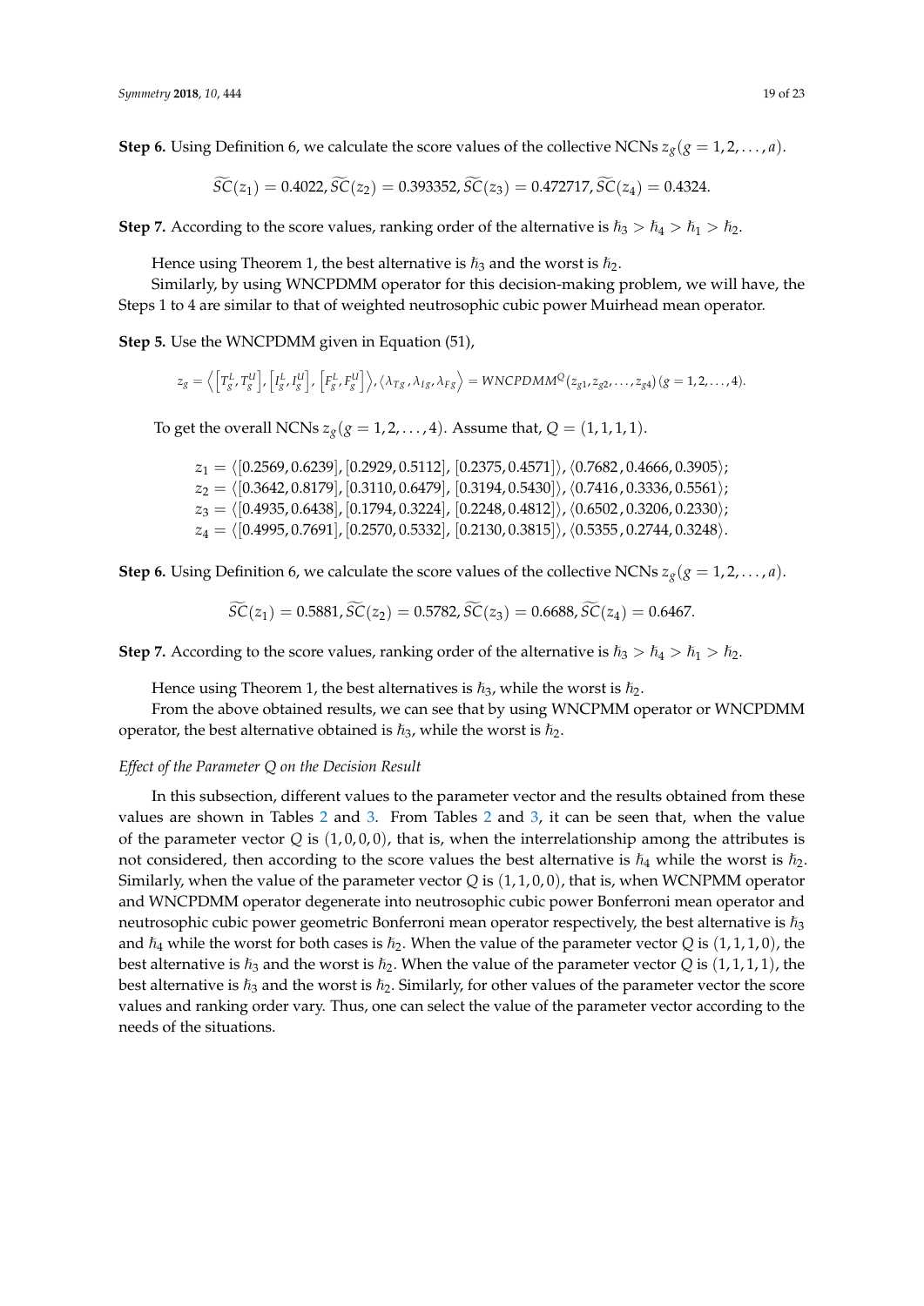**Step 6.** Using Definition 6, we calculate the score values of the collective NCNs $z_g (g = 1, 2, \ldots, a)$.

$$\widetilde{SC}(z_1) = 0.4022, \widetilde{SC}(z_2) = 0.393352, \widetilde{SC}(z_3) = 0.472717, \widetilde{SC}(z_4) = 0.4324.$$

**Step 7.** According to the score values, ranking order of the alternative is $\hbar_3 > \hbar_4 > \hbar_1 > \hbar_2$.

Hence using Theorem 1, the best alternative is $\hbar_3$ and the worst is $\hbar_2$.

Similarly, by using WNCPDMM operator for this decision-making problem, we will have, the Steps 1 to 4 are similar to that of weighted neutrosophic cubic power Muirhead mean operator.

**Step 5.** Use the WNCPDMM given in Equation (51),

$$z_g = \left\langle \left[T_g^L, T_g^U\right], \left[I_g^L, I_g^U\right], \left[F_g^L, F_g^U\right] \right\rangle, \left\langle \lambda_{Tg}, \lambda_{Ig}, \lambda_{Fg} \right\rangle = WNCPDMM^Q(z_{g1}, z_{g2}, \ldots, z_{g4}) \, (g = 1, 2, \ldots, 4).$$

To get the overall NCNs $z_g (g = 1, 2, \ldots, 4)$. Assume that, $Q = (1, 1, 1, 1)$.

$$z_1 = \langle [0.2569, 0.6239], [0.2929, 0.5112], [0.2375, 0.4571] \rangle, \langle 0.7682, 0.4666, 0.3905 \rangle;$$
$$z_2 = \langle [0.3642, 0.8179], [0.3110, 0.6479], [0.3194, 0.5430] \rangle, \langle 0.7416, 0.3336, 0.5561 \rangle;$$
$$z_3 = \langle [0.4935, 0.6438], [0.1794, 0.3224], [0.2248, 0.4812] \rangle, \langle 0.6502, 0.3206, 0.2330 \rangle;$$
$$z_4 = \langle [0.4995, 0.7691], [0.2570, 0.5332], [0.2130, 0.3815] \rangle, \langle 0.5355, 0.2744, 0.3248 \rangle.$$

**Step 6.** Using Definition 6, we calculate the score values of the collective NCNs $z_g (g = 1, 2, \ldots, a)$.

$$\widetilde{SC}(z_1) = 0.5881, \widetilde{SC}(z_2) = 0.5782, \widetilde{SC}(z_3) = 0.6688, \widetilde{SC}(z_4) = 0.6467.$$

**Step 7.** According to the score values, ranking order of the alternative is $\hbar_3 > \hbar_4 > \hbar_1 > \hbar_2$.

Hence using Theorem 1, the best alternatives is $\hbar_3$, while the worst is $\hbar_2$.

From the above obtained results, we can see that by using WNCPMM operator or WNCPDMM operator, the best alternative obtained is $\hbar_3$, while the worst is $\hbar_2$.

*Effect of the Parameter Q on the Decision Result*

In this subsection, different values to the parameter vector and the results obtained from these values are shown in Tables 2 and 3. From Tables 2 and 3, it can be seen that, when the value of the parameter vector $Q$ is $(1, 0, 0, 0)$, that is, when the interrelationship among the attributes is not considered, then according to the score values the best alternative is $\hbar_4$ while the worst is $\hbar_2$. Similarly, when the value of the parameter vector $Q$ is $(1, 1, 0, 0)$, that is, when WCNPMM operator and WNCPDMM operator degenerate into neutrosophic cubic power Bonferroni mean operator and neutrosophic cubic power geometric Bonferroni mean operator respectively, the best alternative is $\hbar_3$ and $\hbar_4$ while the worst for both cases is $\hbar_2$. When the value of the parameter vector $Q$ is $(1, 1, 1, 0)$, the best alternative is $\hbar_3$ and the worst is $\hbar_2$. When the value of the parameter vector $Q$ is $(1, 1, 1, 1)$, the best alternative is $\hbar_3$ and the worst is $\hbar_2$. Similarly, for other values of the parameter vector the score values and ranking order vary. Thus, one can select the value of the parameter vector according to the needs of the situations.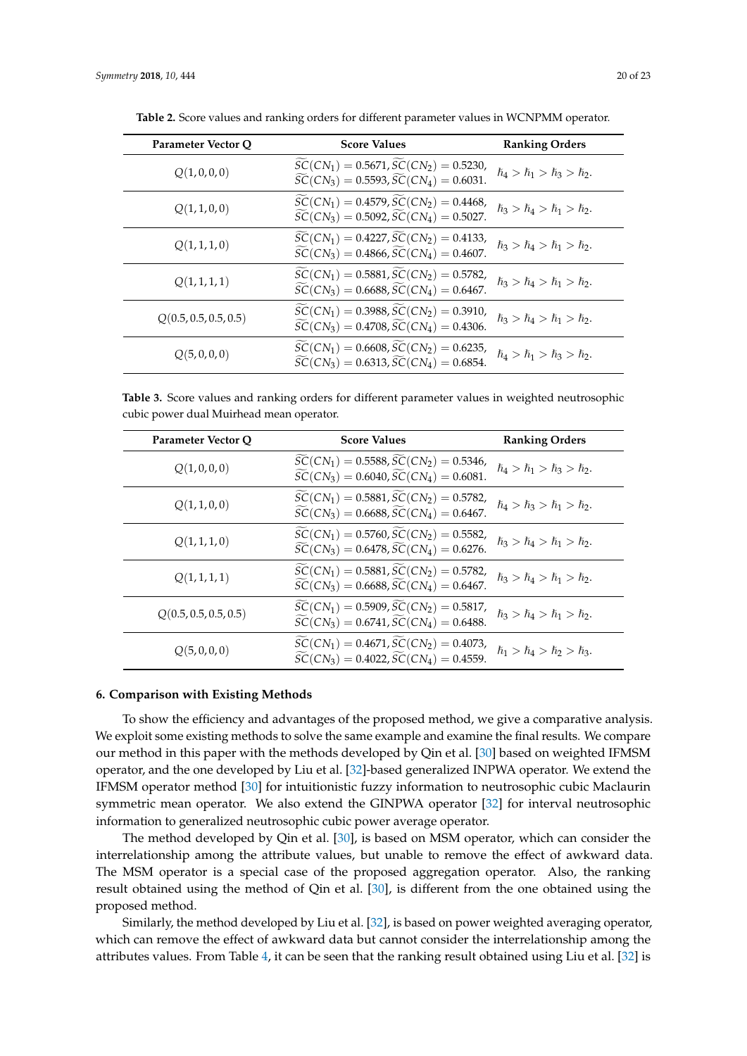**Table 2.** Score values and ranking orders for different parameter values in WCNPMM operator.

| Parameter Vector Q | Score Values | Ranking Orders |
|---|---|---|
| $Q(1,0,0,0)$ | $\widetilde{SC}(CN_1) = 0.5671, \widetilde{SC}(CN_2) = 0.5230,$ $\widetilde{SC}(CN_3) = 0.5593, \widetilde{SC}(CN_4) = 0.6031.$ | $\hbar_4 > \hbar_1 > \hbar_3 > \hbar_2.$ |
| $Q(1,1,0,0)$ | $\widetilde{SC}(CN_1) = 0.4579, \widetilde{SC}(CN_2) = 0.4468,$ $\widetilde{SC}(CN_3) = 0.5092, \widetilde{SC}(CN_4) = 0.5027.$ | $\hbar_3 > \hbar_4 > \hbar_1 > \hbar_2.$ |
| $Q(1,1,1,0)$ | $\widetilde{SC}(CN_1) = 0.4227, \widetilde{SC}(CN_2) = 0.4133,$ $\widetilde{SC}(CN_3) = 0.4866, \widetilde{SC}(CN_4) = 0.4607.$ | $\hbar_3 > \hbar_4 > \hbar_1 > \hbar_2.$ |
| $Q(1,1,1,1)$ | $\widetilde{SC}(CN_1) = 0.5881, \widetilde{SC}(CN_2) = 0.5782,$ $\widetilde{SC}(CN_3) = 0.6688, \widetilde{SC}(CN_4) = 0.6467.$ | $\hbar_3 > \hbar_4 > \hbar_1 > \hbar_2.$ |
| $Q(0.5,0.5,0.5,0.5)$ | $\widetilde{SC}(CN_1) = 0.3988, \widetilde{SC}(CN_2) = 0.3910,$ $\widetilde{SC}(CN_3) = 0.4708, \widetilde{SC}(CN_4) = 0.4306.$ | $\hbar_3 > \hbar_4 > \hbar_1 > \hbar_2.$ |
| $Q(5,0,0,0)$ | $\widetilde{SC}(CN_1) = 0.6608, \widetilde{SC}(CN_2) = 0.6235,$ $\widetilde{SC}(CN_3) = 0.6313, \widetilde{SC}(CN_4) = 0.6854.$ | $\hbar_4 > \hbar_1 > \hbar_3 > \hbar_2.$ |

**Table 3.** Score values and ranking orders for different parameter values in weighted neutrosophic cubic power dual Muirhead mean operator.

| Parameter Vector Q | Score Values | Ranking Orders |
|---|---|---|
| $Q(1,0,0,0)$ | $\widetilde{SC}(CN_1) = 0.5588, \widetilde{SC}(CN_2) = 0.5346,$ $\widetilde{SC}(CN_3) = 0.6040, \widetilde{SC}(CN_4) = 0.6081.$ | $\hbar_4 > \hbar_1 > \hbar_3 > \hbar_2.$ |
| $Q(1,1,0,0)$ | $\widetilde{SC}(CN_1) = 0.5881, \widetilde{SC}(CN_2) = 0.5782,$ $\widetilde{SC}(CN_3) = 0.6688, \widetilde{SC}(CN_4) = 0.6467.$ | $\hbar_4 > \hbar_3 > \hbar_1 > \hbar_2.$ |
| $Q(1,1,1,0)$ | $\widetilde{SC}(CN_1) = 0.5760, \widetilde{SC}(CN_2) = 0.5582,$ $\widetilde{SC}(CN_3) = 0.6478, \widetilde{SC}(CN_4) = 0.6276.$ | $\hbar_3 > \hbar_4 > \hbar_1 > \hbar_2.$ |
| $Q(1,1,1,1)$ | $\widetilde{SC}(CN_1) = 0.5881, \widetilde{SC}(CN_2) = 0.5782,$ $\widetilde{SC}(CN_3) = 0.6688, \widetilde{SC}(CN_4) = 0.6467.$ | $\hbar_3 > \hbar_4 > \hbar_1 > \hbar_2.$ |
| $Q(0.5,0.5,0.5,0.5)$ | $\widetilde{SC}(CN_1) = 0.5909, \widetilde{SC}(CN_2) = 0.5817,$ $\widetilde{SC}(CN_3) = 0.6741, \widetilde{SC}(CN_4) = 0.6488.$ | $\hbar_3 > \hbar_4 > \hbar_1 > \hbar_2.$ |
| $Q(5,0,0,0)$ | $\widetilde{SC}(CN_1) = 0.4671, \widetilde{SC}(CN_2) = 0.4073,$ $\widetilde{SC}(CN_3) = 0.4022, \widetilde{SC}(CN_4) = 0.4559.$ | $\hbar_1 > \hbar_4 > \hbar_2 > \hbar_3.$ |

## 6. Comparison with Existing Methods

To show the efficiency and advantages of the proposed method, we give a comparative analysis. We exploit some existing methods to solve the same example and examine the final results. We compare our method in this paper with the methods developed by Qin et al. [30] based on weighted IFMSM operator, and the one developed by Liu et al. [32]-based generalized INPWA operator. We extend the IFMSM operator method [30] for intuitionistic fuzzy information to neutrosophic cubic Maclaurin symmetric mean operator. We also extend the GINPWA operator [32] for interval neutrosophic information to generalized neutrosophic cubic power average operator.

The method developed by Qin et al. [30], is based on MSM operator, which can consider the interrelationship among the attribute values, but unable to remove the effect of awkward data. The MSM operator is a special case of the proposed aggregation operator. Also, the ranking result obtained using the method of Qin et al. [30], is different from the one obtained using the proposed method.

Similarly, the method developed by Liu et al. [32], is based on power weighted averaging operator, which can remove the effect of awkward data but cannot consider the interrelationship among the attributes values. From Table 4, it can be seen that the ranking result obtained using Liu et al. [32] is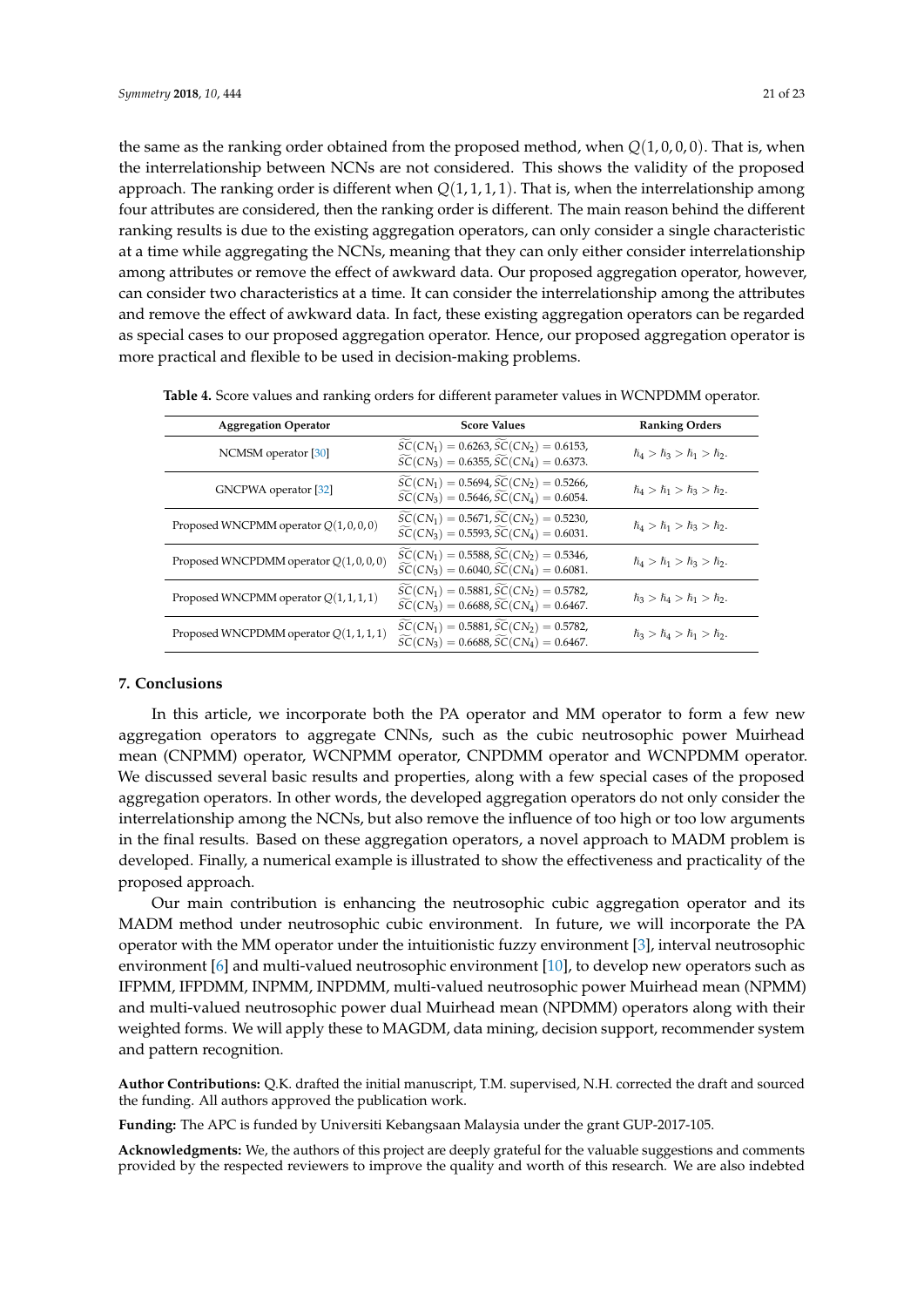the same as the ranking order obtained from the proposed method, when $Q(1,0,0,0)$. That is, when the interrelationship between NCNs are not considered. This shows the validity of the proposed approach. The ranking order is different when $Q(1,1,1,1)$. That is, when the interrelationship among four attributes are considered, then the ranking order is different. The main reason behind the different ranking results is due to the existing aggregation operators, can only consider a single characteristic at a time while aggregating the NCNs, meaning that they can only either consider interrelationship among attributes or remove the effect of awkward data. Our proposed aggregation operator, however, can consider two characteristics at a time. It can consider the interrelationship among the attributes and remove the effect of awkward data. In fact, these existing aggregation operators can be regarded as special cases to our proposed aggregation operator. Hence, our proposed aggregation operator is more practical and flexible to be used in decision-making problems.

**Table 4.** Score values and ranking orders for different parameter values in WCNPDMM operator.

| Aggregation Operator | Score Values | Ranking Orders |
|---|---|---|
| NCMSM operator [30] | $\widetilde{SC}(CN_1) = 0.6263, \widetilde{SC}(CN_2) = 0.6153,$ $\widetilde{SC}(CN_3) = 0.6355, \widetilde{SC}(CN_4) = 0.6373.$ | $\hbar_4 > \hbar_3 > \hbar_1 > \hbar_2.$ |
| GNCPWA operator [32] | $\widetilde{SC}(CN_1) = 0.5694, \widetilde{SC}(CN_2) = 0.5266,$ $\widetilde{SC}(CN_3) = 0.5646, \widetilde{SC}(CN_4) = 0.6054.$ | $\hbar_4 > \hbar_1 > \hbar_3 > \hbar_2.$ |
| Proposed WNCPMM operator $Q(1,0,0,0)$ | $\widetilde{SC}(CN_1) = 0.5671, \widetilde{SC}(CN_2) = 0.5230,$ $\widetilde{SC}(CN_3) = 0.5593, \widetilde{SC}(CN_4) = 0.6031.$ | $\hbar_4 > \hbar_1 > \hbar_3 > \hbar_2.$ |
| Proposed WNCPDMM operator $Q(1,0,0,0)$ | $\widetilde{SC}(CN_1) = 0.5588, \widetilde{SC}(CN_2) = 0.5346,$ $\widetilde{SC}(CN_3) = 0.6040, \widetilde{SC}(CN_4) = 0.6081.$ | $\hbar_4 > \hbar_1 > \hbar_3 > \hbar_2.$ |
| Proposed WNCPMM operator $Q(1,1,1,1)$ | $\widetilde{SC}(CN_1) = 0.5881, \widetilde{SC}(CN_2) = 0.5782,$ $\widetilde{SC}(CN_3) = 0.6688, \widetilde{SC}(CN_4) = 0.6467.$ | $\hbar_3 > \hbar_4 > \hbar_1 > \hbar_2.$ |
| Proposed WNCPDMM operator $Q(1,1,1,1)$ | $\widetilde{SC}(CN_1) = 0.5881, \widetilde{SC}(CN_2) = 0.5782,$ $\widetilde{SC}(CN_3) = 0.6688, \widetilde{SC}(CN_4) = 0.6467.$ | $\hbar_3 > \hbar_4 > \hbar_1 > \hbar_2.$ |

## 7. Conclusions

In this article, we incorporate both the PA operator and MM operator to form a few new aggregation operators to aggregate CNNs, such as the cubic neutrosophic power Muirhead mean (CNPMM) operator, WCNPMM operator, CNPDMM operator and WCNPDMM operator. We discussed several basic results and properties, along with a few special cases of the proposed aggregation operators. In other words, the developed aggregation operators do not only consider the interrelationship among the NCNs, but also remove the influence of too high or too low arguments in the final results. Based on these aggregation operators, a novel approach to MADM problem is developed. Finally, a numerical example is illustrated to show the effectiveness and practicality of the proposed approach.

Our main contribution is enhancing the neutrosophic cubic aggregation operator and its MADM method under neutrosophic cubic environment. In future, we will incorporate the PA operator with the MM operator under the intuitionistic fuzzy environment [3], interval neutrosophic environment [6] and multi-valued neutrosophic environment [10], to develop new operators such as IFPMM, IFPDMM, INPMM, INPDMM, multi-valued neutrosophic power Muirhead mean (NPMM) and multi-valued neutrosophic power dual Muirhead mean (NPDMM) operators along with their weighted forms. We will apply these to MAGDM, data mining, decision support, recommender system and pattern recognition.

**Author Contributions:** Q.K. drafted the initial manuscript, T.M. supervised, N.H. corrected the draft and sourced the funding. All authors approved the publication work.

**Funding:** The APC is funded by Universiti Kebangsaan Malaysia under the grant GUP-2017-105.

**Acknowledgments:** We, the authors of this project are deeply grateful for the valuable suggestions and comments provided by the respected reviewers to improve the quality and worth of this research. We are also indebted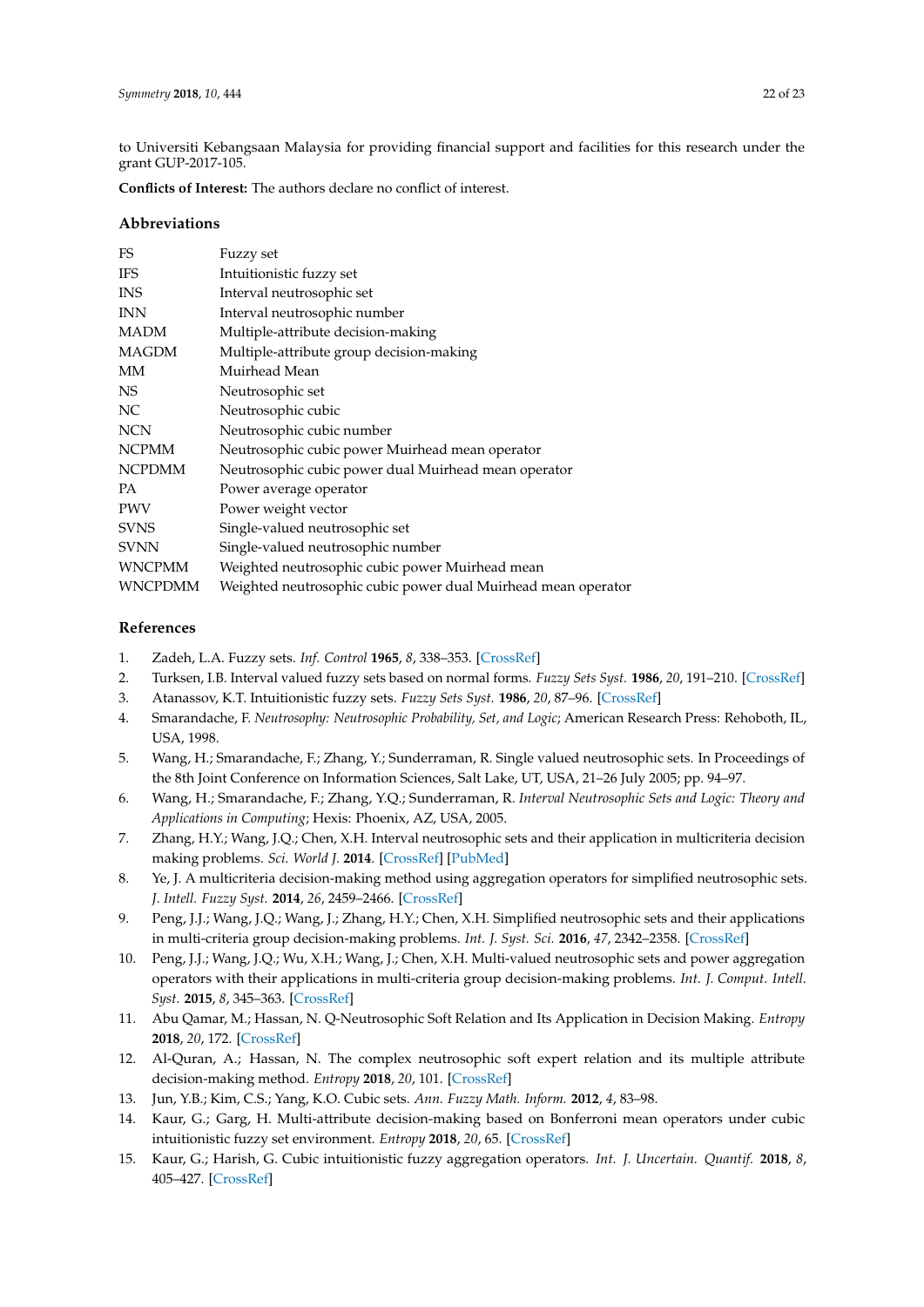to Universiti Kebangsaan Malaysia for providing financial support and facilities for this research under the grant GUP-2017-105.

**Conflicts of Interest:** The authors declare no conflict of interest.

## Abbreviations

| | |
|---|---|
| FS | Fuzzy set |
| IFS | Intuitionistic fuzzy set |
| INS | Interval neutrosophic set |
| INN | Interval neutrosophic number |
| MADM | Multiple-attribute decision-making |
| MAGDM | Multiple-attribute group decision-making |
| MM | Muirhead Mean |
| NS | Neutrosophic set |
| NC | Neutrosophic cubic |
| NCN | Neutrosophic cubic number |
| NCPMM | Neutrosophic cubic power Muirhead mean operator |
| NCPDMM | Neutrosophic cubic power dual Muirhead mean operator |
| PA | Power average operator |
| PWV | Power weight vector |
| SVNS | Single-valued neutrosophic set |
| SVNN | Single-valued neutrosophic number |
| WNCPMM | Weighted neutrosophic cubic power Muirhead mean |
| WNCPDMM | Weighted neutrosophic cubic power dual Muirhead mean operator |

## References

1. Zadeh, L.A. Fuzzy sets. *Inf. Control* **1965**, *8*, 338–353. [CrossRef]
2. Turksen, I.B. Interval valued fuzzy sets based on normal forms. *Fuzzy Sets Syst.* **1986**, *20*, 191–210. [CrossRef]
3. Atanassov, K.T. Intuitionistic fuzzy sets. *Fuzzy Sets Syst.* **1986**, *20*, 87–96. [CrossRef]
4. Smarandache, F. *Neutrosophy: Neutrosophic Probability, Set, and Logic*; American Research Press: Rehoboth, IL, USA, 1998.
5. Wang, H.; Smarandache, F.; Zhang, Y.; Sunderraman, R. Single valued neutrosophic sets. In Proceedings of the 8th Joint Conference on Information Sciences, Salt Lake, UT, USA, 21–26 July 2005; pp. 94–97.
6. Wang, H.; Smarandache, F.; Zhang, Y.Q.; Sunderraman, R. *Interval Neutrosophic Sets and Logic: Theory and Applications in Computing*; Hexis: Phoenix, AZ, USA, 2005.
7. Zhang, H.Y.; Wang, J.Q.; Chen, X.H. Interval neutrosophic sets and their application in multicriteria decision making problems. *Sci. World J.* **2014**. [CrossRef] [PubMed]
8. Ye, J. A multicriteria decision-making method using aggregation operators for simplified neutrosophic sets. *J. Intell. Fuzzy Syst.* **2014**, *26*, 2459–2466. [CrossRef]
9. Peng, J.J.; Wang, J.Q.; Wang, J.; Zhang, H.Y.; Chen, X.H. Simplified neutrosophic sets and their applications in multi-criteria group decision-making problems. *Int. J. Syst. Sci.* **2016**, *47*, 2342–2358. [CrossRef]
10. Peng, J.J.; Wang, J.Q.; Wu, X.H.; Wang, J.; Chen, X.H. Multi-valued neutrosophic sets and power aggregation operators with their applications in multi-criteria group decision-making problems. *Int. J. Comput. Intell. Syst.* **2015**, *8*, 345–363. [CrossRef]
11. Abu Qamar, M.; Hassan, N. Q-Neutrosophic Soft Relation and Its Application in Decision Making. *Entropy* **2018**, *20*, 172. [CrossRef]
12. Al-Quran, A.; Hassan, N. The complex neutrosophic soft expert relation and its multiple attribute decision-making method. *Entropy* **2018**, *20*, 101. [CrossRef]
13. Jun, Y.B.; Kim, C.S.; Yang, K.O. Cubic sets. *Ann. Fuzzy Math. Inform.* **2012**, *4*, 83–98.
14. Kaur, G.; Garg, H. Multi-attribute decision-making based on Bonferroni mean operators under cubic intuitionistic fuzzy set environment. *Entropy* **2018**, *20*, 65. [CrossRef]
15. Kaur, G.; Harish, G. Cubic intuitionistic fuzzy aggregation operators. *Int. J. Uncertain. Quantif.* **2018**, *8*, 405–427. [CrossRef]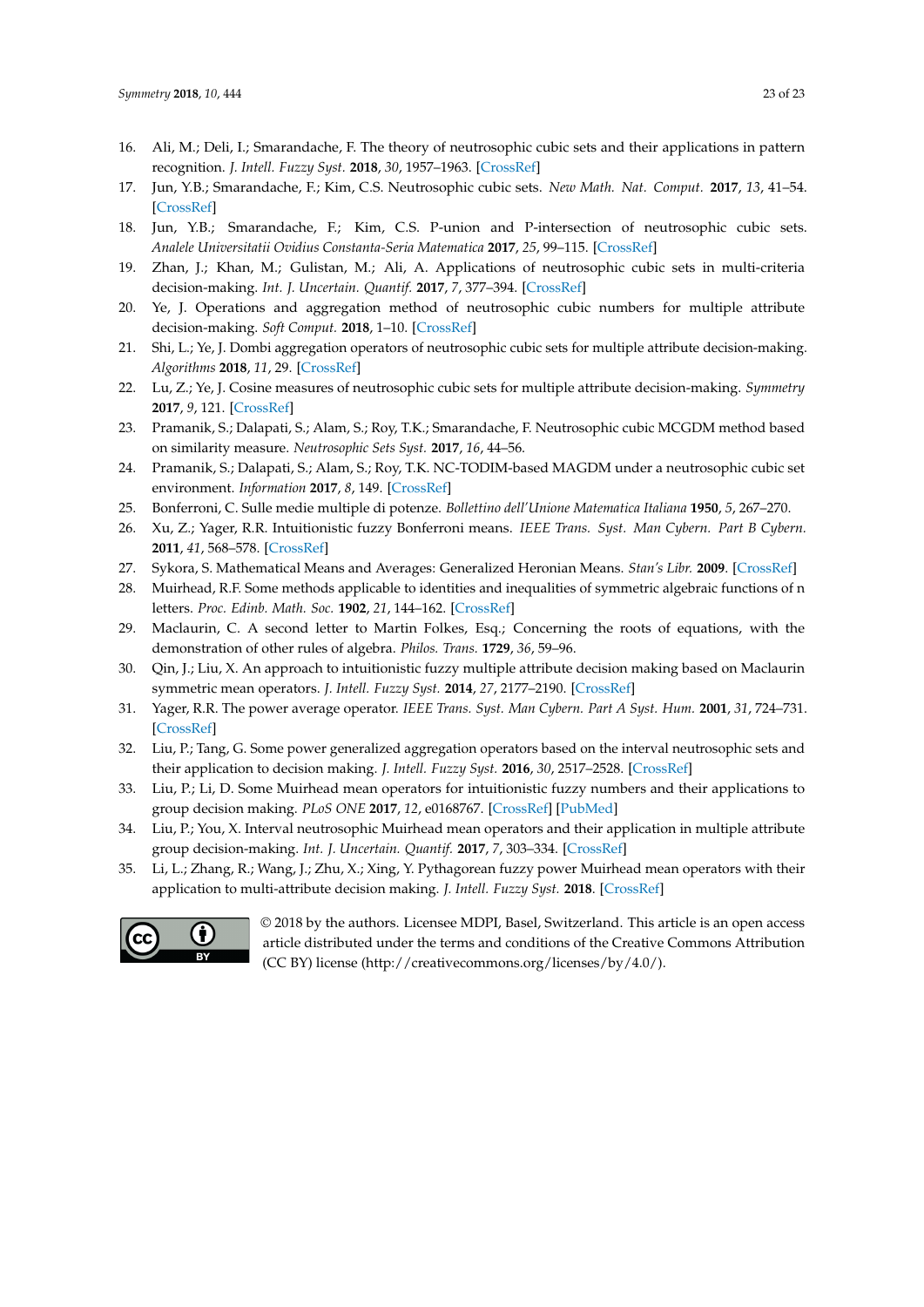16. Ali, M.; Deli, I.; Smarandache, F. The theory of neutrosophic cubic sets and their applications in pattern recognition. *J. Intell. Fuzzy Syst.* **2018**, *30*, 1957–1963. [CrossRef]
17. Jun, Y.B.; Smarandache, F.; Kim, C.S. Neutrosophic cubic sets. *New Math. Nat. Comput.* **2017**, *13*, 41–54. [CrossRef]
18. Jun, Y.B.; Smarandache, F.; Kim, C.S. P-union and P-intersection of neutrosophic cubic sets. *Analele Universitatii Ovidius Constanta-Seria Matematica* **2017**, *25*, 99–115. [CrossRef]
19. Zhan, J.; Khan, M.; Gulistan, M.; Ali, A. Applications of neutrosophic cubic sets in multi-criteria decision-making. *Int. J. Uncertain. Quantif.* **2017**, *7*, 377–394. [CrossRef]
20. Ye, J. Operations and aggregation method of neutrosophic cubic numbers for multiple attribute decision-making. *Soft Comput.* **2018**, 1–10. [CrossRef]
21. Shi, L.; Ye, J. Dombi aggregation operators of neutrosophic cubic sets for multiple attribute decision-making. *Algorithms* **2018**, *11*, 29. [CrossRef]
22. Lu, Z.; Ye, J. Cosine measures of neutrosophic cubic sets for multiple attribute decision-making. *Symmetry* **2017**, *9*, 121. [CrossRef]
23. Pramanik, S.; Dalapati, S.; Alam, S.; Roy, T.K.; Smarandache, F. Neutrosophic cubic MCGDM method based on similarity measure. *Neutrosophic Sets Syst.* **2017**, *16*, 44–56.
24. Pramanik, S.; Dalapati, S.; Alam, S.; Roy, T.K. NC-TODIM-based MAGDM under a neutrosophic cubic set environment. *Information* **2017**, *8*, 149. [CrossRef]
25. Bonferroni, C. Sulle medie multiple di potenze. *Bollettino dell'Unione Matematica Italiana* **1950**, *5*, 267–270.
26. Xu, Z.; Yager, R.R. Intuitionistic fuzzy Bonferroni means. *IEEE Trans. Syst. Man Cybern. Part B Cybern.* **2011**, *41*, 568–578. [CrossRef]
27. Sykora, S. Mathematical Means and Averages: Generalized Heronian Means. *Stan's Libr.* **2009**. [CrossRef]
28. Muirhead, R.F. Some methods applicable to identities and inequalities of symmetric algebraic functions of n letters. *Proc. Edinb. Math. Soc.* **1902**, *21*, 144–162. [CrossRef]
29. Maclaurin, C. A second letter to Martin Folkes, Esq.; Concerning the roots of equations, with the demonstration of other rules of algebra. *Philos. Trans.* **1729**, *36*, 59–96.
30. Qin, J.; Liu, X. An approach to intuitionistic fuzzy multiple attribute decision making based on Maclaurin symmetric mean operators. *J. Intell. Fuzzy Syst.* **2014**, *27*, 2177–2190. [CrossRef]
31. Yager, R.R. The power average operator. *IEEE Trans. Syst. Man Cybern. Part A Syst. Hum.* **2001**, *31*, 724–731. [CrossRef]
32. Liu, P.; Tang, G. Some power generalized aggregation operators based on the interval neutrosophic sets and their application to decision making. *J. Intell. Fuzzy Syst.* **2016**, *30*, 2517–2528. [CrossRef]
33. Liu, P.; Li, D. Some Muirhead mean operators for intuitionistic fuzzy numbers and their applications to group decision making. *PLoS ONE* **2017**, *12*, e0168767. [CrossRef] [PubMed]
34. Liu, P.; You, X. Interval neutrosophic Muirhead mean operators and their application in multiple attribute group decision-making. *Int. J. Uncertain. Quantif.* **2017**, *7*, 303–334. [CrossRef]
35. Li, L.; Zhang, R.; Wang, J.; Zhu, X.; Xing, Y. Pythagorean fuzzy power Muirhead mean operators with their application to multi-attribute decision making. *J. Intell. Fuzzy Syst.* **2018**. [CrossRef]

© 2018 by the authors. Licensee MDPI, Basel, Switzerland. This article is an open access article distributed under the terms and conditions of the Creative Commons Attribution (CC BY) license (http://creativecommons.org/licenses/by/4.0/).